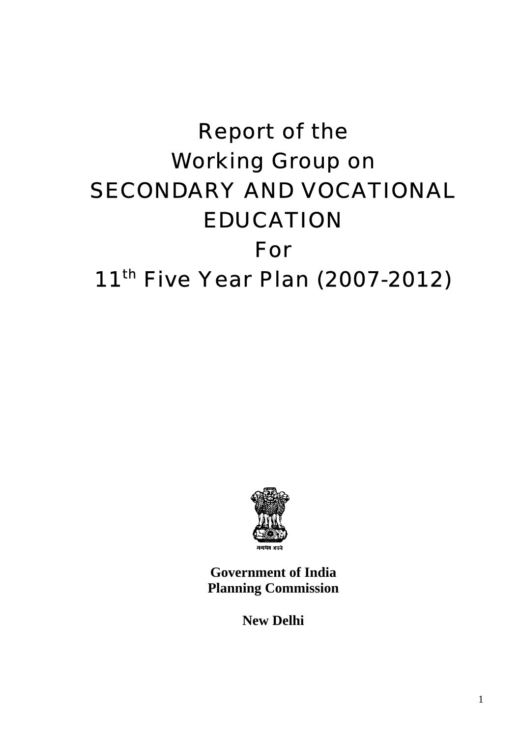# Report of the Working Group on SECONDARY AND VOCATIONAL EDUCATION For 11th Five Year Plan (2007-2012)

सत्यमेव जयते

**Government of India**
**Planning Commission**

**New Delhi**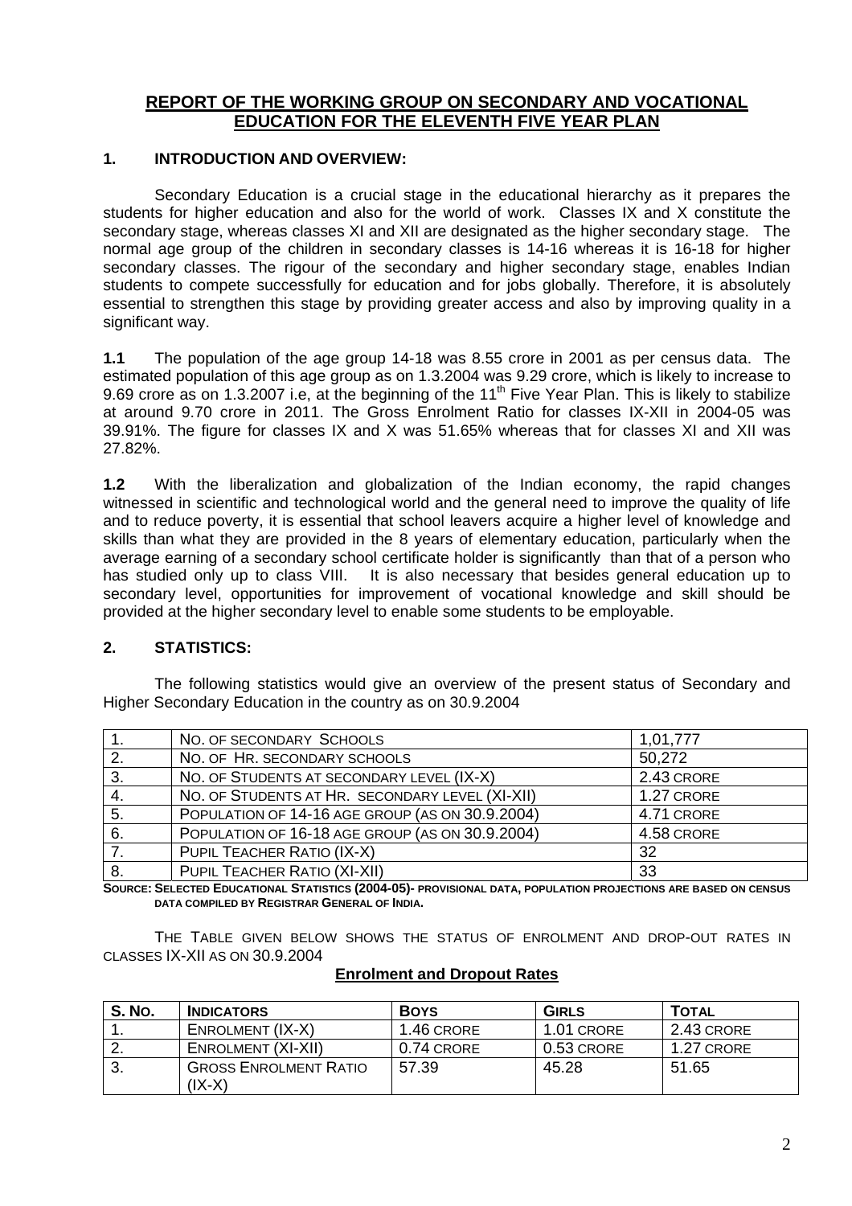## REPORT OF THE WORKING GROUP ON SECONDARY AND VOCATIONAL EDUCATION FOR THE ELEVENTH FIVE YEAR PLAN

### 1. INTRODUCTION AND OVERVIEW:

Secondary Education is a crucial stage in the educational hierarchy as it prepares the students for higher education and also for the world of work. Classes IX and X constitute the secondary stage, whereas classes XI and XII are designated as the higher secondary stage. The normal age group of the children in secondary classes is 14-16 whereas it is 16-18 for higher secondary classes. The rigour of the secondary and higher secondary stage, enables Indian students to compete successfully for education and for jobs globally. Therefore, it is absolutely essential to strengthen this stage by providing greater access and also by improving quality in a significant way.

**1.1** The population of the age group 14-18 was 8.55 crore in 2001 as per census data. The estimated population of this age group as on 1.3.2004 was 9.29 crore, which is likely to increase to 9.69 crore as on 1.3.2007 i.e, at the beginning of the 11th Five Year Plan. This is likely to stabilize at around 9.70 crore in 2011. The Gross Enrolment Ratio for classes IX-XII in 2004-05 was 39.91%. The figure for classes IX and X was 51.65% whereas that for classes XI and XII was 27.82%.

**1.2** With the liberalization and globalization of the Indian economy, the rapid changes witnessed in scientific and technological world and the general need to improve the quality of life and to reduce poverty, it is essential that school leavers acquire a higher level of knowledge and skills than what they are provided in the 8 years of elementary education, particularly when the average earning of a secondary school certificate holder is significantly than that of a person who has studied only up to class VIII. It is also necessary that besides general education up to secondary level, opportunities for improvement of vocational knowledge and skill should be provided at the higher secondary level to enable some students to be employable.

### 2. STATISTICS:

The following statistics would give an overview of the present status of Secondary and Higher Secondary Education in the country as on 30.9.2004

| | | |
|---|---|---|
| 1. | NO. OF SECONDARY SCHOOLS | 1,01,777 |
| 2. | NO. OF HR. SECONDARY SCHOOLS | 50,272 |
| 3. | NO. OF STUDENTS AT SECONDARY LEVEL (IX-X) | 2.43 CRORE |
| 4. | NO. OF STUDENTS AT HR. SECONDARY LEVEL (XI-XII) | 1.27 CRORE |
| 5. | POPULATION OF 14-16 AGE GROUP (AS ON 30.9.2004) | 4.71 CRORE |
| 6. | POPULATION OF 16-18 AGE GROUP (AS ON 30.9.2004) | 4.58 CRORE |
| 7. | PUPIL TEACHER RATIO (IX-X) | 32 |
| 8. | PUPIL TEACHER RATIO (XI-XII) | 33 |

**SOURCE: SELECTED EDUCATIONAL STATISTICS (2004-05)- PROVISIONAL DATA, POPULATION PROJECTIONS ARE BASED ON CENSUS DATA COMPILED BY REGISTRAR GENERAL OF INDIA.**

THE TABLE GIVEN BELOW SHOWS THE STATUS OF ENROLMENT AND DROP-OUT RATES IN CLASSES IX-XII AS ON 30.9.2004

**Enrolment and Dropout Rates**

| S. No. | INDICATORS | BOYS | GIRLS | TOTAL |
|---|---|---|---|---|
| 1. | ENROLMENT (IX-X) | 1.46 CRORE | 1.01 CRORE | 2.43 CRORE |
| 2. | ENROLMENT (XI-XII) | 0.74 CRORE | 0.53 CRORE | 1.27 CRORE |
| 3. | GROSS ENROLMENT RATIO (IX-X) | 57.39 | 45.28 | 51.65 |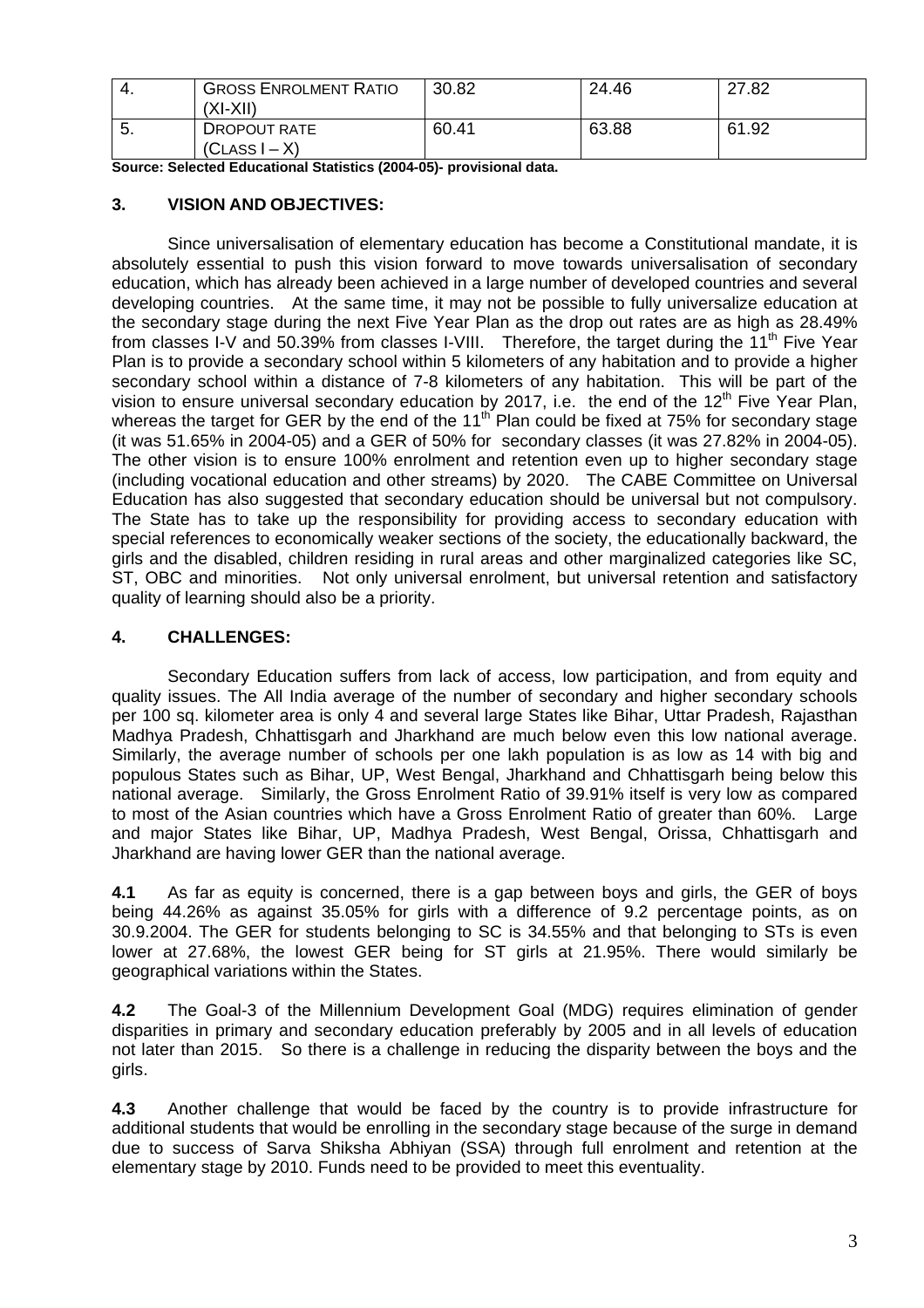| 4. | GROSS ENROLMENT RATIO (XI-XII) | 30.82 | 24.46 | 27.82 |
|---|---|---|---|---|
| 5. | DROPOUT RATE (CLASS I – X) | 60.41 | 63.88 | 61.92 |

**Source: Selected Educational Statistics (2004-05)- provisional data.**

## 3. VISION AND OBJECTIVES:

Since universalisation of elementary education has become a Constitutional mandate, it is absolutely essential to push this vision forward to move towards universalisation of secondary education, which has already been achieved in a large number of developed countries and several developing countries. At the same time, it may not be possible to fully universalize education at the secondary stage during the next Five Year Plan as the drop out rates are as high as 28.49% from classes I-V and 50.39% from classes I-VIII. Therefore, the target during the 11th Five Year Plan is to provide a secondary school within 5 kilometers of any habitation and to provide a higher secondary school within a distance of 7-8 kilometers of any habitation. This will be part of the vision to ensure universal secondary education by 2017, i.e. the end of the 12th Five Year Plan, whereas the target for GER by the end of the 11th Plan could be fixed at 75% for secondary stage (it was 51.65% in 2004-05) and a GER of 50% for secondary classes (it was 27.82% in 2004-05). The other vision is to ensure 100% enrolment and retention even up to higher secondary stage (including vocational education and other streams) by 2020. The CABE Committee on Universal Education has also suggested that secondary education should be universal but not compulsory. The State has to take up the responsibility for providing access to secondary education with special references to economically weaker sections of the society, the educationally backward, the girls and the disabled, children residing in rural areas and other marginalized categories like SC, ST, OBC and minorities. Not only universal enrolment, but universal retention and satisfactory quality of learning should also be a priority.

## 4. CHALLENGES:

Secondary Education suffers from lack of access, low participation, and from equity and quality issues. The All India average of the number of secondary and higher secondary schools per 100 sq. kilometer area is only 4 and several large States like Bihar, Uttar Pradesh, Rajasthan Madhya Pradesh, Chhattisgarh and Jharkhand are much below even this low national average. Similarly, the average number of schools per one lakh population is as low as 14 with big and populous States such as Bihar, UP, West Bengal, Jharkhand and Chhattisgarh being below this national average. Similarly, the Gross Enrolment Ratio of 39.91% itself is very low as compared to most of the Asian countries which have a Gross Enrolment Ratio of greater than 60%. Large and major States like Bihar, UP, Madhya Pradesh, West Bengal, Orissa, Chhattisgarh and Jharkhand are having lower GER than the national average.

**4.1** As far as equity is concerned, there is a gap between boys and girls, the GER of boys being 44.26% as against 35.05% for girls with a difference of 9.2 percentage points, as on 30.9.2004. The GER for students belonging to SC is 34.55% and that belonging to STs is even lower at 27.68%, the lowest GER being for ST girls at 21.95%. There would similarly be geographical variations within the States.

**4.2** The Goal-3 of the Millennium Development Goal (MDG) requires elimination of gender disparities in primary and secondary education preferably by 2005 and in all levels of education not later than 2015. So there is a challenge in reducing the disparity between the boys and the girls.

**4.3** Another challenge that would be faced by the country is to provide infrastructure for additional students that would be enrolling in the secondary stage because of the surge in demand due to success of Sarva Shiksha Abhiyan (SSA) through full enrolment and retention at the elementary stage by 2010. Funds need to be provided to meet this eventuality.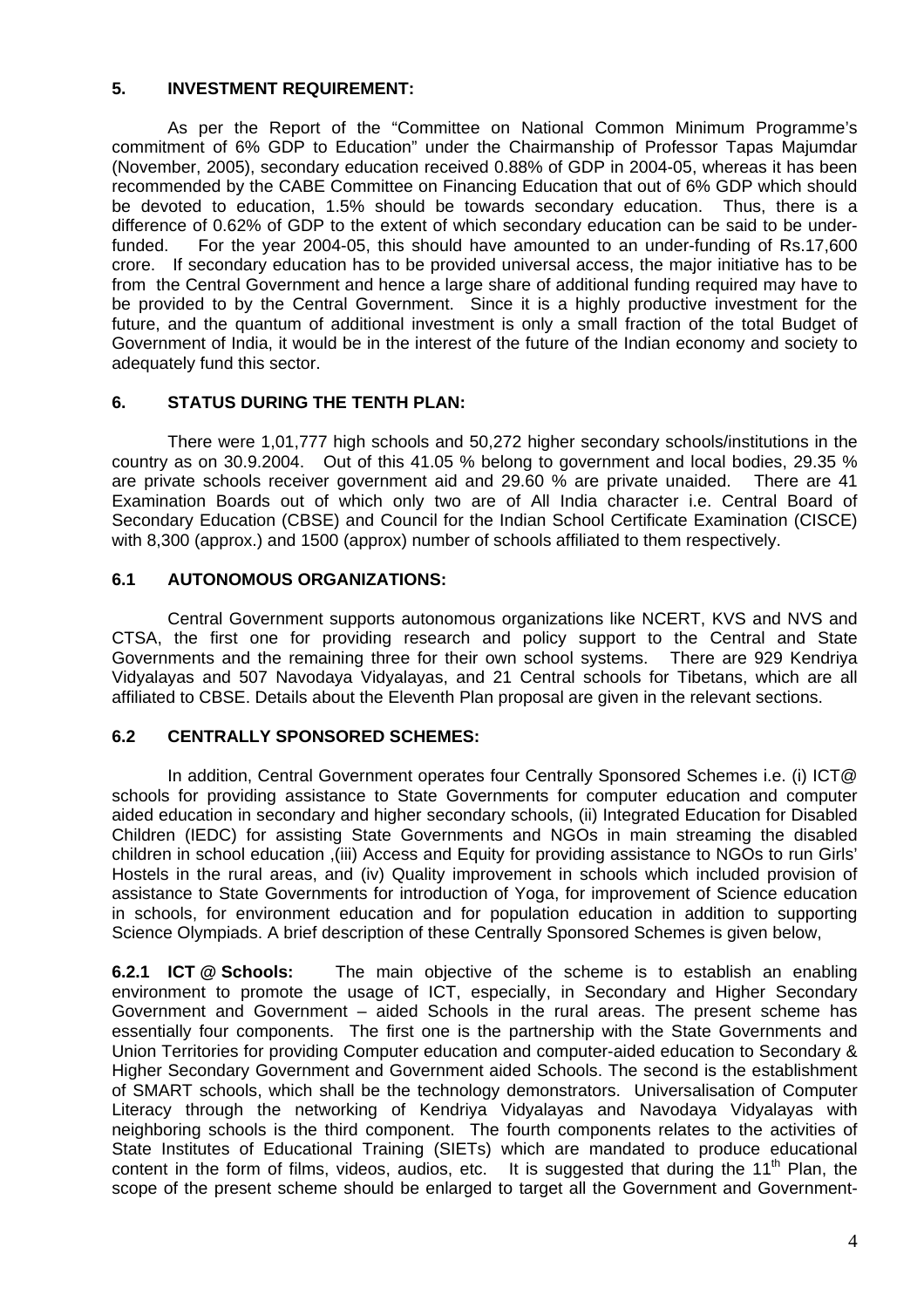## 5. INVESTMENT REQUIREMENT:

As per the Report of the "Committee on National Common Minimum Programme's commitment of 6% GDP to Education" under the Chairmanship of Professor Tapas Majumdar (November, 2005), secondary education received 0.88% of GDP in 2004-05, whereas it has been recommended by the CABE Committee on Financing Education that out of 6% GDP which should be devoted to education, 1.5% should be towards secondary education. Thus, there is a difference of 0.62% of GDP to the extent of which secondary education can be said to be under-funded. For the year 2004-05, this should have amounted to an under-funding of Rs.17,600 crore. If secondary education has to be provided universal access, the major initiative has to be from the Central Government and hence a large share of additional funding required may have to be provided to by the Central Government. Since it is a highly productive investment for the future, and the quantum of additional investment is only a small fraction of the total Budget of Government of India, it would be in the interest of the future of the Indian economy and society to adequately fund this sector.

## 6. STATUS DURING THE TENTH PLAN:

There were 1,01,777 high schools and 50,272 higher secondary schools/institutions in the country as on 30.9.2004. Out of this 41.05 % belong to government and local bodies, 29.35 % are private schools receiver government aid and 29.60 % are private unaided. There are 41 Examination Boards out of which only two are of All India character i.e. Central Board of Secondary Education (CBSE) and Council for the Indian School Certificate Examination (CISCE) with 8,300 (approx.) and 1500 (approx) number of schools affiliated to them respectively.

### 6.1 AUTONOMOUS ORGANIZATIONS:

Central Government supports autonomous organizations like NCERT, KVS and NVS and CTSA, the first one for providing research and policy support to the Central and State Governments and the remaining three for their own school systems. There are 929 Kendriya Vidyalayas and 507 Navodaya Vidyalayas, and 21 Central schools for Tibetans, which are all affiliated to CBSE. Details about the Eleventh Plan proposal are given in the relevant sections.

### 6.2 CENTRALLY SPONSORED SCHEMES:

In addition, Central Government operates four Centrally Sponsored Schemes i.e. (i) ICT@ schools for providing assistance to State Governments for computer education and computer aided education in secondary and higher secondary schools, (ii) Integrated Education for Disabled Children (IEDC) for assisting State Governments and NGOs in main streaming the disabled children in school education ,(iii) Access and Equity for providing assistance to NGOs to run Girls' Hostels in the rural areas, and (iv) Quality improvement in schools which included provision of assistance to State Governments for introduction of Yoga, for improvement of Science education in schools, for environment education and for population education in addition to supporting Science Olympiads. A brief description of these Centrally Sponsored Schemes is given below,

**6.2.1 ICT @ Schools:** The main objective of the scheme is to establish an enabling environment to promote the usage of ICT, especially, in Secondary and Higher Secondary Government and Government – aided Schools in the rural areas. The present scheme has essentially four components. The first one is the partnership with the State Governments and Union Territories for providing Computer education and computer-aided education to Secondary & Higher Secondary Government and Government aided Schools. The second is the establishment of SMART schools, which shall be the technology demonstrators. Universalisation of Computer Literacy through the networking of Kendriya Vidyalayas and Navodaya Vidyalayas with neighboring schools is the third component. The fourth components relates to the activities of State Institutes of Educational Training (SIETs) which are mandated to produce educational content in the form of films, videos, audios, etc. It is suggested that during the 11th Plan, the scope of the present scheme should be enlarged to target all the Government and Government-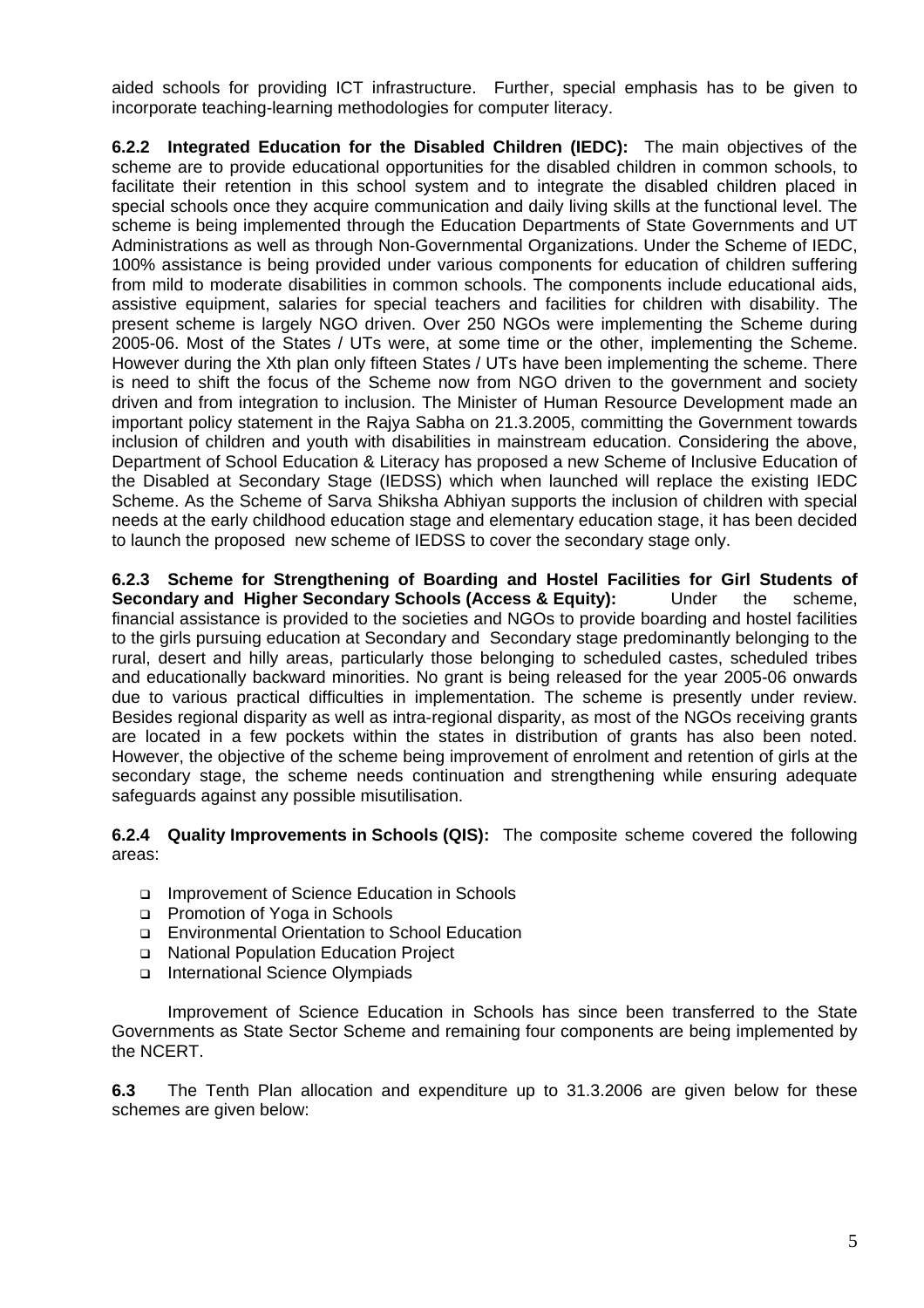aided schools for providing ICT infrastructure. Further, special emphasis has to be given to incorporate teaching-learning methodologies for computer literacy.

**6.2.2 Integrated Education for the Disabled Children (IEDC):** The main objectives of the scheme are to provide educational opportunities for the disabled children in common schools, to facilitate their retention in this school system and to integrate the disabled children placed in special schools once they acquire communication and daily living skills at the functional level. The scheme is being implemented through the Education Departments of State Governments and UT Administrations as well as through Non-Governmental Organizations. Under the Scheme of IEDC, 100% assistance is being provided under various components for education of children suffering from mild to moderate disabilities in common schools. The components include educational aids, assistive equipment, salaries for special teachers and facilities for children with disability. The present scheme is largely NGO driven. Over 250 NGOs were implementing the Scheme during 2005-06. Most of the States / UTs were, at some time or the other, implementing the Scheme. However during the Xth plan only fifteen States / UTs have been implementing the scheme. There is need to shift the focus of the Scheme now from NGO driven to the government and society driven and from integration to inclusion. The Minister of Human Resource Development made an important policy statement in the Rajya Sabha on 21.3.2005, committing the Government towards inclusion of children and youth with disabilities in mainstream education. Considering the above, Department of School Education & Literacy has proposed a new Scheme of Inclusive Education of the Disabled at Secondary Stage (IEDSS) which when launched will replace the existing IEDC Scheme. As the Scheme of Sarva Shiksha Abhiyan supports the inclusion of children with special needs at the early childhood education stage and elementary education stage, it has been decided to launch the proposed new scheme of IEDSS to cover the secondary stage only.

**6.2.3 Scheme for Strengthening of Boarding and Hostel Facilities for Girl Students of Secondary and Higher Secondary Schools (Access & Equity):** Under the scheme, financial assistance is provided to the societies and NGOs to provide boarding and hostel facilities to the girls pursuing education at Secondary and Secondary stage predominantly belonging to the rural, desert and hilly areas, particularly those belonging to scheduled castes, scheduled tribes and educationally backward minorities. No grant is being released for the year 2005-06 onwards due to various practical difficulties in implementation. The scheme is presently under review. Besides regional disparity as well as intra-regional disparity, as most of the NGOs receiving grants are located in a few pockets within the states in distribution of grants has also been noted. However, the objective of the scheme being improvement of enrolment and retention of girls at the secondary stage, the scheme needs continuation and strengthening while ensuring adequate safeguards against any possible misutilisation.

**6.2.4 Quality Improvements in Schools (QIS):** The composite scheme covered the following areas:

- Improvement of Science Education in Schools
- Promotion of Yoga in Schools
- Environmental Orientation to School Education
- National Population Education Project
- International Science Olympiads

Improvement of Science Education in Schools has since been transferred to the State Governments as State Sector Scheme and remaining four components are being implemented by the NCERT.

**6.3** The Tenth Plan allocation and expenditure up to 31.3.2006 are given below for these schemes are given below: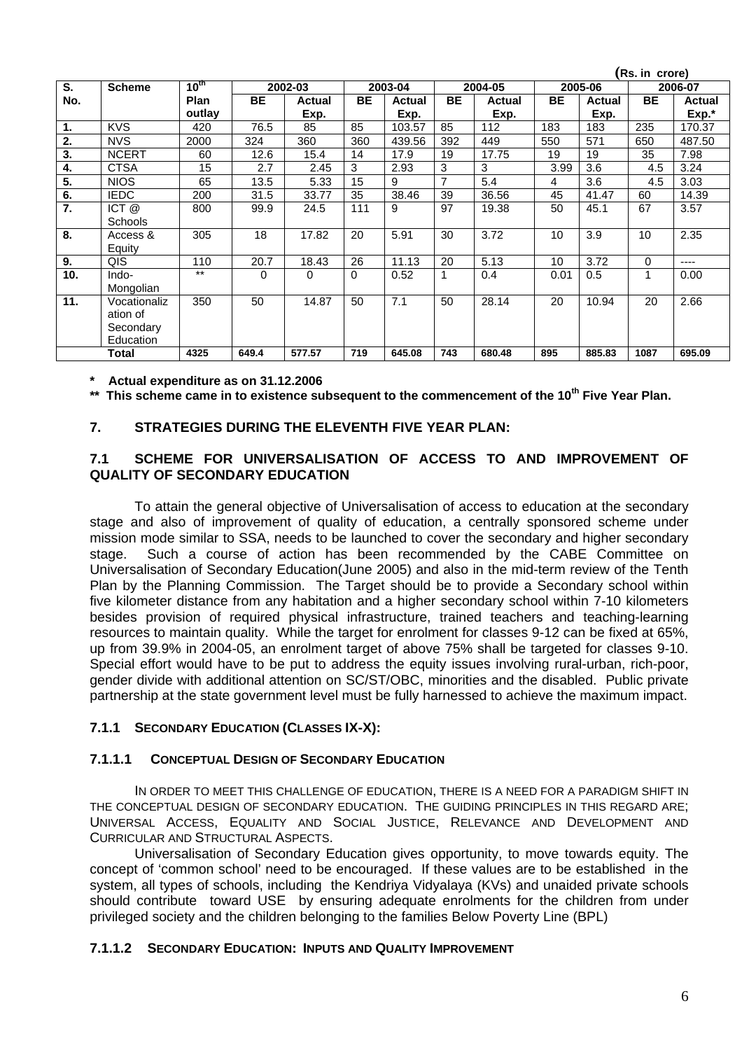(Rs. in crore)

| S. No. | Scheme | 10th Plan outlay | 2002-03 | | 2003-04 | | 2004-05 | | 2005-06 | | 2006-07 | |
|---|---|---|---|---|---|---|---|---|---|---|---|---|
| | | | BE | Actual Exp. | BE | Actual Exp. | BE | Actual Exp. | BE | Actual Exp. | BE | Actual Exp.* |
| 1. | KVS | 420 | 76.5 | 85 | 85 | 103.57 | 85 | 112 | 183 | 183 | 235 | 170.37 |
| 2. | NVS | 2000 | 324 | 360 | 360 | 439.56 | 392 | 449 | 550 | 571 | 650 | 487.50 |
| 3. | NCERT | 60 | 12.6 | 15.4 | 14 | 17.9 | 19 | 17.75 | 19 | 19 | 35 | 7.98 |
| 4. | CTSA | 15 | 2.7 | 2.45 | 3 | 2.93 | 3 | 3 | 3.99 | 3.6 | 4.5 | 3.24 |
| 5. | NIOS | 65 | 13.5 | 5.33 | 15 | 9 | 7 | 5.4 | 4 | 3.6 | 4.5 | 3.03 |
| 6. | IEDC | 200 | 31.5 | 33.77 | 35 | 38.46 | 39 | 36.56 | 45 | 41.47 | 60 | 14.39 |
| 7. | ICT @ Schools | 800 | 99.9 | 24.5 | 111 | 9 | 97 | 19.38 | 50 | 45.1 | 67 | 3.57 |
| 8. | Access & Equity | 305 | 18 | 17.82 | 20 | 5.91 | 30 | 3.72 | 10 | 3.9 | 10 | 2.35 |
| 9. | QIS | 110 | 20.7 | 18.43 | 26 | 11.13 | 20 | 5.13 | 10 | 3.72 | 0 | ---- |
| 10. | Indo-Mongolian | ** | 0 | 0 | 0 | 0.52 | 1 | 0.4 | 0.01 | 0.5 | 1 | 0.00 |
| 11. | Vocationalization of Secondary Education | 350 | 50 | 14.87 | 50 | 7.1 | 50 | 28.14 | 20 | 10.94 | 20 | 2.66 |
| | **Total** | **4325** | **649.4** | **577.57** | **719** | **645.08** | **743** | **680.48** | **895** | **885.83** | **1087** | **695.09** |

**\* Actual expenditure as on 31.12.2006**

**\*\* This scheme came in to existence subsequent to the commencement of the 10th Five Year Plan.**

## 7. STRATEGIES DURING THE ELEVENTH FIVE YEAR PLAN:

### 7.1 SCHEME FOR UNIVERSALISATION OF ACCESS TO AND IMPROVEMENT OF QUALITY OF SECONDARY EDUCATION

To attain the general objective of Universalisation of access to education at the secondary stage and also of improvement of quality of education, a centrally sponsored scheme under mission mode similar to SSA, needs to be launched to cover the secondary and higher secondary stage. Such a course of action has been recommended by the CABE Committee on Universalisation of Secondary Education(June 2005) and also in the mid-term review of the Tenth Plan by the Planning Commission. The Target should be to provide a Secondary school within five kilometer distance from any habitation and a higher secondary school within 7-10 kilometers besides provision of required physical infrastructure, trained teachers and teaching-learning resources to maintain quality. While the target for enrolment for classes 9-12 can be fixed at 65%, up from 39.9% in 2004-05, an enrolment target of above 75% shall be targeted for classes 9-10. Special effort would have to be put to address the equity issues involving rural-urban, rich-poor, gender divide with additional attention on SC/ST/OBC, minorities and the disabled. Public private partnership at the state government level must be fully harnessed to achieve the maximum impact.

#### 7.1.1 SECONDARY EDUCATION (CLASSES IX-X):

##### 7.1.1.1 CONCEPTUAL DESIGN OF SECONDARY EDUCATION

IN ORDER TO MEET THIS CHALLENGE OF EDUCATION, THERE IS A NEED FOR A PARADIGM SHIFT IN THE CONCEPTUAL DESIGN OF SECONDARY EDUCATION. THE GUIDING PRINCIPLES IN THIS REGARD ARE; UNIVERSAL ACCESS, EQUALITY AND SOCIAL JUSTICE, RELEVANCE AND DEVELOPMENT AND CURRICULAR AND STRUCTURAL ASPECTS.

Universalisation of Secondary Education gives opportunity, to move towards equity. The concept of 'common school' need to be encouraged. If these values are to be established in the system, all types of schools, including the Kendriya Vidyalaya (KVs) and unaided private schools should contribute toward USE by ensuring adequate enrolments for the children from under privileged society and the children belonging to the families Below Poverty Line (BPL)

##### 7.1.1.2 SECONDARY EDUCATION: INPUTS AND QUALITY IMPROVEMENT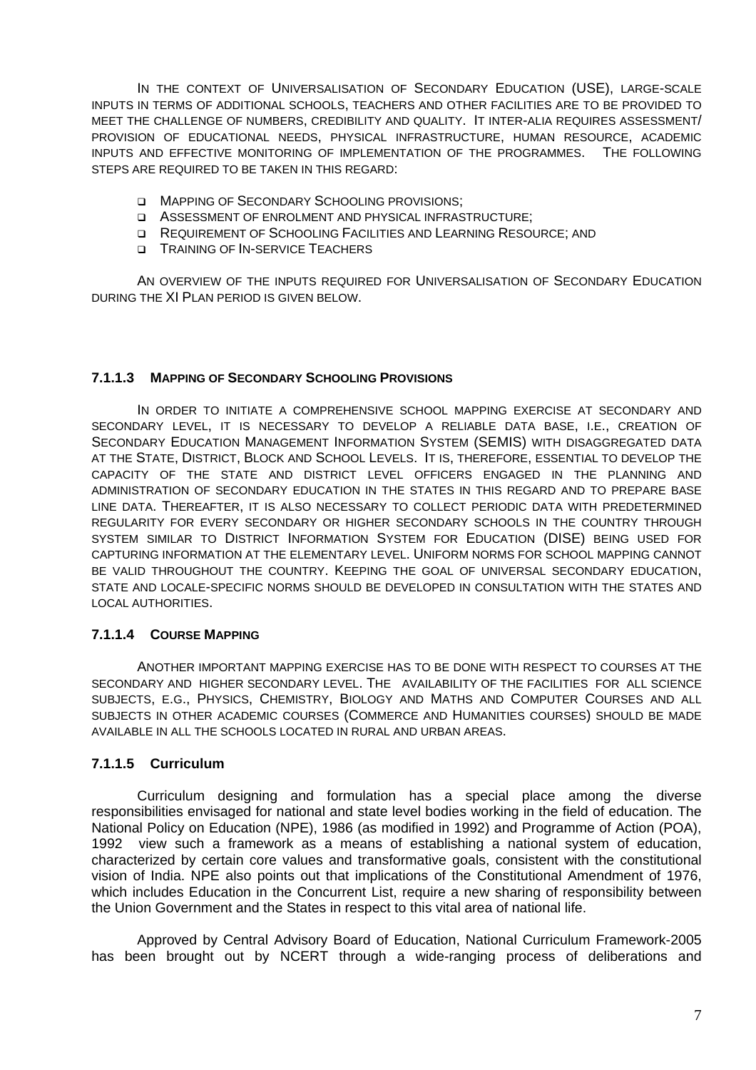In the context of Universalisation of Secondary Education (USE), large-scale inputs in terms of additional schools, teachers and other facilities are to be provided to meet the challenge of numbers, credibility and quality. It inter-alia requires assessment/ provision of educational needs, physical infrastructure, human resource, academic inputs and effective monitoring of implementation of the programmes. The following steps are required to be taken in this regard:

- Mapping of Secondary Schooling provisions;
- Assessment of enrolment and physical infrastructure;
- Requirement of Schooling Facilities and Learning Resource; and
- Training of In-service Teachers

An overview of the inputs required for Universalisation of Secondary Education during the XI Plan period is given below.

#### 7.1.1.3 Mapping of Secondary Schooling Provisions

In order to initiate a comprehensive school mapping exercise at secondary and secondary level, it is necessary to develop a reliable data base, i.e., creation of Secondary Education Management Information System (SEMIS) with disaggregated data at the State, District, Block and School Levels. It is, therefore, essential to develop the capacity of the state and district level officers engaged in the planning and administration of secondary education in the states in this regard and to prepare base line data. Thereafter, it is also necessary to collect periodic data with predetermined regularity for every secondary or higher secondary schools in the country through system similar to District Information System for Education (DISE) being used for capturing information at the elementary level. Uniform norms for school mapping cannot be valid throughout the country. Keeping the goal of universal secondary education, state and locale-specific norms should be developed in consultation with the states and local authorities.

#### 7.1.1.4 Course Mapping

Another important mapping exercise has to be done with respect to courses at the secondary and higher secondary level. The availability of the facilities for all science subjects, e.g., Physics, Chemistry, Biology and Maths and Computer Courses and all subjects in other academic courses (Commerce and Humanities courses) should be made available in all the schools located in rural and urban areas.

#### 7.1.1.5 Curriculum

Curriculum designing and formulation has a special place among the diverse responsibilities envisaged for national and state level bodies working in the field of education. The National Policy on Education (NPE), 1986 (as modified in 1992) and Programme of Action (POA), 1992 view such a framework as a means of establishing a national system of education, characterized by certain core values and transformative goals, consistent with the constitutional vision of India. NPE also points out that implications of the Constitutional Amendment of 1976, which includes Education in the Concurrent List, require a new sharing of responsibility between the Union Government and the States in respect to this vital area of national life.

Approved by Central Advisory Board of Education, National Curriculum Framework-2005 has been brought out by NCERT through a wide-ranging process of deliberations and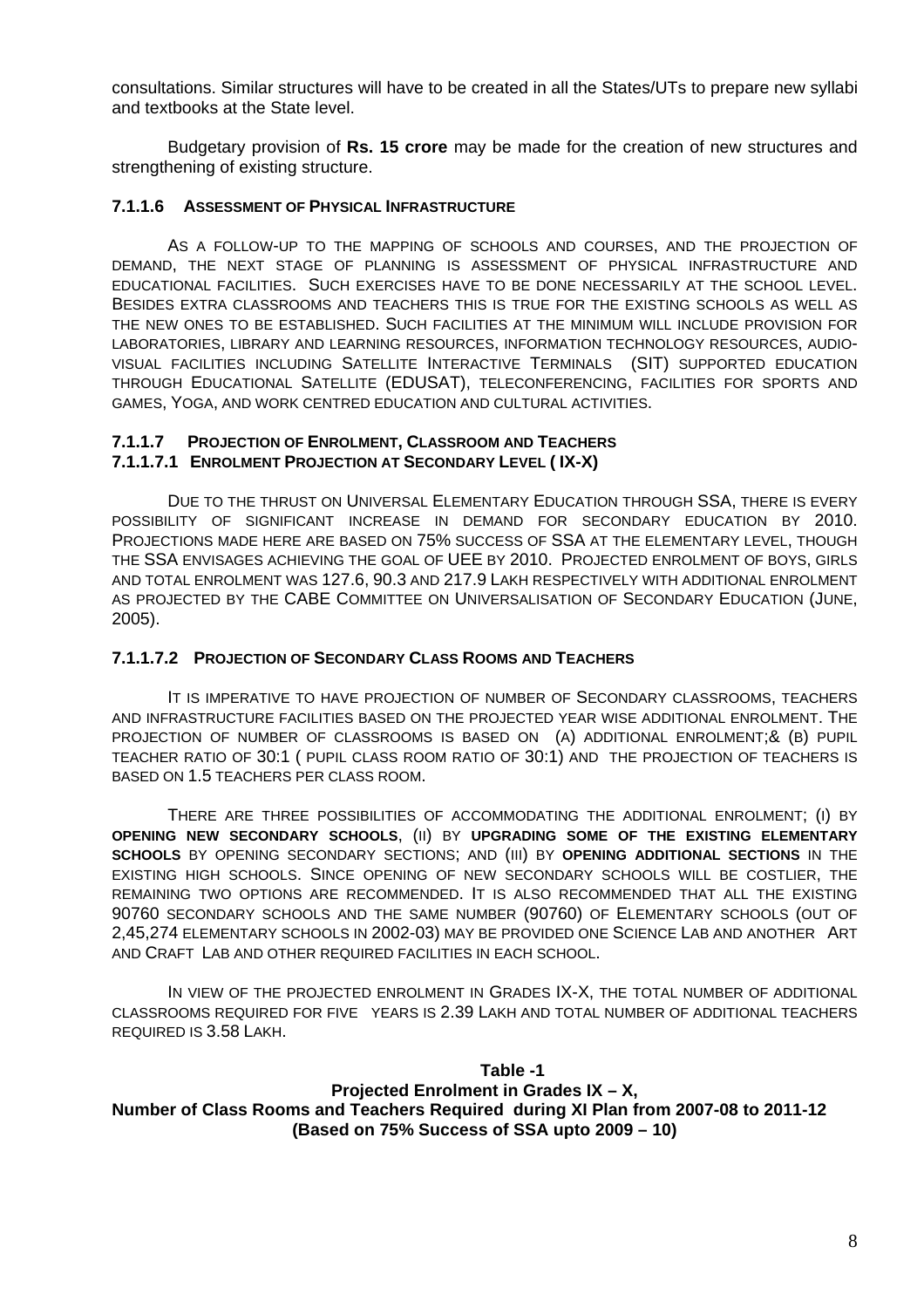consultations. Similar structures will have to be created in all the States/UTs to prepare new syllabi and textbooks at the State level.

Budgetary provision of **Rs. 15 crore** may be made for the creation of new structures and strengthening of existing structure.

#### 7.1.1.6 ASSESSMENT OF PHYSICAL INFRASTRUCTURE

AS A FOLLOW-UP TO THE MAPPING OF SCHOOLS AND COURSES, AND THE PROJECTION OF DEMAND, THE NEXT STAGE OF PLANNING IS ASSESSMENT OF PHYSICAL INFRASTRUCTURE AND EDUCATIONAL FACILITIES. SUCH EXERCISES HAVE TO BE DONE NECESSARILY AT THE SCHOOL LEVEL. BESIDES EXTRA CLASSROOMS AND TEACHERS THIS IS TRUE FOR THE EXISTING SCHOOLS AS WELL AS THE NEW ONES TO BE ESTABLISHED. SUCH FACILITIES AT THE MINIMUM WILL INCLUDE PROVISION FOR LABORATORIES, LIBRARY AND LEARNING RESOURCES, INFORMATION TECHNOLOGY RESOURCES, AUDIO-VISUAL FACILITIES INCLUDING SATELLITE INTERACTIVE TERMINALS (SIT) SUPPORTED EDUCATION THROUGH EDUCATIONAL SATELLITE (EDUSAT), TELECONFERENCING, FACILITIES FOR SPORTS AND GAMES, YOGA, AND WORK CENTRED EDUCATION AND CULTURAL ACTIVITIES.

#### 7.1.1.7 PROJECTION OF ENROLMENT, CLASSROOM AND TEACHERS

#### 7.1.1.7.1 ENROLMENT PROJECTION AT SECONDARY LEVEL ( IX-X)

DUE TO THE THRUST ON UNIVERSAL ELEMENTARY EDUCATION THROUGH SSA, THERE IS EVERY POSSIBILITY OF SIGNIFICANT INCREASE IN DEMAND FOR SECONDARY EDUCATION BY 2010. PROJECTIONS MADE HERE ARE BASED ON 75% SUCCESS OF SSA AT THE ELEMENTARY LEVEL, THOUGH THE SSA ENVISAGES ACHIEVING THE GOAL OF UEE BY 2010. PROJECTED ENROLMENT OF BOYS, GIRLS AND TOTAL ENROLMENT WAS 127.6, 90.3 AND 217.9 LAKH RESPECTIVELY WITH ADDITIONAL ENROLMENT AS PROJECTED BY THE CABE COMMITTEE ON UNIVERSALISATION OF SECONDARY EDUCATION (JUNE, 2005).

#### 7.1.1.7.2 PROJECTION OF SECONDARY CLASS ROOMS AND TEACHERS

IT IS IMPERATIVE TO HAVE PROJECTION OF NUMBER OF SECONDARY CLASSROOMS, TEACHERS AND INFRASTRUCTURE FACILITIES BASED ON THE PROJECTED YEAR WISE ADDITIONAL ENROLMENT. THE PROJECTION OF NUMBER OF CLASSROOMS IS BASED ON (A) ADDITIONAL ENROLMENT;& (B) PUPIL TEACHER RATIO OF 30:1 ( PUPIL CLASS ROOM RATIO OF 30:1) AND THE PROJECTION OF TEACHERS IS BASED ON 1.5 TEACHERS PER CLASS ROOM.

THERE ARE THREE POSSIBILITIES OF ACCOMMODATING THE ADDITIONAL ENROLMENT; (I) BY **OPENING NEW SECONDARY SCHOOLS**, (II) BY **UPGRADING SOME OF THE EXISTING ELEMENTARY SCHOOLS** BY OPENING SECONDARY SECTIONS; AND (III) BY **OPENING ADDITIONAL SECTIONS** IN THE EXISTING HIGH SCHOOLS. SINCE OPENING OF NEW SECONDARY SCHOOLS WILL BE COSTLIER, THE REMAINING TWO OPTIONS ARE RECOMMENDED. IT IS ALSO RECOMMENDED THAT ALL THE EXISTING 90760 SECONDARY SCHOOLS AND THE SAME NUMBER (90760) OF ELEMENTARY SCHOOLS (OUT OF 2,45,274 ELEMENTARY SCHOOLS IN 2002-03) MAY BE PROVIDED ONE SCIENCE LAB AND ANOTHER ART AND CRAFT LAB AND OTHER REQUIRED FACILITIES IN EACH SCHOOL.

IN VIEW OF THE PROJECTED ENROLMENT IN GRADES IX-X, THE TOTAL NUMBER OF ADDITIONAL CLASSROOMS REQUIRED FOR FIVE YEARS IS 2.39 LAKH AND TOTAL NUMBER OF ADDITIONAL TEACHERS REQUIRED IS 3.58 LAKH.

**Table -1**
**Projected Enrolment in Grades IX – X,**
**Number of Class Rooms and Teachers Required during XI Plan from 2007-08 to 2011-12**
**(Based on 75% Success of SSA upto 2009 – 10)**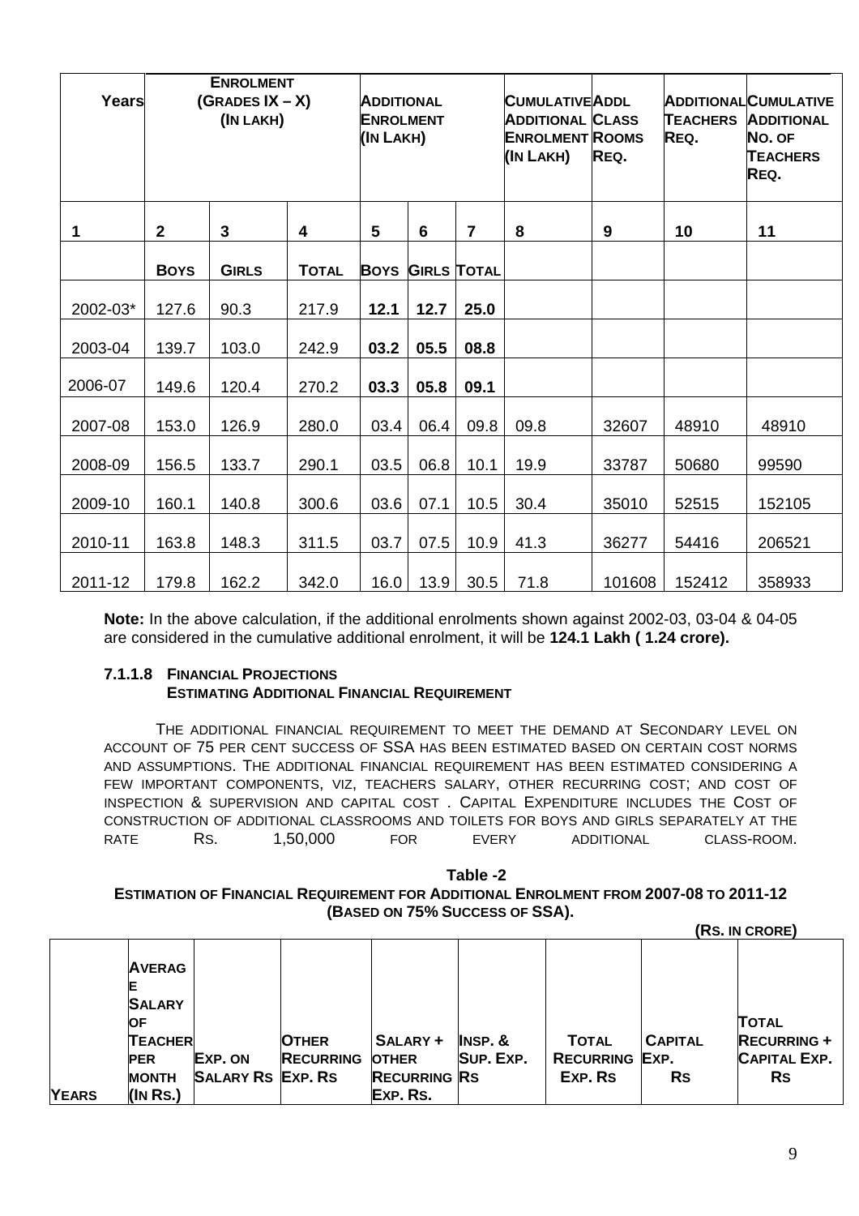| Years | Enrolment (Grades IX – X) (In Lakh) | | | Additional Enrolment (In Lakh) | | | Cumulative Additional Enrolment (In Lakh) | Addl Class Rooms Req. | Additional Teachers Req. | Cumulative Additional No. of Teachers Req. |
|---|---|---|---|---|---|---|---|---|---|---|
| 1 | 2 | 3 | 4 | 5 | 6 | 7 | 8 | 9 | 10 | 11 |
| | **Boys** | **Girls** | **Total** | **Boys** | **Girls** | **Total** | | | | |
| 2002-03* | 127.6 | 90.3 | 217.9 | **12.1** | **12.7** | **25.0** | | | | |
| 2003-04 | 139.7 | 103.0 | 242.9 | **03.2** | **05.5** | **08.8** | | | | |
| 2006-07 | 149.6 | 120.4 | 270.2 | **03.3** | **05.8** | **09.1** | | | | |
| 2007-08 | 153.0 | 126.9 | 280.0 | 03.4 | 06.4 | 09.8 | 09.8 | 32607 | 48910 | 48910 |
| 2008-09 | 156.5 | 133.7 | 290.1 | 03.5 | 06.8 | 10.1 | 19.9 | 33787 | 50680 | 99590 |
| 2009-10 | 160.1 | 140.8 | 300.6 | 03.6 | 07.1 | 10.5 | 30.4 | 35010 | 52515 | 152105 |
| 2010-11 | 163.8 | 148.3 | 311.5 | 03.7 | 07.5 | 10.9 | 41.3 | 36277 | 54416 | 206521 |
| 2011-12 | 179.8 | 162.2 | 342.0 | 16.0 | 13.9 | 30.5 | 71.8 | 101608 | 152412 | 358933 |

**Note:** In the above calculation, if the additional enrolments shown against 2002-03, 03-04 & 04-05 are considered in the cumulative additional enrolment, it will be **124.1 Lakh ( 1.24 crore).**

#### 7.1.1.8 Financial Projections
**Estimating Additional Financial Requirement**

The additional financial requirement to meet the demand at Secondary level on account of 75 per cent success of SSA has been estimated based on certain cost norms and assumptions. The additional financial requirement has been estimated considering a few important components, viz, teachers salary, other recurring cost; and cost of inspection & supervision and capital cost . Capital Expenditure includes the Cost of construction of additional classrooms and toilets for boys and girls separately at the rate Rs. 1,50,000 for every additional class-room.

**Table -2**
**Estimation of Financial Requirement for Additional Enrolment from 2007-08 to 2011-12 (Based on 75% Success of SSA).**

**(Rs. in crore)**

| Years | Average Salary of Teacher per Month (In Rs.) | Exp. on Salary Rs | Other Recurring Exp. Rs | Salary + Other Recurring Exp. Rs. | Insp. & Sup. Exp. Rs | Total Recurring Exp. Rs | Capital Exp. Rs | Total Recurring + Capital Exp. Rs |
|---|---|---|---|---|---|---|---|---|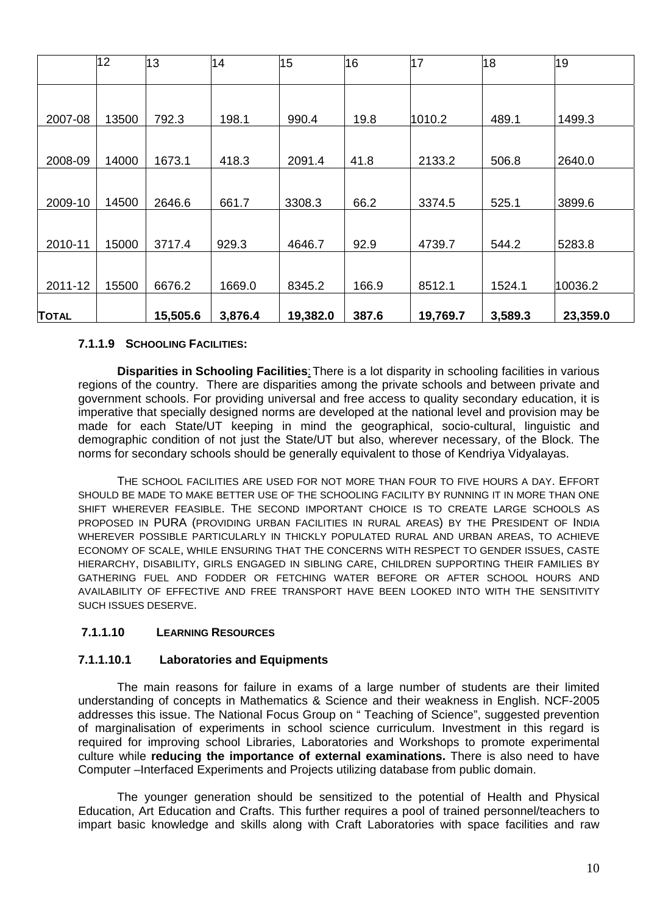| | 12 | 13 | 14 | 15 | 16 | 17 | 18 | 19 |
|---|---|---|---|---|---|---|---|---|
| 2007-08 | 13500 | 792.3 | 198.1 | 990.4 | 19.8 | 1010.2 | 489.1 | 1499.3 |
| 2008-09 | 14000 | 1673.1 | 418.3 | 2091.4 | 41.8 | 2133.2 | 506.8 | 2640.0 |
| 2009-10 | 14500 | 2646.6 | 661.7 | 3308.3 | 66.2 | 3374.5 | 525.1 | 3899.6 |
| 2010-11 | 15000 | 3717.4 | 929.3 | 4646.7 | 92.9 | 4739.7 | 544.2 | 5283.8 |
| 2011-12 | 15500 | 6676.2 | 1669.0 | 8345.2 | 166.9 | 8512.1 | 1524.1 | 10036.2 |
| **TOTAL** | | **15,505.6** | **3,876.4** | **19,382.0** | **387.6** | **19,769.7** | **3,589.3** | **23,359.0** |

#### 7.1.1.9 SCHOOLING FACILITIES:

**Disparities in Schooling Facilities**: There is a lot disparity in schooling facilities in various regions of the country. There are disparities among the private schools and between private and government schools. For providing universal and free access to quality secondary education, it is imperative that specially designed norms are developed at the national level and provision may be made for each State/UT keeping in mind the geographical, socio-cultural, linguistic and demographic condition of not just the State/UT but also, wherever necessary, of the Block. The norms for secondary schools should be generally equivalent to those of Kendriya Vidyalayas.

THE SCHOOL FACILITIES ARE USED FOR NOT MORE THAN FOUR TO FIVE HOURS A DAY. EFFORT SHOULD BE MADE TO MAKE BETTER USE OF THE SCHOOLING FACILITY BY RUNNING IT IN MORE THAN ONE SHIFT WHEREVER FEASIBLE. THE SECOND IMPORTANT CHOICE IS TO CREATE LARGE SCHOOLS AS PROPOSED IN PURA (PROVIDING URBAN FACILITIES IN RURAL AREAS) BY THE PRESIDENT OF INDIA WHEREVER POSSIBLE PARTICULARLY IN THICKLY POPULATED RURAL AND URBAN AREAS, TO ACHIEVE ECONOMY OF SCALE, WHILE ENSURING THAT THE CONCERNS WITH RESPECT TO GENDER ISSUES, CASTE HIERARCHY, DISABILITY, GIRLS ENGAGED IN SIBLING CARE, CHILDREN SUPPORTING THEIR FAMILIES BY GATHERING FUEL AND FODDER OR FETCHING WATER BEFORE OR AFTER SCHOOL HOURS AND AVAILABILITY OF EFFECTIVE AND FREE TRANSPORT HAVE BEEN LOOKED INTO WITH THE SENSITIVITY SUCH ISSUES DESERVE.

#### 7.1.1.10 LEARNING RESOURCES

#### 7.1.1.10.1 Laboratories and Equipments

The main reasons for failure in exams of a large number of students are their limited understanding of concepts in Mathematics & Science and their weakness in English. NCF-2005 addresses this issue. The National Focus Group on " Teaching of Science", suggested prevention of marginalisation of experiments in school science curriculum. Investment in this regard is required for improving school Libraries, Laboratories and Workshops to promote experimental culture while **reducing the importance of external examinations.** There is also need to have Computer –Interfaced Experiments and Projects utilizing database from public domain.

The younger generation should be sensitized to the potential of Health and Physical Education, Art Education and Crafts. This further requires a pool of trained personnel/teachers to impart basic knowledge and skills along with Craft Laboratories with space facilities and raw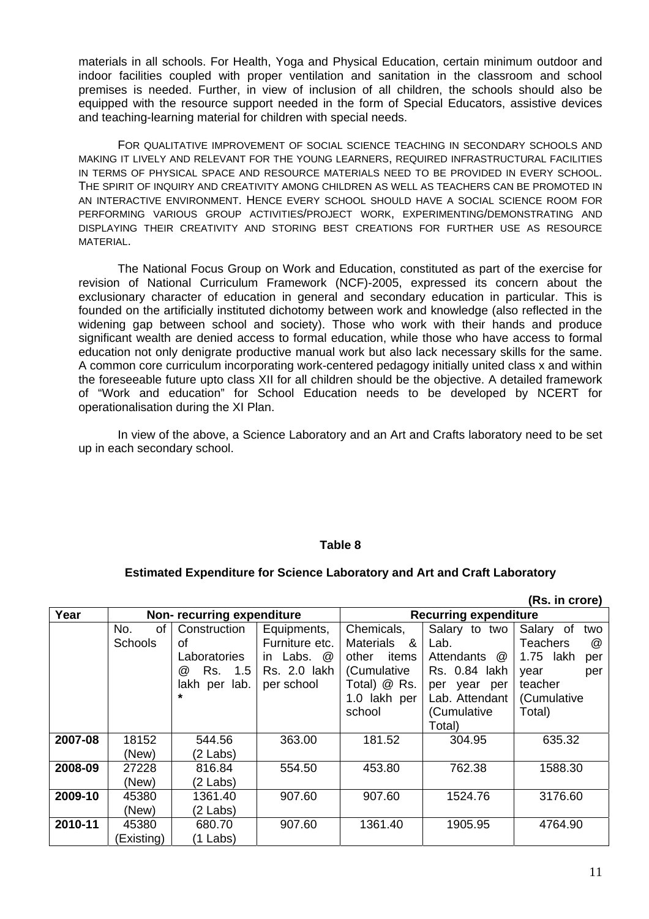materials in all schools. For Health, Yoga and Physical Education, certain minimum outdoor and indoor facilities coupled with proper ventilation and sanitation in the classroom and school premises is needed. Further, in view of inclusion of all children, the schools should also be equipped with the resource support needed in the form of Special Educators, assistive devices and teaching-learning material for children with special needs.

FOR QUALITATIVE IMPROVEMENT OF SOCIAL SCIENCE TEACHING IN SECONDARY SCHOOLS AND MAKING IT LIVELY AND RELEVANT FOR THE YOUNG LEARNERS, REQUIRED INFRASTRUCTURAL FACILITIES IN TERMS OF PHYSICAL SPACE AND RESOURCE MATERIALS NEED TO BE PROVIDED IN EVERY SCHOOL. THE SPIRIT OF INQUIRY AND CREATIVITY AMONG CHILDREN AS WELL AS TEACHERS CAN BE PROMOTED IN AN INTERACTIVE ENVIRONMENT. HENCE EVERY SCHOOL SHOULD HAVE A SOCIAL SCIENCE ROOM FOR PERFORMING VARIOUS GROUP ACTIVITIES/PROJECT WORK, EXPERIMENTING/DEMONSTRATING AND DISPLAYING THEIR CREATIVITY AND STORING BEST CREATIONS FOR FURTHER USE AS RESOURCE MATERIAL.

The National Focus Group on Work and Education, constituted as part of the exercise for revision of National Curriculum Framework (NCF)-2005, expressed its concern about the exclusionary character of education in general and secondary education in particular. This is founded on the artificially instituted dichotomy between work and knowledge (also reflected in the widening gap between school and society). Those who work with their hands and produce significant wealth are denied access to formal education, while those who have access to formal education not only denigrate productive manual work but also lack necessary skills for the same. A common core curriculum incorporating work-centered pedagogy initially united class x and within the foreseeable future upto class XII for all children should be the objective. A detailed framework of "Work and education" for School Education needs to be developed by NCERT for operationalisation during the XI Plan.

In view of the above, a Science Laboratory and an Art and Crafts laboratory need to be set up in each secondary school.

**Table 8**

**Estimated Expenditure for Science Laboratory and Art and Craft Laboratory**

**(Rs. in crore)**

| Year | Non- recurring expenditure | | | Recurring expenditure | | |
|---|---|---|---|---|---|---|
| | No. of Schools | Construction of Laboratories @ Rs. 1.5 lakh per lab. * | Equipments, Furniture etc. in Labs. @ Rs. 2.0 lakh per school | Chemicals, Materials & other items (Cumulative Total) @ Rs. 1.0 lakh per school | Salary to two Lab. Attendants @ Rs. 0.84 lakh per year per Lab. Attendant (Cumulative Total) | Salary of two Teachers @ 1.75 lakh per year per teacher (Cumulative Total) |
| **2007-08** | 18152 (New) | 544.56 (2 Labs) | 363.00 | 181.52 | 304.95 | 635.32 |
| **2008-09** | 27228 (New) | 816.84 (2 Labs) | 554.50 | 453.80 | 762.38 | 1588.30 |
| **2009-10** | 45380 (New) | 1361.40 (2 Labs) | 907.60 | 907.60 | 1524.76 | 3176.60 |
| **2010-11** | 45380 (Existing) | 680.70 (1 Labs) | 907.60 | 1361.40 | 1905.95 | 4764.90 |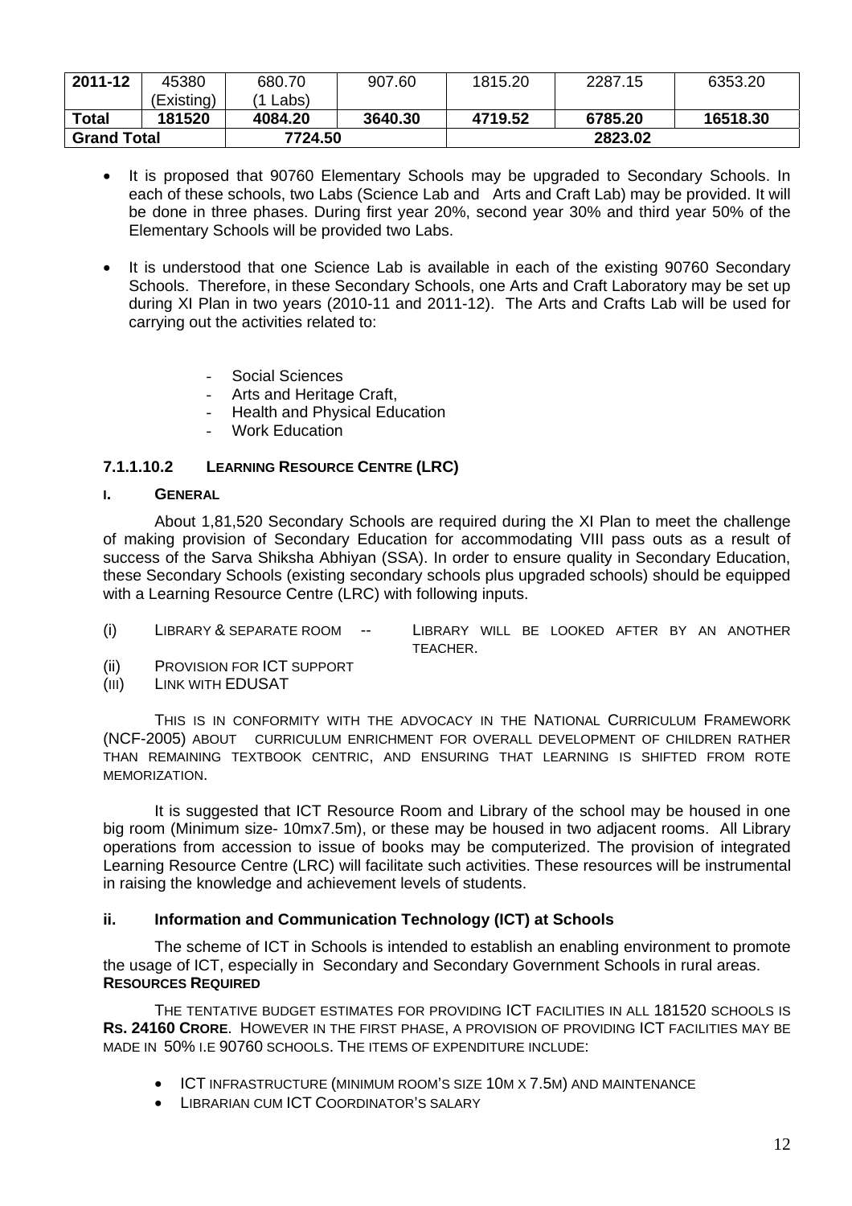| 2011-12 | 45380 (Existing) | 680.70 (1 Labs) | 907.60 | 1815.20 | 2287.15 | 6353.20 |
|---|---|---|---|---|---|---|
| **Total** | **181520** | **4084.20** | **3640.30** | **4719.52** | **6785.20** | **16518.30** |
| **Grand Total** | | **7724.50** | | **2823.02** | | |

- It is proposed that 90760 Elementary Schools may be upgraded to Secondary Schools. In each of these schools, two Labs (Science Lab and Arts and Craft Lab) may be provided. It will be done in three phases. During first year 20%, second year 30% and third year 50% of the Elementary Schools will be provided two Labs.

- It is understood that one Science Lab is available in each of the existing 90760 Secondary Schools. Therefore, in these Secondary Schools, one Arts and Craft Laboratory may be set up during XI Plan in two years (2010-11 and 2011-12). The Arts and Crafts Lab will be used for carrying out the activities related to:

  - Social Sciences
  - Arts and Heritage Craft,
  - Health and Physical Education
  - Work Education

### 7.1.1.10.2 LEARNING RESOURCE CENTRE (LRC)

#### I. GENERAL

About 1,81,520 Secondary Schools are required during the XI Plan to meet the challenge of making provision of Secondary Education for accommodating VIII pass outs as a result of success of the Sarva Shiksha Abhiyan (SSA). In order to ensure quality in Secondary Education, these Secondary Schools (existing secondary schools plus upgraded schools) should be equipped with a Learning Resource Centre (LRC) with following inputs.

(i) LIBRARY & SEPARATE ROOM -- LIBRARY WILL BE LOOKED AFTER BY AN ANOTHER TEACHER.

(ii) PROVISION FOR ICT SUPPORT

(III) LINK WITH EDUSAT

THIS IS IN CONFORMITY WITH THE ADVOCACY IN THE NATIONAL CURRICULUM FRAMEWORK (NCF-2005) ABOUT CURRICULUM ENRICHMENT FOR OVERALL DEVELOPMENT OF CHILDREN RATHER THAN REMAINING TEXTBOOK CENTRIC, AND ENSURING THAT LEARNING IS SHIFTED FROM ROTE MEMORIZATION.

It is suggested that ICT Resource Room and Library of the school may be housed in one big room (Minimum size- 10mx7.5m), or these may be housed in two adjacent rooms. All Library operations from accession to issue of books may be computerized. The provision of integrated Learning Resource Centre (LRC) will facilitate such activities. These resources will be instrumental in raising the knowledge and achievement levels of students.

#### ii. Information and Communication Technology (ICT) at Schools

The scheme of ICT in Schools is intended to establish an enabling environment to promote the usage of ICT, especially in Secondary and Secondary Government Schools in rural areas.

**RESOURCES REQUIRED**

THE TENTATIVE BUDGET ESTIMATES FOR PROVIDING ICT FACILITIES IN ALL 181520 SCHOOLS IS **RS. 24160 CRORE**. HOWEVER IN THE FIRST PHASE, A PROVISION OF PROVIDING ICT FACILITIES MAY BE MADE IN 50% I.E 90760 SCHOOLS. THE ITEMS OF EXPENDITURE INCLUDE:

- ICT INFRASTRUCTURE (MINIMUM ROOM'S SIZE 10M X 7.5M) AND MAINTENANCE
- LIBRARIAN CUM ICT COORDINATOR'S SALARY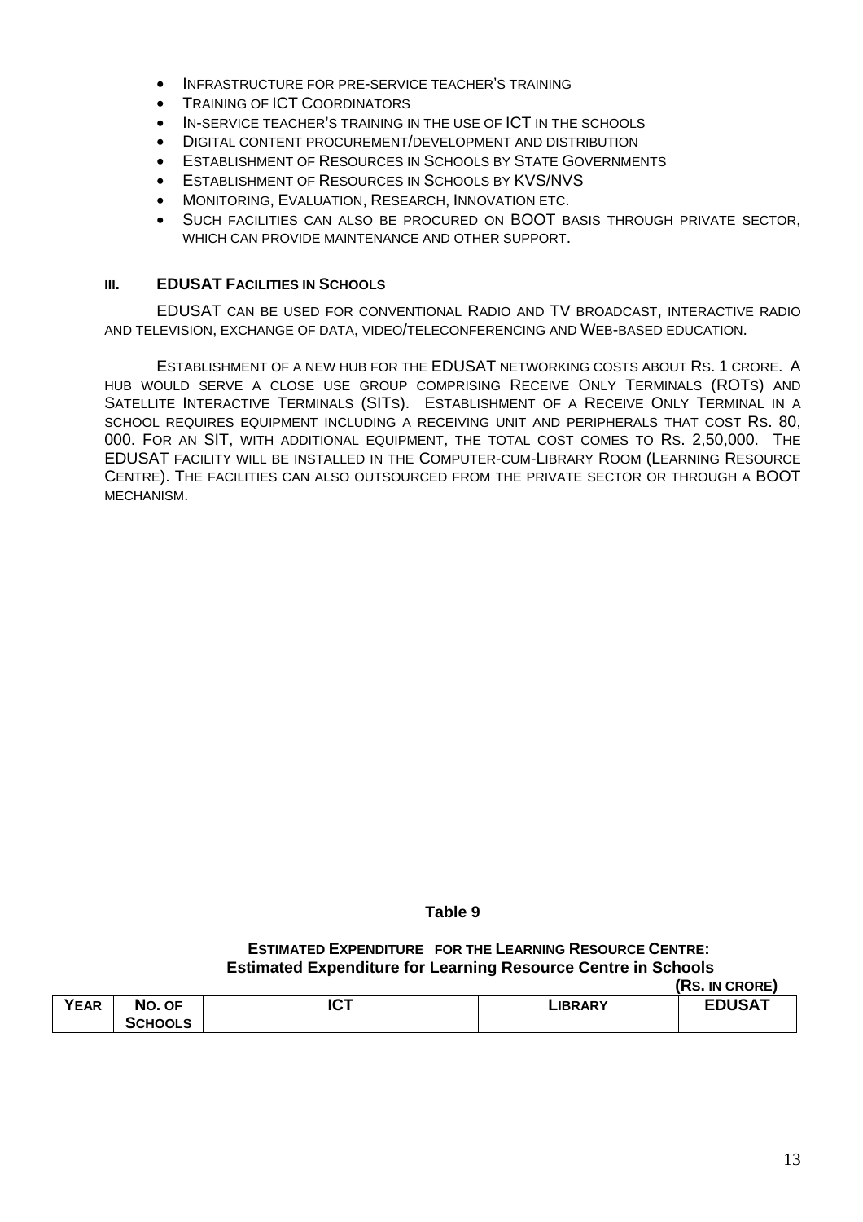- Infrastructure for pre-service teacher's training
- Training of ICT Coordinators
- In-service teacher's training in the use of ICT in the schools
- Digital content procurement/development and distribution
- Establishment of Resources in Schools by State Governments
- Establishment of Resources in Schools by KVS/NVS
- Monitoring, Evaluation, Research, Innovation etc.
- Such facilities can also be procured on BOOT basis through private sector, which can provide maintenance and other support.

### III. EDUSAT Facilities in Schools

EDUSAT can be used for conventional Radio and TV broadcast, interactive radio and television, exchange of data, video/teleconferencing and Web-based education.

Establishment of a new hub for the EDUSAT networking costs about Rs. 1 crore. A hub would serve a close use group comprising Receive Only Terminals (ROTs) and Satellite Interactive Terminals (SITs). Establishment of a Receive Only Terminal in a school requires equipment including a receiving unit and peripherals that cost Rs. 80, 000. For an SIT, with additional equipment, the total cost comes to Rs. 2,50,000. The EDUSAT facility will be installed in the Computer-cum-Library Room (Learning Resource Centre). The facilities can also outsourced from the private sector or through a BOOT mechanism.

**Table 9**

**Estimated Expenditure for the Learning Resource Centre:**
**Estimated Expenditure for Learning Resource Centre in Schools**

(Rs. in crore)

| Year | No. of Schools | ICT | Library | EDUSAT |
|---|---|---|---|---|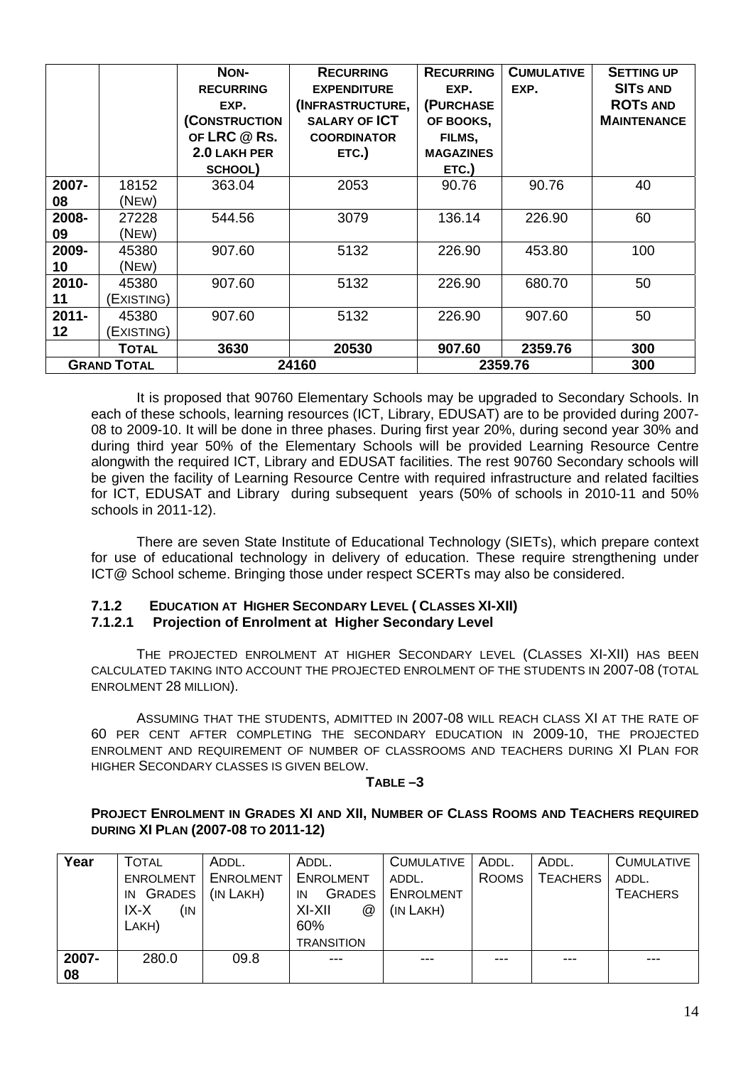| | | NON-RECURRING EXP. (CONSTRUCTION OF LRC @ RS. 2.0 LAKH PER SCHOOL) | RECURRING EXPENDITURE (INFRASTRUCTURE, SALARY OF ICT COORDINATOR ETC.) | RECURRING EXP. (PURCHASE OF BOOKS, FILMS, MAGAZINES ETC.) | CUMULATIVE EXP. | SETTING UP SITS AND ROTS AND MAINTENANCE |
|---|---|---|---|---|---|---|
| 2007-08 | 18152 (NEW) | 363.04 | 2053 | 90.76 | 90.76 | 40 |
| 2008-09 | 27228 (NEW) | 544.56 | 3079 | 136.14 | 226.90 | 60 |
| 2009-10 | 45380 (NEW) | 907.60 | 5132 | 226.90 | 453.80 | 100 |
| 2010-11 | 45380 (EXISTING) | 907.60 | 5132 | 226.90 | 680.70 | 50 |
| 2011-12 | 45380 (EXISTING) | 907.60 | 5132 | 226.90 | 907.60 | 50 |
| | **TOTAL** | **3630** | **20530** | **907.60** | **2359.76** | **300** |
| **GRAND TOTAL** | | **24160** | | **2359.76** | | **300** |

It is proposed that 90760 Elementary Schools may be upgraded to Secondary Schools. In each of these schools, learning resources (ICT, Library, EDUSAT) are to be provided during 2007-08 to 2009-10. It will be done in three phases. During first year 20%, during second year 30% and during third year 50% of the Elementary Schools will be provided Learning Resource Centre alongwith the required ICT, Library and EDUSAT facilities. The rest 90760 Secondary schools will be given the facility of Learning Resource Centre with required infrastructure and related facilties for ICT, EDUSAT and Library during subsequent years (50% of schools in 2010-11 and 50% schools in 2011-12).

There are seven State Institute of Educational Technology (SIETs), which prepare context for use of educational technology in delivery of education. These require strengthening under ICT@ School scheme. Bringing those under respect SCERTs may also be considered.

### 7.1.2 EDUCATION AT HIGHER SECONDARY LEVEL ( CLASSES XI-XII)

#### 7.1.2.1 Projection of Enrolment at Higher Secondary Level

THE PROJECTED ENROLMENT AT HIGHER SECONDARY LEVEL (CLASSES XI-XII) HAS BEEN CALCULATED TAKING INTO ACCOUNT THE PROJECTED ENROLMENT OF THE STUDENTS IN 2007-08 (TOTAL ENROLMENT 28 MILLION).

ASSUMING THAT THE STUDENTS, ADMITTED IN 2007-08 WILL REACH CLASS XI AT THE RATE OF 60 PER CENT AFTER COMPLETING THE SECONDARY EDUCATION IN 2009-10, THE PROJECTED ENROLMENT AND REQUIREMENT OF NUMBER OF CLASSROOMS AND TEACHERS DURING XI PLAN FOR HIGHER SECONDARY CLASSES IS GIVEN BELOW.

**TABLE –3**

**PROJECT ENROLMENT IN GRADES XI AND XII, NUMBER OF CLASS ROOMS AND TEACHERS REQUIRED DURING XI PLAN (2007-08 TO 2011-12)**

| Year | TOTAL ENROLMENT IN GRADES IX-X (IN LAKH) | ADDL. ENROLMENT (IN LAKH) | ADDL. ENROLMENT IN GRADES XI-XII @ 60% TRANSITION | CUMULATIVE ADDL. ENROLMENT (IN LAKH) | ADDL. ROOMS | ADDL. TEACHERS | CUMULATIVE ADDL. TEACHERS |
|---|---|---|---|---|---|---|---|
| 2007-08 | 280.0 | 09.8 | --- | --- | --- | --- | --- |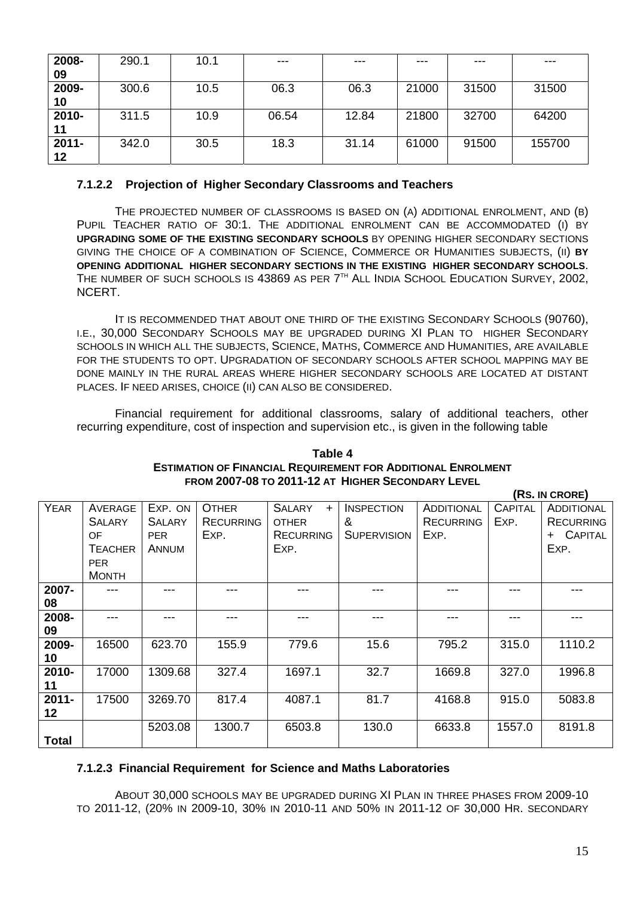| 2008-09 | 290.1 | 10.1 | --- | --- | --- | --- | --- |
|---|---|---|---|---|---|---|---|
| 2009-10 | 300.6 | 10.5 | 06.3 | 06.3 | 21000 | 31500 | 31500 |
| 2010-11 | 311.5 | 10.9 | 06.54 | 12.84 | 21800 | 32700 | 64200 |
| 2011-12 | 342.0 | 30.5 | 18.3 | 31.14 | 61000 | 91500 | 155700 |

### 7.1.2.2 Projection of Higher Secondary Classrooms and Teachers

THE PROJECTED NUMBER OF CLASSROOMS IS BASED ON (A) ADDITIONAL ENROLMENT, AND (B) PUPIL TEACHER RATIO OF 30:1. THE ADDITIONAL ENROLMENT CAN BE ACCOMMODATED (I) BY **UPGRADING SOME OF THE EXISTING SECONDARY SCHOOLS** BY OPENING HIGHER SECONDARY SECTIONS GIVING THE CHOICE OF A COMBINATION OF SCIENCE, COMMERCE OR HUMANITIES SUBJECTS, (II) **BY OPENING ADDITIONAL HIGHER SECONDARY SECTIONS IN THE EXISTING HIGHER SECONDARY SCHOOLS**. THE NUMBER OF SUCH SCHOOLS IS 43869 AS PER 7TH ALL INDIA SCHOOL EDUCATION SURVEY, 2002, NCERT.

IT IS RECOMMENDED THAT ABOUT ONE THIRD OF THE EXISTING SECONDARY SCHOOLS (90760), I.E., 30,000 SECONDARY SCHOOLS MAY BE UPGRADED DURING XI PLAN TO HIGHER SECONDARY SCHOOLS IN WHICH ALL THE SUBJECTS, SCIENCE, MATHS, COMMERCE AND HUMANITIES, ARE AVAILABLE FOR THE STUDENTS TO OPT. UPGRADATION OF SECONDARY SCHOOLS AFTER SCHOOL MAPPING MAY BE DONE MAINLY IN THE RURAL AREAS WHERE HIGHER SECONDARY SCHOOLS ARE LOCATED AT DISTANT PLACES. IF NEED ARISES, CHOICE (II) CAN ALSO BE CONSIDERED.

Financial requirement for additional classrooms, salary of additional teachers, other recurring expenditure, cost of inspection and supervision etc., is given in the following table

**Table 4**
**ESTIMATION OF FINANCIAL REQUIREMENT FOR ADDITIONAL ENROLMENT FROM 2007-08 TO 2011-12 AT HIGHER SECONDARY LEVEL**

**(RS. IN CRORE)**

| YEAR | AVERAGE SALARY OF TEACHER PER MONTH | EXP. ON SALARY PER ANNUM | OTHER RECURRING EXP. | SALARY + OTHER RECURRING EXP. | INSPECTION & SUPERVISION | ADDITIONAL RECURRING EXP. | CAPITAL EXP. | ADDITIONAL RECURRING + CAPITAL EXP. |
|---|---|---|---|---|---|---|---|---|
| 2007-08 | --- | --- | --- | --- | --- | --- | --- | --- |
| 2008-09 | --- | --- | --- | --- | --- | --- | --- | --- |
| 2009-10 | 16500 | 623.70 | 155.9 | 779.6 | 15.6 | 795.2 | 315.0 | 1110.2 |
| 2010-11 | 17000 | 1309.68 | 327.4 | 1697.1 | 32.7 | 1669.8 | 327.0 | 1996.8 |
| 2011-12 | 17500 | 3269.70 | 817.4 | 4087.1 | 81.7 | 4168.8 | 915.0 | 5083.8 |
| **Total** | | 5203.08 | 1300.7 | 6503.8 | 130.0 | 6633.8 | 1557.0 | 8191.8 |

### 7.1.2.3 Financial Requirement for Science and Maths Laboratories

ABOUT 30,000 SCHOOLS MAY BE UPGRADED DURING XI PLAN IN THREE PHASES FROM 2009-10 TO 2011-12, (20% IN 2009-10, 30% IN 2010-11 AND 50% IN 2011-12 OF 30,000 HR. SECONDARY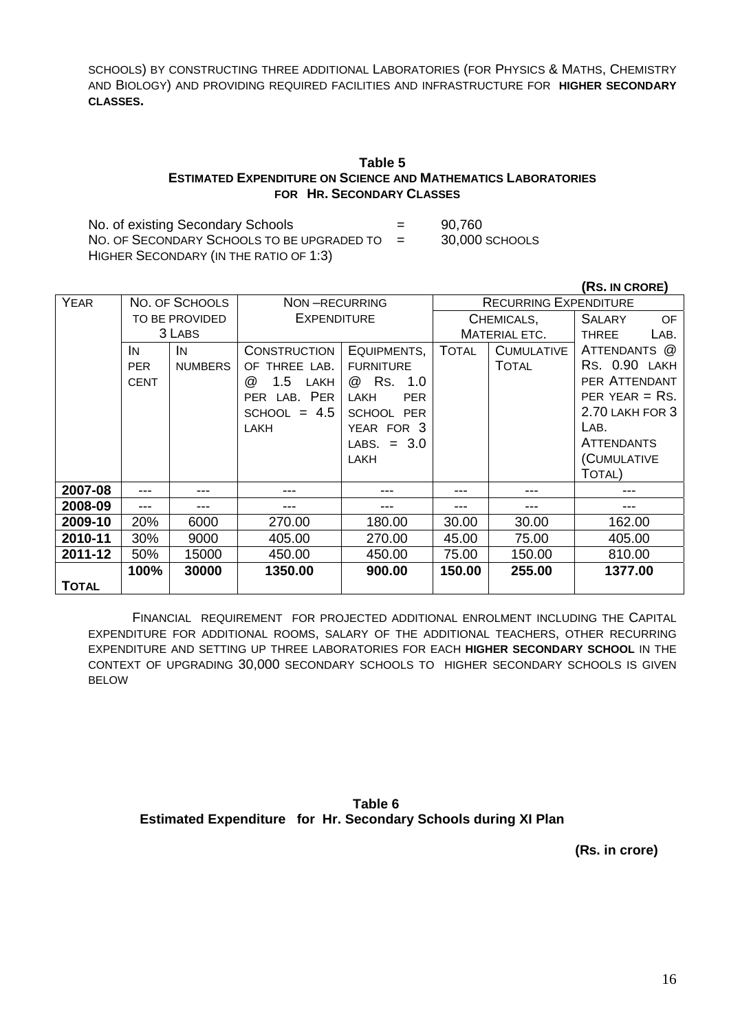SCHOOLS) BY CONSTRUCTING THREE ADDITIONAL LABORATORIES (FOR PHYSICS & MATHS, CHEMISTRY AND BIOLOGY) AND PROVIDING REQUIRED FACILITIES AND INFRASTRUCTURE FOR **HIGHER SECONDARY CLASSES.**

### Table 5
### ESTIMATED EXPENDITURE ON SCIENCE AND MATHEMATICS LABORATORIES FOR HR. SECONDARY CLASSES

No. of existing Secondary Schools = 90,760

NO. OF SECONDARY SCHOOLS TO BE UPGRADED TO HIGHER SECONDARY (IN THE RATIO OF 1:3) = 30,000 SCHOOLS

**(RS. IN CRORE)**

| YEAR | NO. OF SCHOOLS TO BE PROVIDED 3 LABS | | NON –RECURRING EXPENDITURE | | RECURRING EXPENDITURE | | |
|---|---|---|---|---|---|---|---|
| | | | | | CHEMICALS, MATERIAL ETC. | | SALARY OF THREE LAB. ATTENDANTS @ RS. 0.90 LAKH PER ATTENDANT PER YEAR = RS. 2.70 LAKH FOR 3 LAB. ATTENDANTS (CUMULATIVE TOTAL) |
| | IN PER CENT | IN NUMBERS | CONSTRUCTION OF THREE LAB. @ 1.5 LAKH PER LAB. PER SCHOOL = 4.5 LAKH | EQUIPMENTS, FURNITURE @ RS. 1.0 LAKH PER SCHOOL PER YEAR FOR 3 LABS. = 3.0 LAKH | TOTAL | CUMULATIVE TOTAL | |
| **2007-08** | --- | --- | --- | --- | --- | --- | --- |
| **2008-09** | --- | --- | --- | --- | --- | --- | --- |
| **2009-10** | 20% | 6000 | 270.00 | 180.00 | 30.00 | 30.00 | 162.00 |
| **2010-11** | 30% | 9000 | 405.00 | 270.00 | 45.00 | 75.00 | 405.00 |
| **2011-12** | 50% | 15000 | 450.00 | 450.00 | 75.00 | 150.00 | 810.00 |
| **TOTAL** | **100%** | **30000** | **1350.00** | **900.00** | **150.00** | **255.00** | **1377.00** |

FINANCIAL REQUIREMENT FOR PROJECTED ADDITIONAL ENROLMENT INCLUDING THE CAPITAL EXPENDITURE FOR ADDITIONAL ROOMS, SALARY OF THE ADDITIONAL TEACHERS, OTHER RECURRING EXPENDITURE AND SETTING UP THREE LABORATORIES FOR EACH **HIGHER SECONDARY SCHOOL** IN THE CONTEXT OF UPGRADING 30,000 SECONDARY SCHOOLS TO HIGHER SECONDARY SCHOOLS IS GIVEN BELOW

### Table 6
### Estimated Expenditure for Hr. Secondary Schools during XI Plan

**(Rs. in crore)**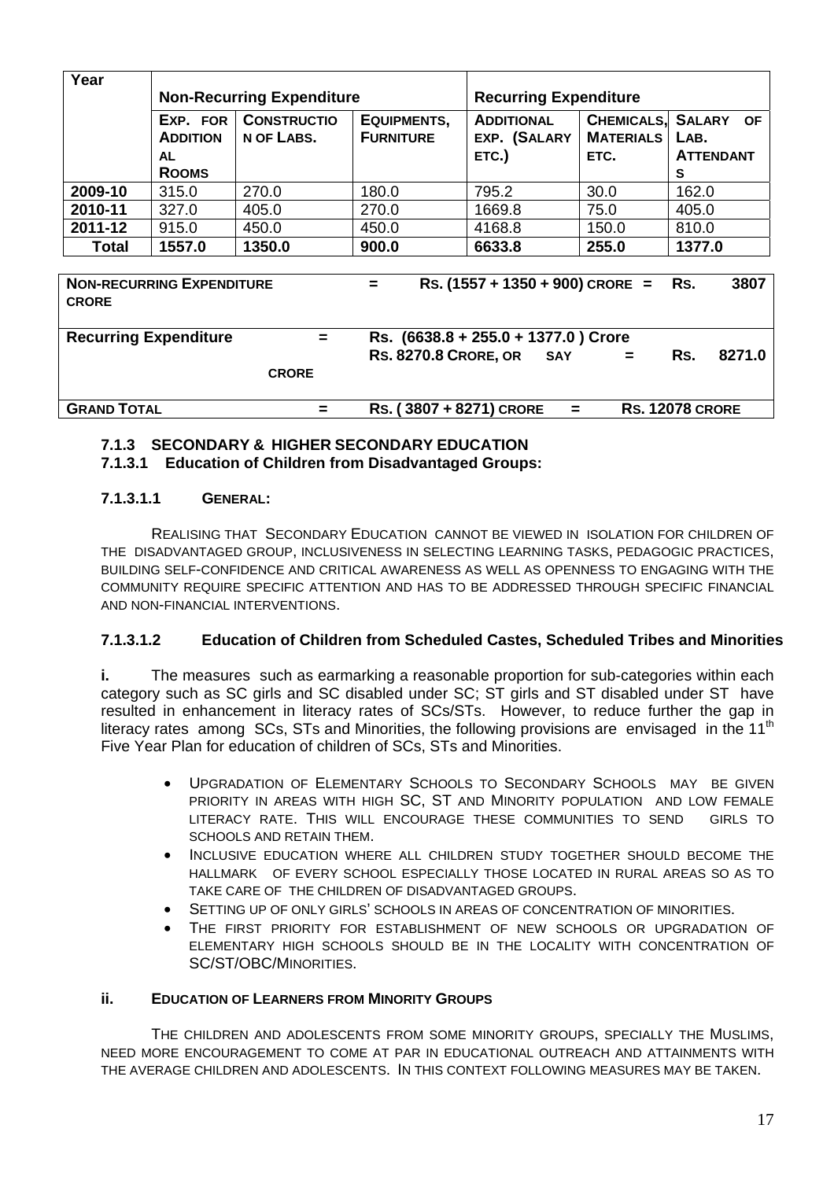| Year | Non-Recurring Expenditure | | | Recurring Expenditure | | |
|---|---|---|---|---|---|---|
| | EXP. FOR ADDITIONAL ROOMS | CONSTRUCTION OF LABS. | EQUIPMENTS, FURNITURE | ADDITIONAL EXP. (SALARY ETC.) | CHEMICALS, MATERIALS ETC. | SALARY OF LAB. ATTENDANTS |
| **2009-10** | 315.0 | 270.0 | 180.0 | 795.2 | 30.0 | 162.0 |
| **2010-11** | 327.0 | 405.0 | 270.0 | 1669.8 | 75.0 | 405.0 |
| **2011-12** | 915.0 | 450.0 | 450.0 | 4168.8 | 150.0 | 810.0 |
| **Total** | **1557.0** | **1350.0** | **900.0** | **6633.8** | **255.0** | **1377.0** |

| | | |
|---|---|---|
| **NON-RECURRING EXPENDITURE** | = | RS. (1557 + 1350 + 900) CRORE = RS. 3807 CRORE |
| **Recurring Expenditure** | = | Rs. (6638.8 + 255.0 + 1377.0 ) Crore RS. 8270.8 CRORE, OR SAY = RS. 8271.0 CRORE |
| **GRAND TOTAL** | = | RS. ( 3807 + 8271) CRORE = RS. 12078 CRORE |

### 7.1.3 SECONDARY & HIGHER SECONDARY EDUCATION

#### 7.1.3.1 Education of Children from Disadvantaged Groups:

##### 7.1.3.1.1 GENERAL:

REALISING THAT SECONDARY EDUCATION CANNOT BE VIEWED IN ISOLATION FOR CHILDREN OF THE DISADVANTAGED GROUP, INCLUSIVENESS IN SELECTING LEARNING TASKS, PEDAGOGIC PRACTICES, BUILDING SELF-CONFIDENCE AND CRITICAL AWARENESS AS WELL AS OPENNESS TO ENGAGING WITH THE COMMUNITY REQUIRE SPECIFIC ATTENTION AND HAS TO BE ADDRESSED THROUGH SPECIFIC FINANCIAL AND NON-FINANCIAL INTERVENTIONS.

##### 7.1.3.1.2 Education of Children from Scheduled Castes, Scheduled Tribes and Minorities

**i.** The measures such as earmarking a reasonable proportion for sub-categories within each category such as SC girls and SC disabled under SC; ST girls and ST disabled under ST have resulted in enhancement in literacy rates of SCs/STs. However, to reduce further the gap in literacy rates among SCs, STs and Minorities, the following provisions are envisaged in the 11th Five Year Plan for education of children of SCs, STs and Minorities.

- UPGRADATION OF ELEMENTARY SCHOOLS TO SECONDARY SCHOOLS MAY BE GIVEN PRIORITY IN AREAS WITH HIGH SC, ST AND MINORITY POPULATION AND LOW FEMALE LITERACY RATE. THIS WILL ENCOURAGE THESE COMMUNITIES TO SEND GIRLS TO SCHOOLS AND RETAIN THEM.
- INCLUSIVE EDUCATION WHERE ALL CHILDREN STUDY TOGETHER SHOULD BECOME THE HALLMARK OF EVERY SCHOOL ESPECIALLY THOSE LOCATED IN RURAL AREAS SO AS TO TAKE CARE OF THE CHILDREN OF DISADVANTAGED GROUPS.
- SETTING UP OF ONLY GIRLS' SCHOOLS IN AREAS OF CONCENTRATION OF MINORITIES.
- THE FIRST PRIORITY FOR ESTABLISHMENT OF NEW SCHOOLS OR UPGRADATION OF ELEMENTARY HIGH SCHOOLS SHOULD BE IN THE LOCALITY WITH CONCENTRATION OF SC/ST/OBC/MINORITIES.

**ii. EDUCATION OF LEARNERS FROM MINORITY GROUPS**

THE CHILDREN AND ADOLESCENTS FROM SOME MINORITY GROUPS, SPECIALLY THE MUSLIMS, NEED MORE ENCOURAGEMENT TO COME AT PAR IN EDUCATIONAL OUTREACH AND ATTAINMENTS WITH THE AVERAGE CHILDREN AND ADOLESCENTS. IN THIS CONTEXT FOLLOWING MEASURES MAY BE TAKEN.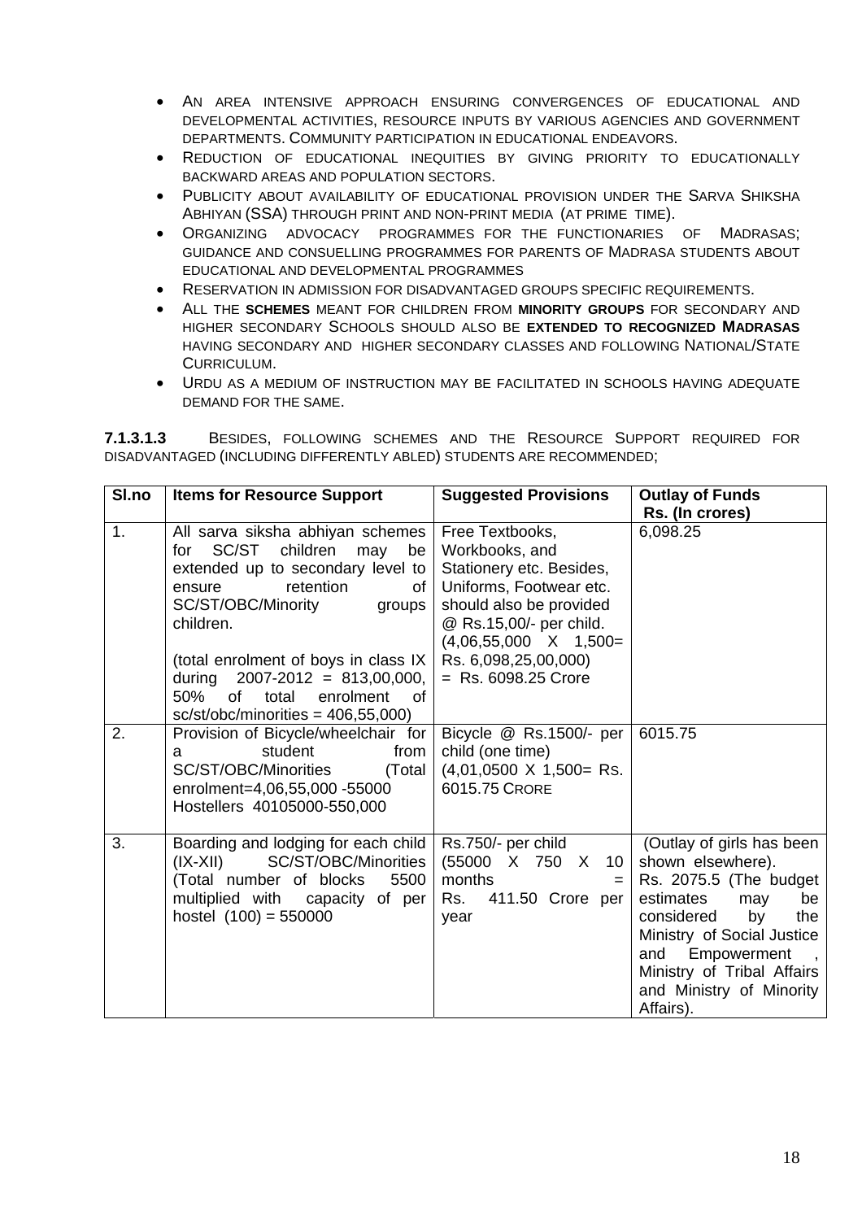- An area intensive approach ensuring convergences of educational and developmental activities, resource inputs by various agencies and government departments. Community participation in educational endeavors.
- Reduction of educational inequities by giving priority to educationally backward areas and population sectors.
- Publicity about availability of educational provision under the Sarva Shiksha Abhiyan (SSA) through print and non-print media (at prime time).
- Organizing advocacy programmes for the functionaries of Madrasas; guidance and consuelling programmes for parents of Madrasa students about educational and developmental programmes
- Reservation in admission for disadvantaged groups specific requirements.
- All the **schemes** meant for children from **minority groups** for secondary and higher secondary Schools should also be **extended to recognized Madrasas** having secondary and higher secondary classes and following National/State Curriculum.
- Urdu as a medium of instruction may be facilitated in schools having adequate demand for the same.

**7.1.3.1.3** Besides, following schemes and the Resource Support required for disadvantaged (including differently abled) students are recommended;

| Sl.no | Items for Resource Support | Suggested Provisions | Outlay of Funds Rs. (In crores) |
|---|---|---|---|
| 1. | All sarva siksha abhiyan schemes for SC/ST children may be extended up to secondary level to ensure retention of SC/ST/OBC/Minority groups children. (total enrolment of boys in class IX during 2007-2012 = 813,00,000, 50% of total enrolment of sc/st/obc/minorities = 406,55,000) | Free Textbooks, Workbooks, and Stationery etc. Besides, Uniforms, Footwear etc. should also be provided @ Rs.15,00/- per child. (4,06,55,000 X 1,500= Rs. 6,098,25,00,000) = Rs. 6098.25 Crore | 6,098.25 |
| 2. | Provision of Bicycle/wheelchair for a student from SC/ST/OBC/Minorities (Total enrolment=4,06,55,000 -55000 Hostellers 40105000-550,000 | Bicycle @ Rs.1500/- per child (one time) (4,01,0500 X 1,500= Rs. 6015.75 Crore | 6015.75 |
| 3. | Boarding and lodging for each child (IX-XII) SC/ST/OBC/Minorities (Total number of blocks 5500 multiplied with capacity of per hostel (100) = 550000 | Rs.750/- per child (55000 X 750 X 10 months = Rs. 411.50 Crore per year | (Outlay of girls has been shown elsewhere). Rs. 2075.5 (The budget estimates may be considered by the Ministry of Social Justice and Empowerment , Ministry of Tribal Affairs and Ministry of Minority Affairs). |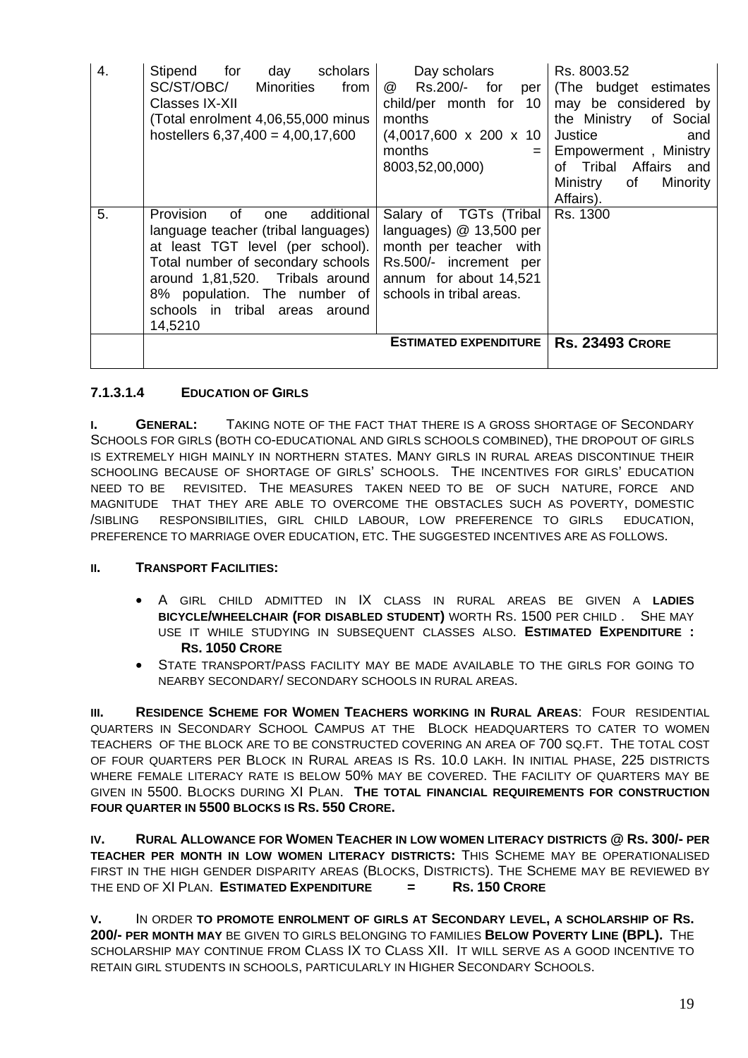| 4. | Stipend for day scholars SC/ST/OBC/ Minorities from Classes IX-XII (Total enrolment 4,06,55,000 minus hostellers 6,37,400 = 4,00,17,600 | Day scholars @ Rs.200/- for per child/per month for 10 months (4,0017,600 x 200 x 10 months = 8003,52,00,000) | Rs. 8003.52 (The budget estimates may be considered by the Ministry of Social Justice and Empowerment , Ministry of Tribal Affairs and Ministry of Minority Affairs). |
|---|---|---|---|
| 5. | Provision of one additional language teacher (tribal languages) at least TGT level (per school). Total number of secondary schools around 1,81,520. Tribals around 8% population. The number of schools in tribal areas around 14,5210 | Salary of TGTs (Tribal languages) @ 13,500 per month per teacher with Rs.500/- increment per annum for about 14,521 schools in tribal areas. | Rs. 1300 |
| | | **ESTIMATED EXPENDITURE** | **RS. 23493 CRORE** |

### 7.1.3.1.4 EDUCATION OF GIRLS

**I. GENERAL:** TAKING NOTE OF THE FACT THAT THERE IS A GROSS SHORTAGE OF SECONDARY SCHOOLS FOR GIRLS (BOTH CO-EDUCATIONAL AND GIRLS SCHOOLS COMBINED), THE DROPOUT OF GIRLS IS EXTREMELY HIGH MAINLY IN NORTHERN STATES. MANY GIRLS IN RURAL AREAS DISCONTINUE THEIR SCHOOLING BECAUSE OF SHORTAGE OF GIRLS' SCHOOLS. THE INCENTIVES FOR GIRLS' EDUCATION NEED TO BE REVISITED. THE MEASURES TAKEN NEED TO BE OF SUCH NATURE, FORCE AND MAGNITUDE THAT THEY ARE ABLE TO OVERCOME THE OBSTACLES SUCH AS POVERTY, DOMESTIC /SIBLING RESPONSIBILITIES, GIRL CHILD LABOUR, LOW PREFERENCE TO GIRLS EDUCATION, PREFERENCE TO MARRIAGE OVER EDUCATION, ETC. THE SUGGESTED INCENTIVES ARE AS FOLLOWS.

**II. TRANSPORT FACILITIES:**

- A GIRL CHILD ADMITTED IN IX CLASS IN RURAL AREAS BE GIVEN A **LADIES BICYCLE/WHEELCHAIR (FOR DISABLED STUDENT)** WORTH RS. 1500 PER CHILD . SHE MAY USE IT WHILE STUDYING IN SUBSEQUENT CLASSES ALSO. **ESTIMATED EXPENDITURE : RS. 1050 CRORE**
- STATE TRANSPORT/PASS FACILITY MAY BE MADE AVAILABLE TO THE GIRLS FOR GOING TO NEARBY SECONDARY/ SECONDARY SCHOOLS IN RURAL AREAS.

**III. RESIDENCE SCHEME FOR WOMEN TEACHERS WORKING IN RURAL AREAS**: FOUR RESIDENTIAL QUARTERS IN SECONDARY SCHOOL CAMPUS AT THE BLOCK HEADQUARTERS TO CATER TO WOMEN TEACHERS OF THE BLOCK ARE TO BE CONSTRUCTED COVERING AN AREA OF 700 SQ.FT. THE TOTAL COST OF FOUR QUARTERS PER BLOCK IN RURAL AREAS IS RS. 10.0 LAKH. IN INITIAL PHASE, 225 DISTRICTS WHERE FEMALE LITERACY RATE IS BELOW 50% MAY BE COVERED. THE FACILITY OF QUARTERS MAY BE GIVEN IN 5500. BLOCKS DURING XI PLAN. **THE TOTAL FINANCIAL REQUIREMENTS FOR CONSTRUCTION FOUR QUARTER IN 5500 BLOCKS IS RS. 550 CRORE.**

**IV. RURAL ALLOWANCE FOR WOMEN TEACHER IN LOW WOMEN LITERACY DISTRICTS @ RS. 300/- PER TEACHER PER MONTH IN LOW WOMEN LITERACY DISTRICTS:** THIS SCHEME MAY BE OPERATIONALISED FIRST IN THE HIGH GENDER DISPARITY AREAS (BLOCKS, DISTRICTS). THE SCHEME MAY BE REVIEWED BY THE END OF XI PLAN. **ESTIMATED EXPENDITURE = RS. 150 CRORE**

**V.** IN ORDER **TO PROMOTE ENROLMENT OF GIRLS AT SECONDARY LEVEL, A SCHOLARSHIP OF RS. 200/- PER MONTH MAY** BE GIVEN TO GIRLS BELONGING TO FAMILIES **BELOW POVERTY LINE (BPL).** THE SCHOLARSHIP MAY CONTINUE FROM CLASS IX TO CLASS XII. IT WILL SERVE AS A GOOD INCENTIVE TO RETAIN GIRL STUDENTS IN SCHOOLS, PARTICULARLY IN HIGHER SECONDARY SCHOOLS.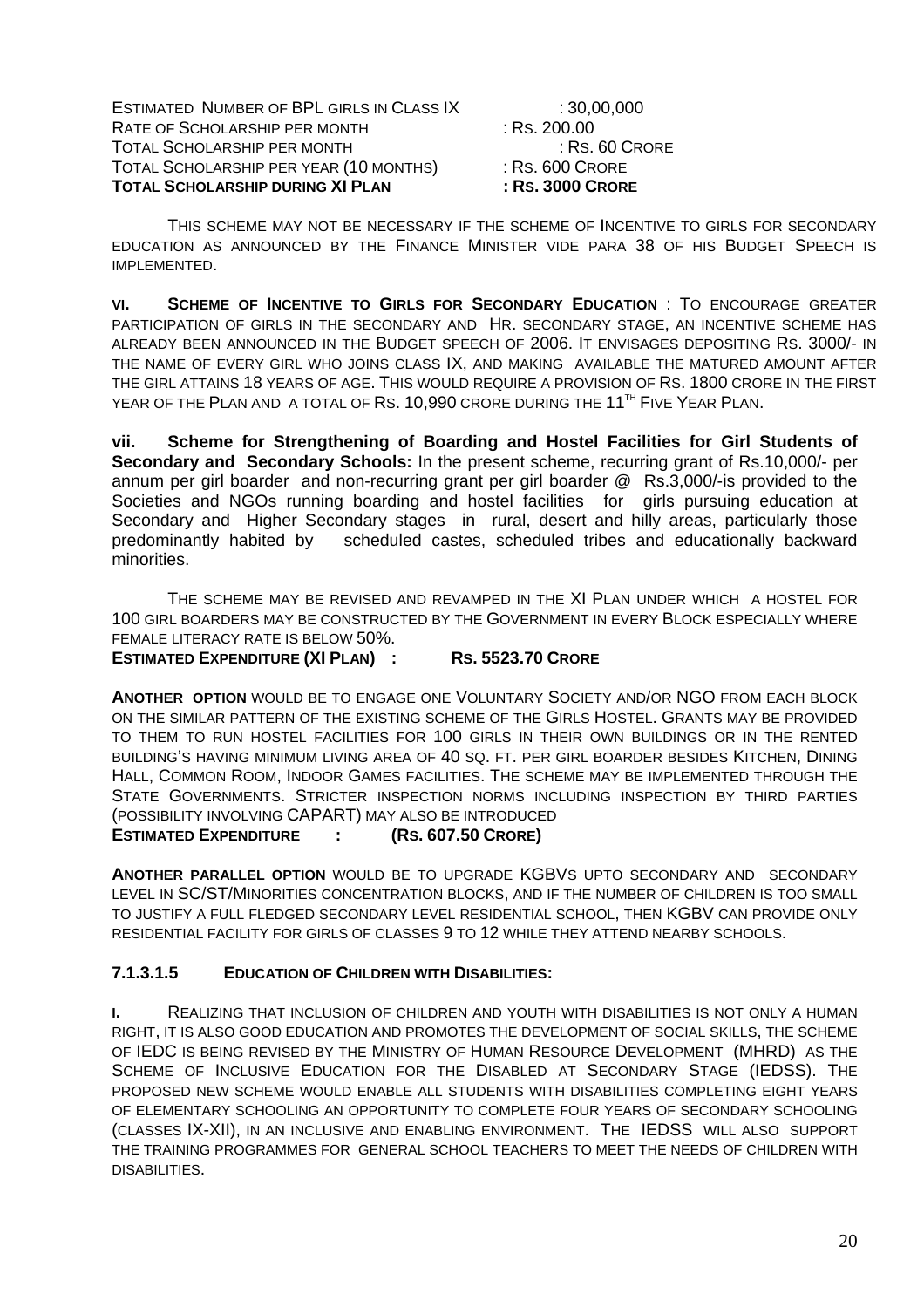| | |
|---|---|
| Estimated Number of BPL girls in Class IX | : 30,00,000 |
| Rate of Scholarship per month | : Rs. 200.00 |
| Total Scholarship per month | : Rs. 60 Crore |
| Total Scholarship per year (10 months) | : Rs. 600 Crore |
| **Total Scholarship during XI Plan** | **: Rs. 3000 Crore** |

This scheme may not be necessary if the scheme of Incentive to girls for secondary education as announced by the Finance Minister vide para 38 of his Budget Speech is implemented.

**vi. Scheme of Incentive to Girls for Secondary Education** : To encourage greater participation of girls in the secondary and Hr. secondary stage, an incentive scheme has already been announced in the Budget speech of 2006. It envisages depositing Rs. 3000/- in the name of every girl who joins class IX, and making available the matured amount after the girl attains 18 years of age. This would require a provision of Rs. 1800 crore in the first year of the Plan and a total of Rs. 10,990 crore during the 11th Five Year Plan.

**vii. Scheme for Strengthening of Boarding and Hostel Facilities for Girl Students of Secondary and Secondary Schools:** In the present scheme, recurring grant of Rs.10,000/- per annum per girl boarder and non-recurring grant per girl boarder @ Rs.3,000/-is provided to the Societies and NGOs running boarding and hostel facilities for girls pursuing education at Secondary and Higher Secondary stages in rural, desert and hilly areas, particularly those predominantly habited by scheduled castes, scheduled tribes and educationally backward minorities.

The scheme may be revised and revamped in the XI Plan under which a hostel for 100 girl boarders may be constructed by the Government in every Block especially where female literacy rate is below 50%.

**Estimated Expenditure (XI Plan) : Rs. 5523.70 Crore**

**Another option** would be to engage one Voluntary Society and/or NGO from each block on the similar pattern of the existing scheme of the Girls Hostel. Grants may be provided to them to run hostel facilities for 100 girls in their own buildings or in the rented building's having minimum living area of 40 sq. ft. per girl boarder besides Kitchen, Dining Hall, Common Room, Indoor Games facilities. The scheme may be implemented through the State Governments. Stricter inspection norms including inspection by third parties (possibility involving CAPART) may also be introduced

**Estimated Expenditure : (Rs. 607.50 Crore)**

**Another parallel option** would be to upgrade KGBVs upto secondary and secondary level in SC/ST/Minorities concentration blocks, and if the number of children is too small to justify a full fledged secondary level residential school, then KGBV can provide only residential facility for girls of classes 9 to 12 while they attend nearby schools.

#### 7.1.3.1.5 Education of Children with Disabilities:

**i.** Realizing that inclusion of children and youth with disabilities is not only a human right, it is also good education and promotes the development of social skills, the scheme of IEDC is being revised by the Ministry of Human Resource Development (MHRD) as the Scheme of Inclusive Education for the Disabled at Secondary Stage (IEDSS). The proposed new scheme would enable all students with disabilities completing eight years of elementary schooling an opportunity to complete four years of secondary schooling (classes IX-XII), in an inclusive and enabling environment. The IEDSS will also support the training programmes for general school teachers to meet the needs of children with disabilities.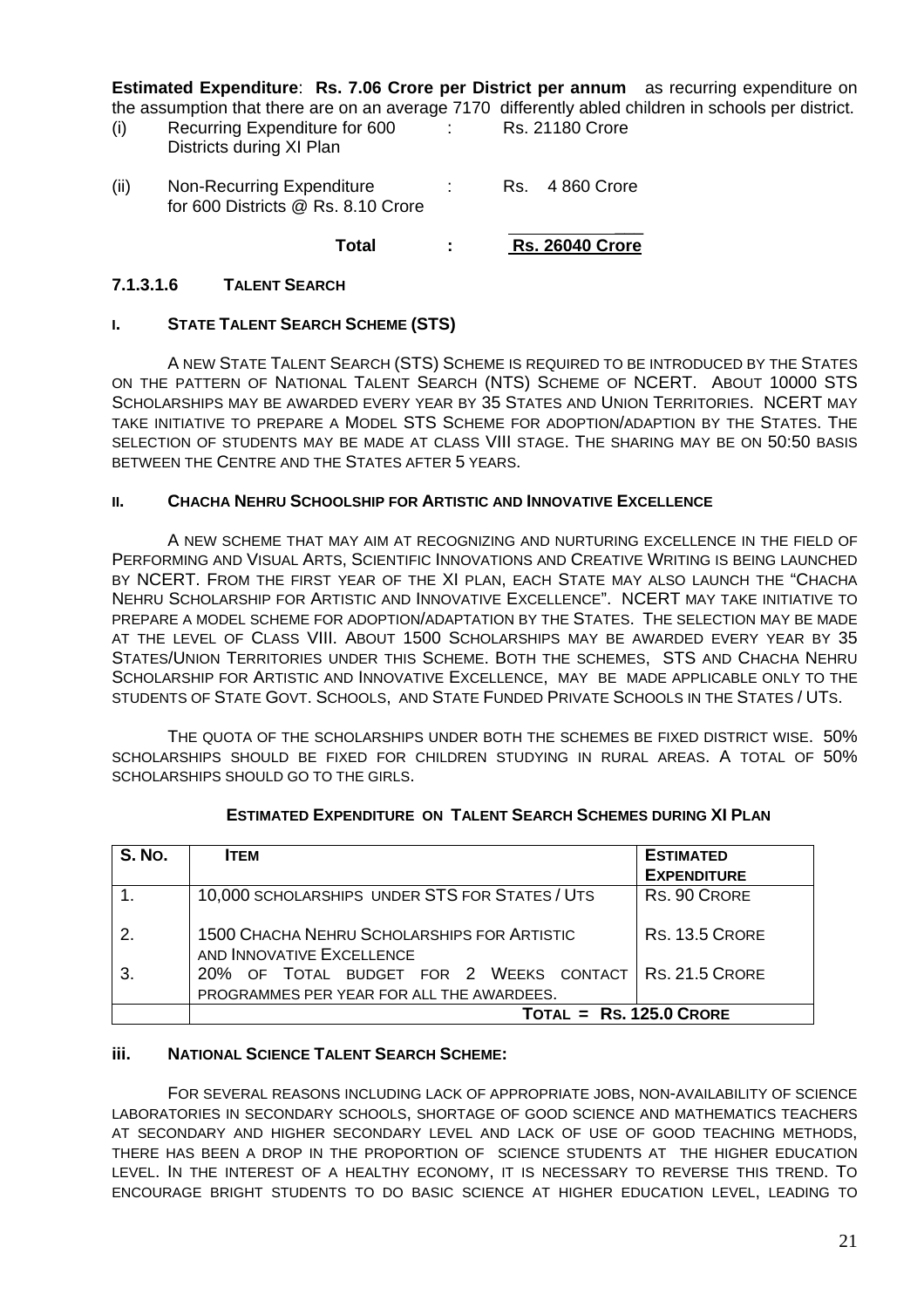**Estimated Expenditure**: **Rs. 7.06 Crore per District per annum** as recurring expenditure on the assumption that there are on an average 7170 differently abled children in schools per district.

(i) Recurring Expenditure for 600 Districts during XI Plan : Rs. 21180 Crore

(ii) Non-Recurring Expenditure for 600 Districts @ Rs. 8.10 Crore : Rs. 4 860 Crore

**Total : Rs. 26040 Crore**

### 7.1.3.1.6 TALENT SEARCH

#### I. STATE TALENT SEARCH SCHEME (STS)

A NEW STATE TALENT SEARCH (STS) SCHEME IS REQUIRED TO BE INTRODUCED BY THE STATES ON THE PATTERN OF NATIONAL TALENT SEARCH (NTS) SCHEME OF NCERT. ABOUT 10000 STS SCHOLARSHIPS MAY BE AWARDED EVERY YEAR BY 35 STATES AND UNION TERRITORIES. NCERT MAY TAKE INITIATIVE TO PREPARE A MODEL STS SCHEME FOR ADOPTION/ADAPTION BY THE STATES. THE SELECTION OF STUDENTS MAY BE MADE AT CLASS VIII STAGE. THE SHARING MAY BE ON 50:50 BASIS BETWEEN THE CENTRE AND THE STATES AFTER 5 YEARS.

#### II. CHACHA NEHRU SCHOOLSHIP FOR ARTISTIC AND INNOVATIVE EXCELLENCE

A NEW SCHEME THAT MAY AIM AT RECOGNIZING AND NURTURING EXCELLENCE IN THE FIELD OF PERFORMING AND VISUAL ARTS, SCIENTIFIC INNOVATIONS AND CREATIVE WRITING IS BEING LAUNCHED BY NCERT. FROM THE FIRST YEAR OF THE XI PLAN, EACH STATE MAY ALSO LAUNCH THE "CHACHA NEHRU SCHOLARSHIP FOR ARTISTIC AND INNOVATIVE EXCELLENCE". NCERT MAY TAKE INITIATIVE TO PREPARE A MODEL SCHEME FOR ADOPTION/ADAPTATION BY THE STATES. THE SELECTION MAY BE MADE AT THE LEVEL OF CLASS VIII. ABOUT 1500 SCHOLARSHIPS MAY BE AWARDED EVERY YEAR BY 35 STATES/UNION TERRITORIES UNDER THIS SCHEME. BOTH THE SCHEMES, STS AND CHACHA NEHRU SCHOLARSHIP FOR ARTISTIC AND INNOVATIVE EXCELLENCE, MAY BE MADE APPLICABLE ONLY TO THE STUDENTS OF STATE GOVT. SCHOOLS, AND STATE FUNDED PRIVATE SCHOOLS IN THE STATES / UTS.

THE QUOTA OF THE SCHOLARSHIPS UNDER BOTH THE SCHEMES BE FIXED DISTRICT WISE. 50% SCHOLARSHIPS SHOULD BE FIXED FOR CHILDREN STUDYING IN RURAL AREAS. A TOTAL OF 50% SCHOLARSHIPS SHOULD GO TO THE GIRLS.

**ESTIMATED EXPENDITURE ON TALENT SEARCH SCHEMES DURING XI PLAN**

| S. NO. | ITEM | ESTIMATED EXPENDITURE |
|---|---|---|
| 1. | 10,000 SCHOLARSHIPS UNDER STS FOR STATES / UTS | RS. 90 CRORE |
| 2. | 1500 CHACHA NEHRU SCHOLARSHIPS FOR ARTISTIC AND INNOVATIVE EXCELLENCE | RS. 13.5 CRORE |
| 3. | 20% OF TOTAL BUDGET FOR 2 WEEKS CONTACT PROGRAMMES PER YEAR FOR ALL THE AWARDEES. | RS. 21.5 CRORE |
| | TOTAL = RS. 125.0 CRORE | |

#### iii. NATIONAL SCIENCE TALENT SEARCH SCHEME:

FOR SEVERAL REASONS INCLUDING LACK OF APPROPRIATE JOBS, NON-AVAILABILITY OF SCIENCE LABORATORIES IN SECONDARY SCHOOLS, SHORTAGE OF GOOD SCIENCE AND MATHEMATICS TEACHERS AT SECONDARY AND HIGHER SECONDARY LEVEL AND LACK OF USE OF GOOD TEACHING METHODS, THERE HAS BEEN A DROP IN THE PROPORTION OF SCIENCE STUDENTS AT THE HIGHER EDUCATION LEVEL. IN THE INTEREST OF A HEALTHY ECONOMY, IT IS NECESSARY TO REVERSE THIS TREND. TO ENCOURAGE BRIGHT STUDENTS TO DO BASIC SCIENCE AT HIGHER EDUCATION LEVEL, LEADING TO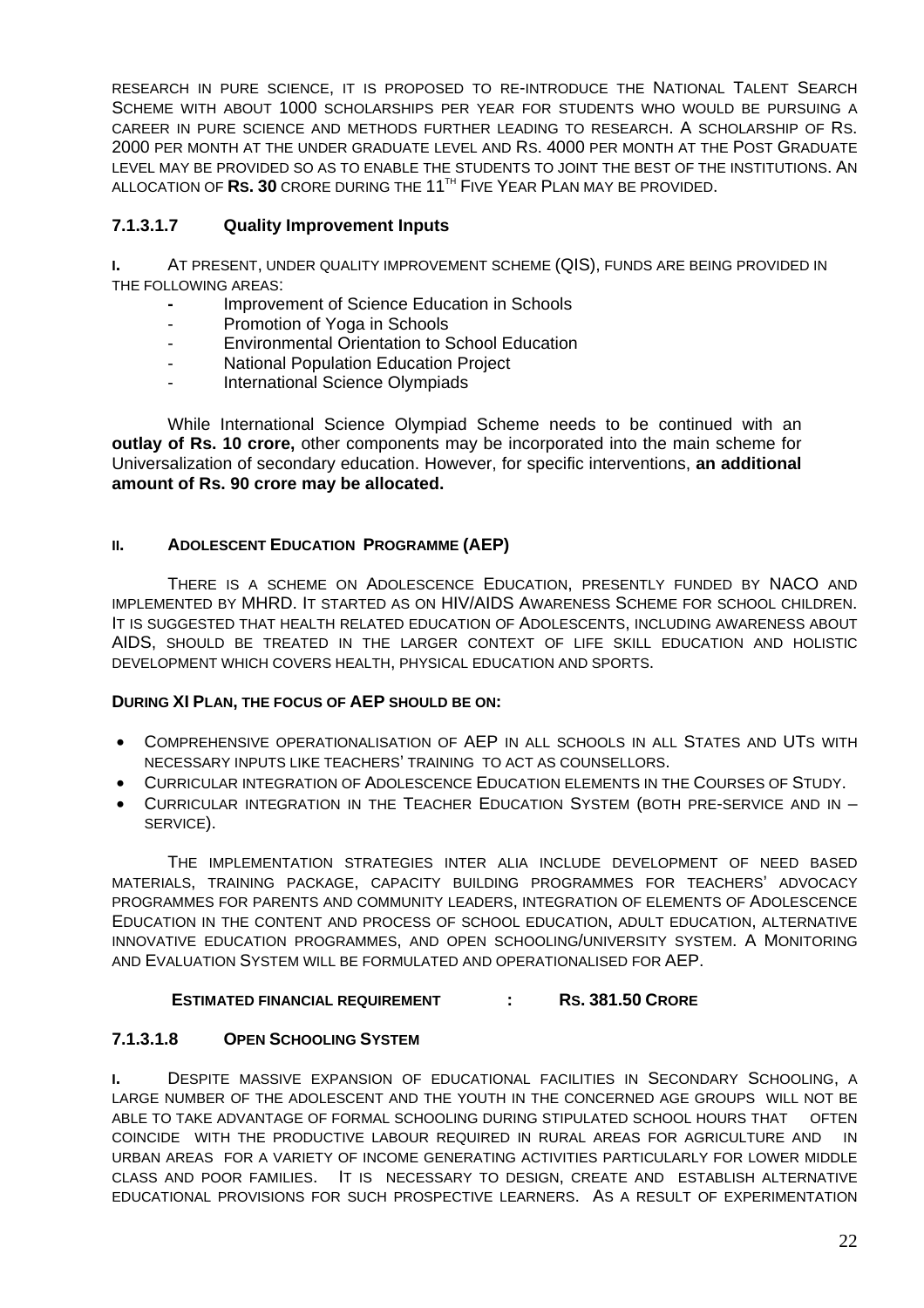research in pure science, it is proposed to re-introduce the National Talent Search Scheme with about 1000 scholarships per year for students who would be pursuing a career in pure science and methods further leading to research. A scholarship of Rs. 2000 per month at the under graduate level and Rs. 4000 per month at the Post Graduate level may be provided so as to enable the students to joint the best of the institutions. An allocation of **Rs. 30** crore during the 11th Five Year Plan may be provided.

### 7.1.3.1.7 Quality Improvement Inputs

**i.** At present, under quality improvement scheme (QIS), funds are being provided in the following areas:

- Improvement of Science Education in Schools
- Promotion of Yoga in Schools
- Environmental Orientation to School Education
- National Population Education Project
- International Science Olympiads

While International Science Olympiad Scheme needs to be continued with an **outlay of Rs. 10 crore,** other components may be incorporated into the main scheme for Universalization of secondary education. However, for specific interventions, **an additional amount of Rs. 90 crore may be allocated.**

#### II. Adolescent Education Programme (AEP)

There is a scheme on Adolescence Education, presently funded by NACO and implemented by MHRD. It started as on HIV/AIDS Awareness Scheme for school children. It is suggested that health related education of Adolescents, including awareness about AIDS, should be treated in the larger context of life skill education and holistic development which covers health, physical education and sports.

**During XI Plan, the focus of AEP should be on:**

- Comprehensive operationalisation of AEP in all schools in all States and UTs with necessary inputs like teachers' training to act as counsellors.
- Curricular integration of Adolescence Education elements in the Courses of Study.
- Curricular integration in the Teacher Education System (both pre-service and in – service).

The implementation strategies inter alia include development of need based materials, training package, capacity building programmes for teachers' advocacy programmes for parents and community leaders, integration of elements of Adolescence Education in the content and process of school education, adult education, alternative innovative education programmes, and open schooling/university system. A Monitoring and Evaluation System will be formulated and operationalised for AEP.

**Estimated financial requirement : Rs. 381.50 Crore**

### 7.1.3.1.8 Open Schooling System

**i.** Despite massive expansion of educational facilities in Secondary Schooling, a large number of the adolescent and the youth in the concerned age groups will not be able to take advantage of formal schooling during stipulated school hours that often coincide with the productive labour required in rural areas for agriculture and in urban areas for a variety of income generating activities particularly for lower middle class and poor families. It is necessary to design, create and establish alternative educational provisions for such prospective learners. As a result of experimentation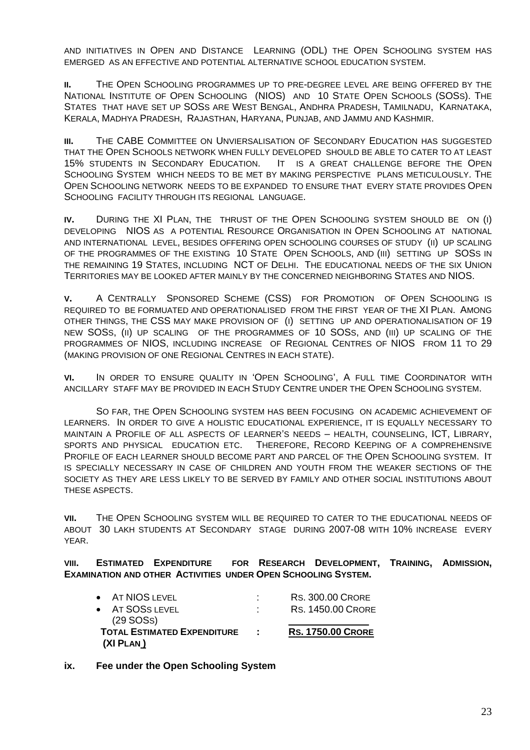AND INITIATIVES IN OPEN AND DISTANCE LEARNING (ODL) THE OPEN SCHOOLING SYSTEM HAS EMERGED AS AN EFFECTIVE AND POTENTIAL ALTERNATIVE SCHOOL EDUCATION SYSTEM.

**II.** THE OPEN SCHOOLING PROGRAMMES UP TO PRE-DEGREE LEVEL ARE BEING OFFERED BY THE NATIONAL INSTITUTE OF OPEN SCHOOLING (NIOS) AND 10 STATE OPEN SCHOOLS (SOSS). THE STATES THAT HAVE SET UP SOSS ARE WEST BENGAL, ANDHRA PRADESH, TAMILNADU, KARNATAKA, KERALA, MADHYA PRADESH, RAJASTHAN, HARYANA, PUNJAB, AND JAMMU AND KASHMIR.

**III.** THE CABE COMMITTEE ON UNVIERSALISATION OF SECONDARY EDUCATION HAS SUGGESTED THAT THE OPEN SCHOOLS NETWORK WHEN FULLY DEVELOPED SHOULD BE ABLE TO CATER TO AT LEAST 15% STUDENTS IN SECONDARY EDUCATION. IT IS A GREAT CHALLENGE BEFORE THE OPEN SCHOOLING SYSTEM WHICH NEEDS TO BE MET BY MAKING PERSPECTIVE PLANS METICULOUSLY. THE OPEN SCHOOLING NETWORK NEEDS TO BE EXPANDED TO ENSURE THAT EVERY STATE PROVIDES OPEN SCHOOLING FACILITY THROUGH ITS REGIONAL LANGUAGE.

**IV.** DURING THE XI PLAN, THE THRUST OF THE OPEN SCHOOLING SYSTEM SHOULD BE ON (I) DEVELOPING NIOS AS A POTENTIAL RESOURCE ORGANISATION IN OPEN SCHOOLING AT NATIONAL AND INTERNATIONAL LEVEL, BESIDES OFFERING OPEN SCHOOLING COURSES OF STUDY (II) UP SCALING OF THE PROGRAMMES OF THE EXISTING 10 STATE OPEN SCHOOLS, AND (III) SETTING UP SOSS IN THE REMAINING 19 STATES, INCLUDING NCT OF DELHI. THE EDUCATIONAL NEEDS OF THE SIX UNION TERRITORIES MAY BE LOOKED AFTER MAINLY BY THE CONCERNED NEIGHBORING STATES AND NIOS.

**V.** A CENTRALLY SPONSORED SCHEME (CSS) FOR PROMOTION OF OPEN SCHOOLING IS REQUIRED TO BE FORMUATED AND OPERATIONALISED FROM THE FIRST YEAR OF THE XI PLAN. AMONG OTHER THINGS, THE CSS MAY MAKE PROVISION OF (I) SETTING UP AND OPERATIONALISATION OF 19 NEW SOSS, (II) UP SCALING OF THE PROGRAMMES OF 10 SOSS, AND (III) UP SCALING OF THE PROGRAMMES OF NIOS, INCLUDING INCREASE OF REGIONAL CENTRES OF NIOS FROM 11 TO 29 (MAKING PROVISION OF ONE REGIONAL CENTRES IN EACH STATE).

**VI.** IN ORDER TO ENSURE QUALITY IN 'OPEN SCHOOLING', A FULL TIME COORDINATOR WITH ANCILLARY STAFF MAY BE PROVIDED IN EACH STUDY CENTRE UNDER THE OPEN SCHOOLING SYSTEM.

SO FAR, THE OPEN SCHOOLING SYSTEM HAS BEEN FOCUSING ON ACADEMIC ACHIEVEMENT OF LEARNERS. IN ORDER TO GIVE A HOLISTIC EDUCATIONAL EXPERIENCE, IT IS EQUALLY NECESSARY TO MAINTAIN A PROFILE OF ALL ASPECTS OF LEARNER'S NEEDS – HEALTH, COUNSELING, ICT, LIBRARY, SPORTS AND PHYSICAL EDUCATION ETC. THEREFORE, RECORD KEEPING OF A COMPREHENSIVE PROFILE OF EACH LEARNER SHOULD BECOME PART AND PARCEL OF THE OPEN SCHOOLING SYSTEM. IT IS SPECIALLY NECESSARY IN CASE OF CHILDREN AND YOUTH FROM THE WEAKER SECTIONS OF THE SOCIETY AS THEY ARE LESS LIKELY TO BE SERVED BY FAMILY AND OTHER SOCIAL INSTITUTIONS ABOUT THESE ASPECTS.

**VII.** THE OPEN SCHOOLING SYSTEM WILL BE REQUIRED TO CATER TO THE EDUCATIONAL NEEDS OF ABOUT 30 LAKH STUDENTS AT SECONDARY STAGE DURING 2007-08 WITH 10% INCREASE EVERY YEAR.

**VIII. ESTIMATED EXPENDITURE FOR RESEARCH DEVELOPMENT, TRAINING, ADMISSION, EXAMINATION AND OTHER ACTIVITIES UNDER OPEN SCHOOLING SYSTEM.**

- AT NIOS LEVEL : RS. 300.00 CRORE
- AT SOSS LEVEL (29 SOSS) : RS. 1450.00 CRORE

**TOTAL ESTIMATED EXPENDITURE (XI PLAN) : RS. 1750.00 CRORE**

**ix. Fee under the Open Schooling System**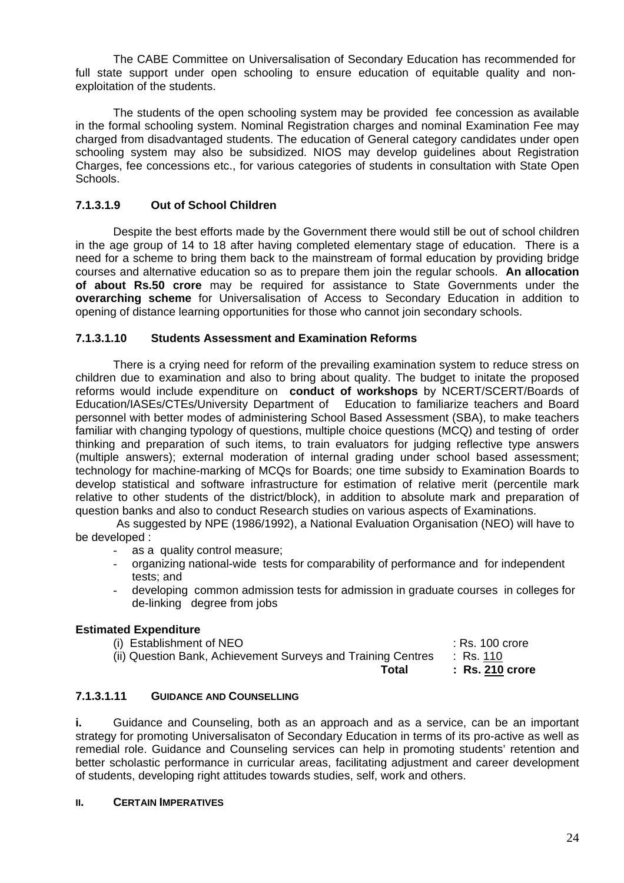The CABE Committee on Universalisation of Secondary Education has recommended for full state support under open schooling to ensure education of equitable quality and non-exploitation of the students.

The students of the open schooling system may be provided fee concession as available in the formal schooling system. Nominal Registration charges and nominal Examination Fee may charged from disadvantaged students. The education of General category candidates under open schooling system may also be subsidized. NIOS may develop guidelines about Registration Charges, fee concessions etc., for various categories of students in consultation with State Open Schools.

### 7.1.3.1.9 Out of School Children

Despite the best efforts made by the Government there would still be out of school children in the age group of 14 to 18 after having completed elementary stage of education. There is a need for a scheme to bring them back to the mainstream of formal education by providing bridge courses and alternative education so as to prepare them join the regular schools. **An allocation of about Rs.50 crore** may be required for assistance to State Governments under the **overarching scheme** for Universalisation of Access to Secondary Education in addition to opening of distance learning opportunities for those who cannot join secondary schools.

### 7.1.3.1.10 Students Assessment and Examination Reforms

There is a crying need for reform of the prevailing examination system to reduce stress on children due to examination and also to bring about quality. The budget to initate the proposed reforms would include expenditure on **conduct of workshops** by NCERT/SCERT/Boards of Education/IASEs/CTEs/University Department of Education to familiarize teachers and Board personnel with better modes of administering School Based Assessment (SBA), to make teachers familiar with changing typology of questions, multiple choice questions (MCQ) and testing of order thinking and preparation of such items, to train evaluators for judging reflective type answers (multiple answers); external moderation of internal grading under school based assessment; technology for machine-marking of MCQs for Boards; one time subsidy to Examination Boards to develop statistical and software infrastructure for estimation of relative merit (percentile mark relative to other students of the district/block), in addition to absolute mark and preparation of question banks and also to conduct Research studies on various aspects of Examinations.

As suggested by NPE (1986/1992), a National Evaluation Organisation (NEO) will have to be developed :

- as a quality control measure;
- organizing national-wide tests for comparability of performance and for independent tests; and
- developing common admission tests for admission in graduate courses in colleges for de-linking degree from jobs

**Estimated Expenditure**

| | |
|---|---|
| (i) Establishment of NEO | : Rs. 100 crore |
| (ii) Question Bank, Achievement Surveys and Training Centres | : Rs. 110 |
| **Total** | **: Rs. 210 crore** |

### 7.1.3.1.11 GUIDANCE AND COUNSELLING

**i.** Guidance and Counseling, both as an approach and as a service, can be an important strategy for promoting Universalisaton of Secondary Education in terms of its pro-active as well as remedial role. Guidance and Counseling services can help in promoting students' retention and better scholastic performance in curricular areas, facilitating adjustment and career development of students, developing right attitudes towards studies, self, work and others.

**II. CERTAIN IMPERATIVES**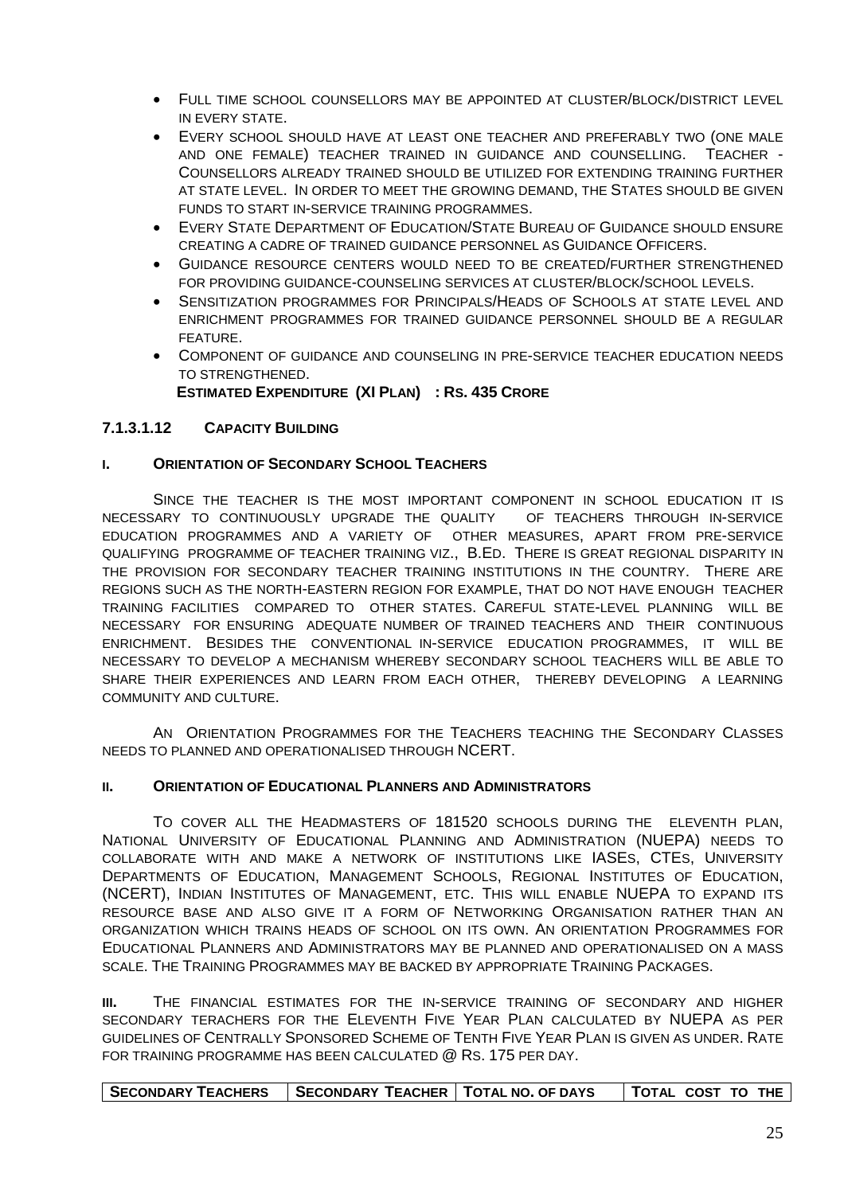- Full time school counsellors may be appointed at cluster/block/district level in every state.
- Every school should have at least one teacher and preferably two (one male and one female) teacher trained in guidance and counselling. Teacher - Counsellors already trained should be utilized for extending training further at state level. In order to meet the growing demand, the States should be given funds to start in-service training programmes.
- Every State Department of Education/State Bureau of Guidance should ensure creating a cadre of trained guidance personnel as Guidance Officers.
- Guidance resource centers would need to be created/further strengthened for providing guidance-counseling services at cluster/block/school levels.
- Sensitization programmes for Principals/Heads of Schools at state level and enrichment programmes for trained guidance personnel should be a regular feature.
- Component of guidance and counseling in pre-service teacher education needs to strengthened.

**Estimated Expenditure (XI Plan) : Rs. 435 Crore**

### 7.1.3.1.12 Capacity Building

#### I. Orientation of Secondary School Teachers

Since the teacher is the most important component in school education it is necessary to continuously upgrade the quality of teachers through in-service education programmes and a variety of other measures, apart from pre-service qualifying programme of teacher training viz., B.Ed. There is great regional disparity in the provision for secondary teacher training institutions in the country. There are regions such as the north-eastern region for example, that do not have enough teacher training facilities compared to other states. Careful state-level planning will be necessary for ensuring adequate number of trained teachers and their continuous enrichment. Besides the conventional in-service education programmes, it will be necessary to develop a mechanism whereby secondary school teachers will be able to share their experiences and learn from each other, thereby developing a learning community and culture.

An Orientation Programmes for the Teachers teaching the Secondary Classes needs to planned and operationalised through NCERT.

#### II. Orientation of Educational Planners and Administrators

To cover all the Headmasters of 181520 schools during the eleventh plan, National University of Educational Planning and Administration (NUEPA) needs to collaborate with and make a network of institutions like IASEs, CTEs, University Departments of Education, Management Schools, Regional Institutes of Education, (NCERT), Indian Institutes of Management, etc. This will enable NUEPA to expand its resource base and also give it a form of Networking Organisation rather than an organization which trains heads of school on its own. An orientation Programmes for Educational Planners and Administrators may be planned and operationalised on a mass scale. The Training Programmes may be backed by appropriate Training Packages.

**III.** The financial estimates for the in-service training of secondary and higher secondary terachers for the Eleventh Five Year Plan calculated by NUEPA as per guidelines of Centrally Sponsored Scheme of Tenth Five Year Plan is given as under. Rate for training programme has been calculated @ Rs. 175 per day.

| Secondary Teachers | Secondary Teacher | Total no. of days | Total cost to the |
|---|---|---|---|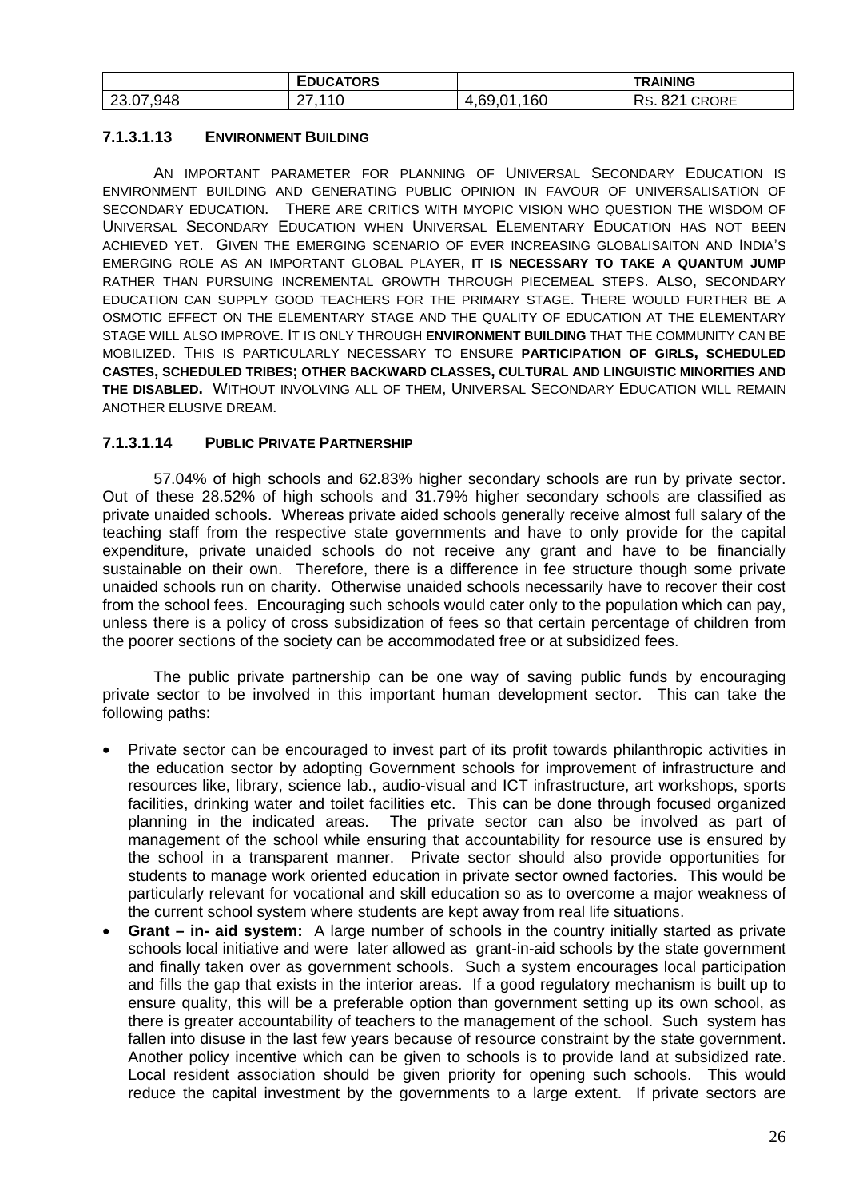| | Educators | | Training |
|---|---|---|---|
| 23.07,948 | 27,110 | 4,69,01,160 | Rs. 821 crore |

#### 7.1.3.1.13 Environment Building

An important parameter for planning of Universal Secondary Education is environment building and generating public opinion in favour of universalisation of secondary education. There are critics with myopic vision who question the wisdom of Universal Secondary Education when Universal Elementary Education has not been achieved yet. Given the emerging scenario of ever increasing globalisaiton and India's emerging role as an important global player, **it is necessary to take a quantum jump** rather than pursuing incremental growth through piecemeal steps. Also, secondary education can supply good teachers for the primary stage. There would further be a osmotic effect on the elementary stage and the quality of education at the elementary stage will also improve. It is only through **environment building** that the community can be mobilized. This is particularly necessary to ensure **participation of girls, scheduled castes, scheduled tribes; other backward classes, cultural and linguistic minorities and the disabled.** Without involving all of them, Universal Secondary Education will remain another elusive dream.

#### 7.1.3.1.14 Public Private Partnership

57.04% of high schools and 62.83% higher secondary schools are run by private sector. Out of these 28.52% of high schools and 31.79% higher secondary schools are classified as private unaided schools. Whereas private aided schools generally receive almost full salary of the teaching staff from the respective state governments and have to only provide for the capital expenditure, private unaided schools do not receive any grant and have to be financially sustainable on their own. Therefore, there is a difference in fee structure though some private unaided schools run on charity. Otherwise unaided schools necessarily have to recover their cost from the school fees. Encouraging such schools would cater only to the population which can pay, unless there is a policy of cross subsidization of fees so that certain percentage of children from the poorer sections of the society can be accommodated free or at subsidized fees.

The public private partnership can be one way of saving public funds by encouraging private sector to be involved in this important human development sector. This can take the following paths:

- Private sector can be encouraged to invest part of its profit towards philanthropic activities in the education sector by adopting Government schools for improvement of infrastructure and resources like, library, science lab., audio-visual and ICT infrastructure, art workshops, sports facilities, drinking water and toilet facilities etc. This can be done through focused organized planning in the indicated areas. The private sector can also be involved as part of management of the school while ensuring that accountability for resource use is ensured by the school in a transparent manner. Private sector should also provide opportunities for students to manage work oriented education in private sector owned factories. This would be particularly relevant for vocational and skill education so as to overcome a major weakness of the current school system where students are kept away from real life situations.
- **Grant – in- aid system:** A large number of schools in the country initially started as private schools local initiative and were later allowed as grant-in-aid schools by the state government and finally taken over as government schools. Such a system encourages local participation and fills the gap that exists in the interior areas. If a good regulatory mechanism is built up to ensure quality, this will be a preferable option than government setting up its own school, as there is greater accountability of teachers to the management of the school. Such system has fallen into disuse in the last few years because of resource constraint by the state government. Another policy incentive which can be given to schools is to provide land at subsidized rate. Local resident association should be given priority for opening such schools. This would reduce the capital investment by the governments to a large extent. If private sectors are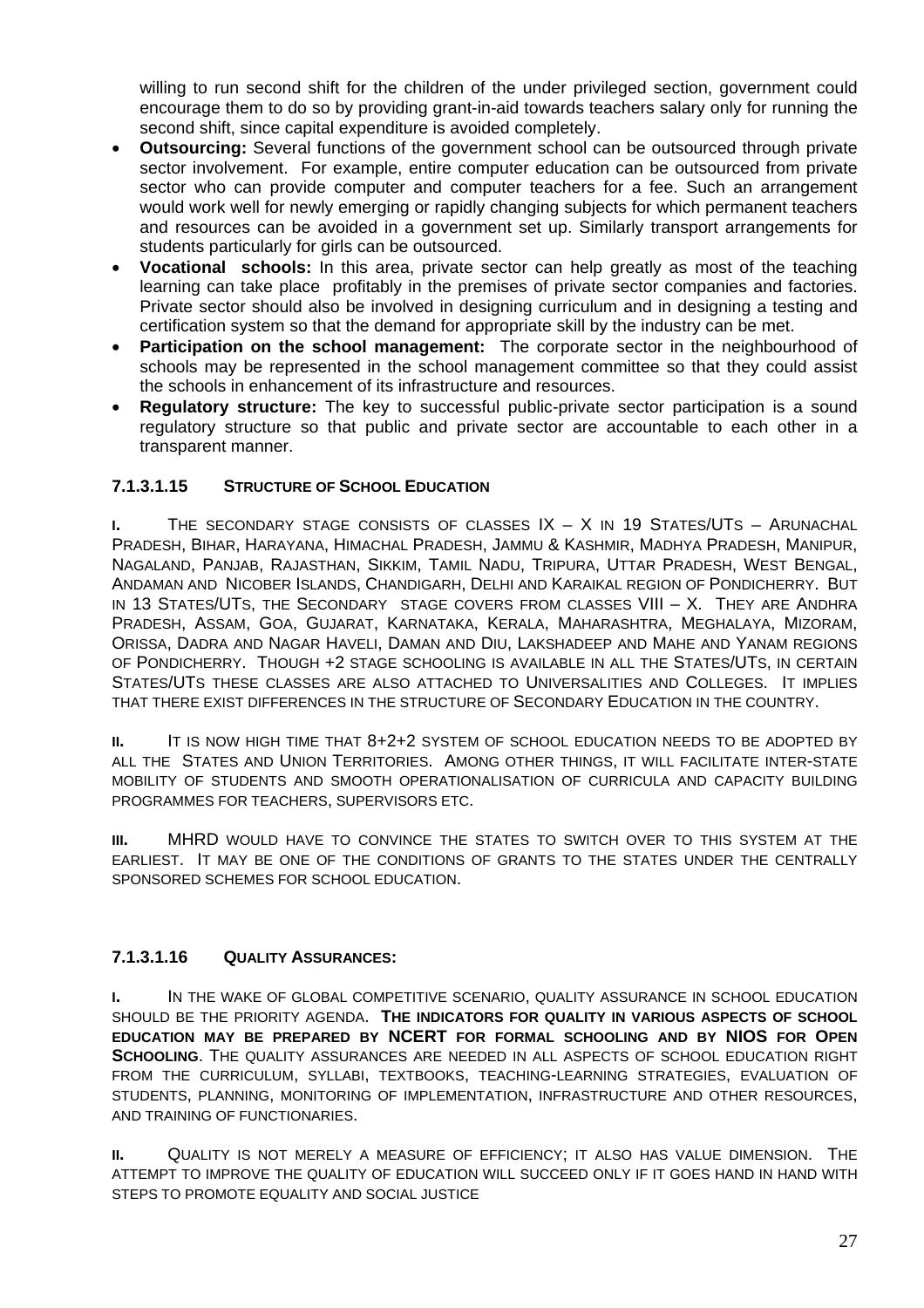willing to run second shift for the children of the under privileged section, government could encourage them to do so by providing grant-in-aid towards teachers salary only for running the second shift, since capital expenditure is avoided completely.

- **Outsourcing:** Several functions of the government school can be outsourced through private sector involvement. For example, entire computer education can be outsourced from private sector who can provide computer and computer teachers for a fee. Such an arrangement would work well for newly emerging or rapidly changing subjects for which permanent teachers and resources can be avoided in a government set up. Similarly transport arrangements for students particularly for girls can be outsourced.
- **Vocational schools:** In this area, private sector can help greatly as most of the teaching learning can take place profitably in the premises of private sector companies and factories. Private sector should also be involved in designing curriculum and in designing a testing and certification system so that the demand for appropriate skill by the industry can be met.
- **Participation on the school management:** The corporate sector in the neighbourhood of schools may be represented in the school management committee so that they could assist the schools in enhancement of its infrastructure and resources.
- **Regulatory structure:** The key to successful public-private sector participation is a sound regulatory structure so that public and private sector are accountable to each other in a transparent manner.

### 7.1.3.1.15 STRUCTURE OF SCHOOL EDUCATION

**I.** THE SECONDARY STAGE CONSISTS OF CLASSES IX – X IN 19 STATES/UTS – ARUNACHAL PRADESH, BIHAR, HARAYANA, HIMACHAL PRADESH, JAMMU & KASHMIR, MADHYA PRADESH, MANIPUR, NAGALAND, PANJAB, RAJASTHAN, SIKKIM, TAMIL NADU, TRIPURA, UTTAR PRADESH, WEST BENGAL, ANDAMAN AND NICOBER ISLANDS, CHANDIGARH, DELHI AND KARAIKAL REGION OF PONDICHERRY. BUT IN 13 STATES/UTS, THE SECONDARY STAGE COVERS FROM CLASSES VIII – X. THEY ARE ANDHRA PRADESH, ASSAM, GOA, GUJARAT, KARNATAKA, KERALA, MAHARASHTRA, MEGHALAYA, MIZORAM, ORISSA, DADRA AND NAGAR HAVELI, DAMAN AND DIU, LAKSHADEEP AND MAHE AND YANAM REGIONS OF PONDICHERRY. THOUGH +2 STAGE SCHOOLING IS AVAILABLE IN ALL THE STATES/UTS, IN CERTAIN STATES/UTS THESE CLASSES ARE ALSO ATTACHED TO UNIVERSALITIES AND COLLEGES. IT IMPLIES THAT THERE EXIST DIFFERENCES IN THE STRUCTURE OF SECONDARY EDUCATION IN THE COUNTRY.

**II.** IT IS NOW HIGH TIME THAT 8+2+2 SYSTEM OF SCHOOL EDUCATION NEEDS TO BE ADOPTED BY ALL THE STATES AND UNION TERRITORIES. AMONG OTHER THINGS, IT WILL FACILITATE INTER-STATE MOBILITY OF STUDENTS AND SMOOTH OPERATIONALISATION OF CURRICULA AND CAPACITY BUILDING PROGRAMMES FOR TEACHERS, SUPERVISORS ETC.

**III.** MHRD WOULD HAVE TO CONVINCE THE STATES TO SWITCH OVER TO THIS SYSTEM AT THE EARLIEST. IT MAY BE ONE OF THE CONDITIONS OF GRANTS TO THE STATES UNDER THE CENTRALLY SPONSORED SCHEMES FOR SCHOOL EDUCATION.

### 7.1.3.1.16 QUALITY ASSURANCES:

**I.** IN THE WAKE OF GLOBAL COMPETITIVE SCENARIO, QUALITY ASSURANCE IN SCHOOL EDUCATION SHOULD BE THE PRIORITY AGENDA. **THE INDICATORS FOR QUALITY IN VARIOUS ASPECTS OF SCHOOL EDUCATION MAY BE PREPARED BY NCERT FOR FORMAL SCHOOLING AND BY NIOS FOR OPEN SCHOOLING**. THE QUALITY ASSURANCES ARE NEEDED IN ALL ASPECTS OF SCHOOL EDUCATION RIGHT FROM THE CURRICULUM, SYLLABI, TEXTBOOKS, TEACHING-LEARNING STRATEGIES, EVALUATION OF STUDENTS, PLANNING, MONITORING OF IMPLEMENTATION, INFRASTRUCTURE AND OTHER RESOURCES, AND TRAINING OF FUNCTIONARIES.

**II.** QUALITY IS NOT MERELY A MEASURE OF EFFICIENCY; IT ALSO HAS VALUE DIMENSION. THE ATTEMPT TO IMPROVE THE QUALITY OF EDUCATION WILL SUCCEED ONLY IF IT GOES HAND IN HAND WITH STEPS TO PROMOTE EQUALITY AND SOCIAL JUSTICE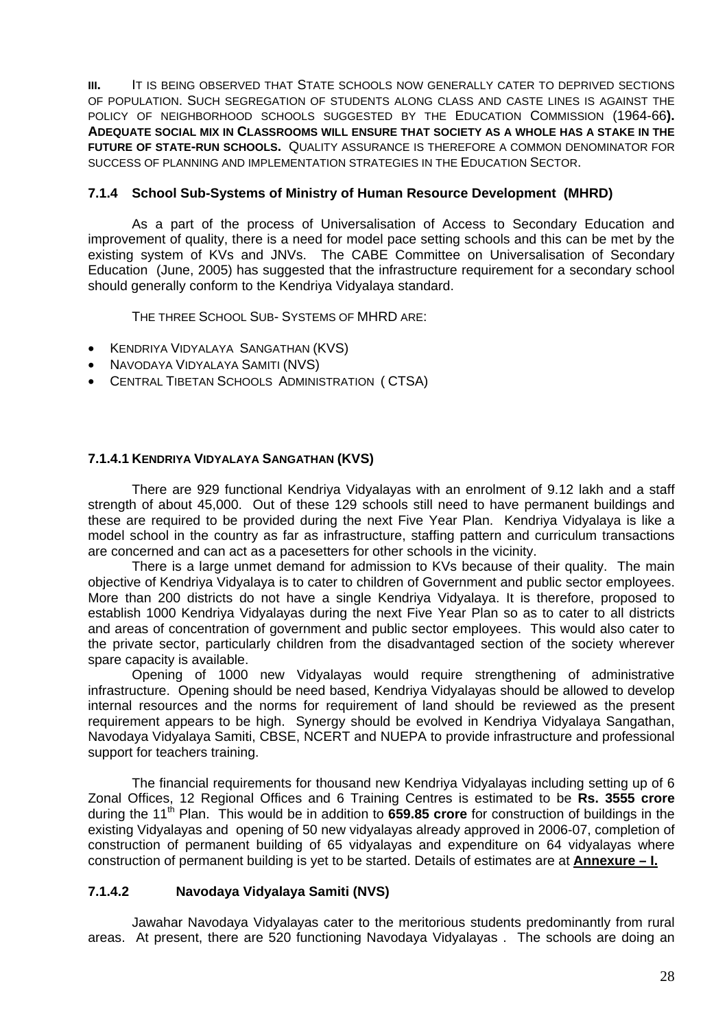III. It is being observed that State schools now generally cater to deprived sections of population. Such segregation of students along class and caste lines is against the policy of neighborhood schools suggested by the Education Commission (1964-66**). Adequate social mix in Classrooms will ensure that society as a whole has a stake in the future of state-run schools.** Quality assurance is therefore a common denominator for success of planning and implementation strategies in the Education Sector.

### 7.1.4 School Sub-Systems of Ministry of Human Resource Development (MHRD)

As a part of the process of Universalisation of Access to Secondary Education and improvement of quality, there is a need for model pace setting schools and this can be met by the existing system of KVs and JNVs. The CABE Committee on Universalisation of Secondary Education (June, 2005) has suggested that the infrastructure requirement for a secondary school should generally conform to the Kendriya Vidyalaya standard.

The three School Sub- Systems of MHRD are:

- Kendriya Vidyalaya Sangathan (KVS)
- Navodaya Vidyalaya Samiti (NVS)
- Central Tibetan Schools Administration ( CTSA)

#### 7.1.4.1 Kendriya Vidyalaya Sangathan (KVS)

There are 929 functional Kendriya Vidyalayas with an enrolment of 9.12 lakh and a staff strength of about 45,000. Out of these 129 schools still need to have permanent buildings and these are required to be provided during the next Five Year Plan. Kendriya Vidyalaya is like a model school in the country as far as infrastructure, staffing pattern and curriculum transactions are concerned and can act as a pacesetters for other schools in the vicinity.

There is a large unmet demand for admission to KVs because of their quality. The main objective of Kendriya Vidyalaya is to cater to children of Government and public sector employees. More than 200 districts do not have a single Kendriya Vidyalaya. It is therefore, proposed to establish 1000 Kendriya Vidyalayas during the next Five Year Plan so as to cater to all districts and areas of concentration of government and public sector employees. This would also cater to the private sector, particularly children from the disadvantaged section of the society wherever spare capacity is available.

Opening of 1000 new Vidyalayas would require strengthening of administrative infrastructure. Opening should be need based, Kendriya Vidyalayas should be allowed to develop internal resources and the norms for requirement of land should be reviewed as the present requirement appears to be high. Synergy should be evolved in Kendriya Vidyalaya Sangathan, Navodaya Vidyalaya Samiti, CBSE, NCERT and NUEPA to provide infrastructure and professional support for teachers training.

The financial requirements for thousand new Kendriya Vidyalayas including setting up of 6 Zonal Offices, 12 Regional Offices and 6 Training Centres is estimated to be **Rs. 3555 crore** during the 11th Plan. This would be in addition to **659.85 crore** for construction of buildings in the existing Vidyalayas and opening of 50 new vidyalayas already approved in 2006-07, completion of construction of permanent building of 65 vidyalayas and expenditure on 64 vidyalayas where construction of permanent building is yet to be started. Details of estimates are at **Annexure – I.**

### 7.1.4.2 Navodaya Vidyalaya Samiti (NVS)

Jawahar Navodaya Vidyalayas cater to the meritorious students predominantly from rural areas. At present, there are 520 functioning Navodaya Vidyalayas . The schools are doing an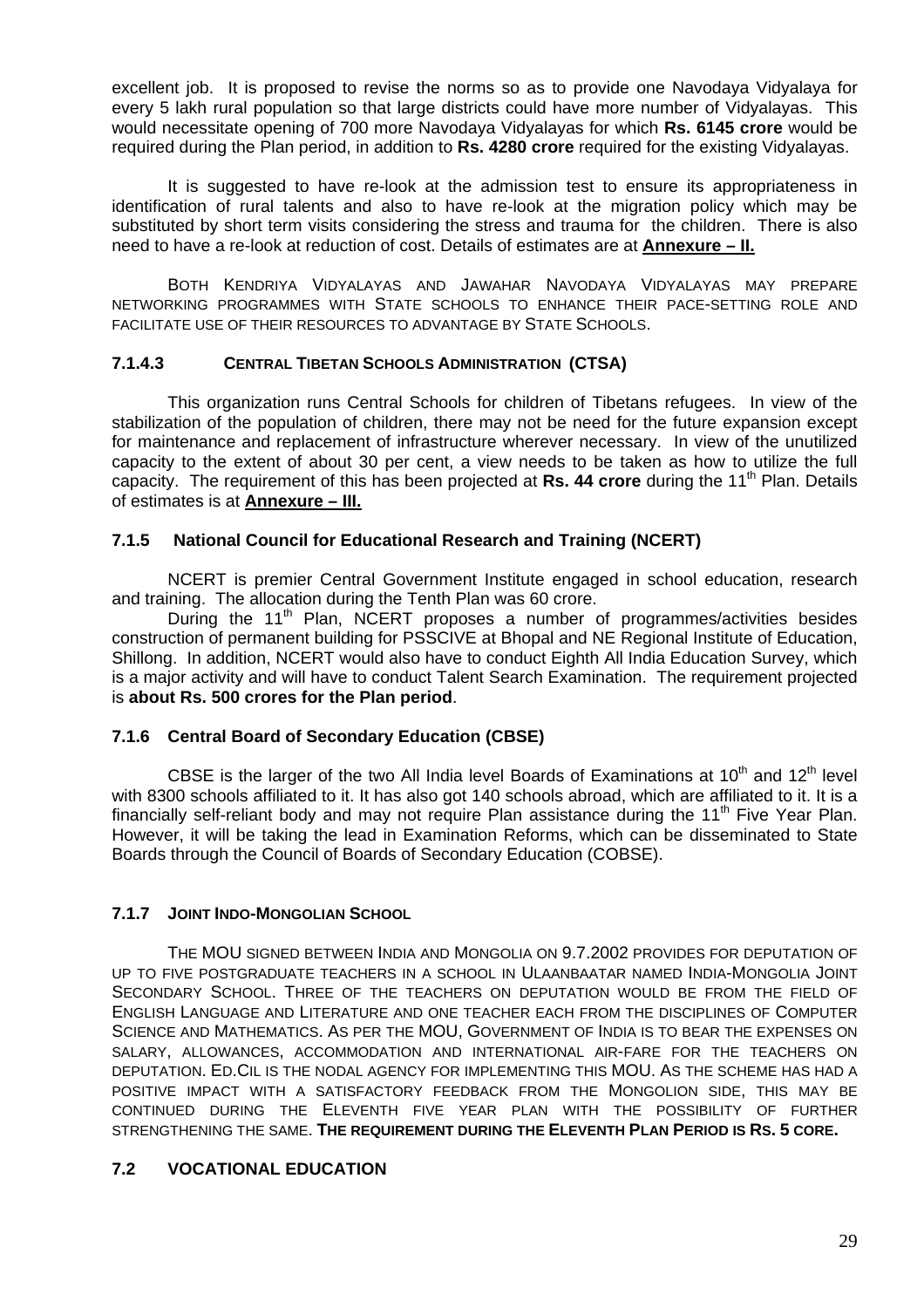excellent job. It is proposed to revise the norms so as to provide one Navodaya Vidyalaya for every 5 lakh rural population so that large districts could have more number of Vidyalayas. This would necessitate opening of 700 more Navodaya Vidyalayas for which **Rs. 6145 crore** would be required during the Plan period, in addition to **Rs. 4280 crore** required for the existing Vidyalayas.

It is suggested to have re-look at the admission test to ensure its appropriateness in identification of rural talents and also to have re-look at the migration policy which may be substituted by short term visits considering the stress and trauma for the children. There is also need to have a re-look at reduction of cost. Details of estimates are at **Annexure – II.**

BOTH KENDRIYA VIDYALAYAS AND JAWAHAR NAVODAYA VIDYALAYAS MAY PREPARE NETWORKING PROGRAMMES WITH STATE SCHOOLS TO ENHANCE THEIR PACE-SETTING ROLE AND FACILITATE USE OF THEIR RESOURCES TO ADVANTAGE BY STATE SCHOOLS.

#### 7.1.4.3 CENTRAL TIBETAN SCHOOLS ADMINISTRATION (CTSA)

This organization runs Central Schools for children of Tibetans refugees. In view of the stabilization of the population of children, there may not be need for the future expansion except for maintenance and replacement of infrastructure wherever necessary. In view of the unutilized capacity to the extent of about 30 per cent, a view needs to be taken as how to utilize the full capacity. The requirement of this has been projected at **Rs. 44 crore** during the 11th Plan. Details of estimates is at **Annexure – III.**

### 7.1.5 National Council for Educational Research and Training (NCERT)

NCERT is premier Central Government Institute engaged in school education, research and training. The allocation during the Tenth Plan was 60 crore.

During the 11th Plan, NCERT proposes a number of programmes/activities besides construction of permanent building for PSSCIVE at Bhopal and NE Regional Institute of Education, Shillong. In addition, NCERT would also have to conduct Eighth All India Education Survey, which is a major activity and will have to conduct Talent Search Examination. The requirement projected is **about Rs. 500 crores for the Plan period**.

### 7.1.6 Central Board of Secondary Education (CBSE)

CBSE is the larger of the two All India level Boards of Examinations at 10th and 12th level with 8300 schools affiliated to it. It has also got 140 schools abroad, which are affiliated to it. It is a financially self-reliant body and may not require Plan assistance during the 11th Five Year Plan. However, it will be taking the lead in Examination Reforms, which can be disseminated to State Boards through the Council of Boards of Secondary Education (COBSE).

### 7.1.7 JOINT INDO-MONGOLIAN SCHOOL

THE MOU SIGNED BETWEEN INDIA AND MONGOLIA ON 9.7.2002 PROVIDES FOR DEPUTATION OF UP TO FIVE POSTGRADUATE TEACHERS IN A SCHOOL IN ULAANBAATAR NAMED INDIA-MONGOLIA JOINT SECONDARY SCHOOL. THREE OF THE TEACHERS ON DEPUTATION WOULD BE FROM THE FIELD OF ENGLISH LANGUAGE AND LITERATURE AND ONE TEACHER EACH FROM THE DISCIPLINES OF COMPUTER SCIENCE AND MATHEMATICS. AS PER THE MOU, GOVERNMENT OF INDIA IS TO BEAR THE EXPENSES ON SALARY, ALLOWANCES, ACCOMMODATION AND INTERNATIONAL AIR-FARE FOR THE TEACHERS ON DEPUTATION. ED.CIL IS THE NODAL AGENCY FOR IMPLEMENTING THIS MOU. AS THE SCHEME HAS HAD A POSITIVE IMPACT WITH A SATISFACTORY FEEDBACK FROM THE MONGOLION SIDE, THIS MAY BE CONTINUED DURING THE ELEVENTH FIVE YEAR PLAN WITH THE POSSIBILITY OF FURTHER STRENGTHENING THE SAME. **THE REQUIREMENT DURING THE ELEVENTH PLAN PERIOD IS RS. 5 CORE.**

## 7.2 VOCATIONAL EDUCATION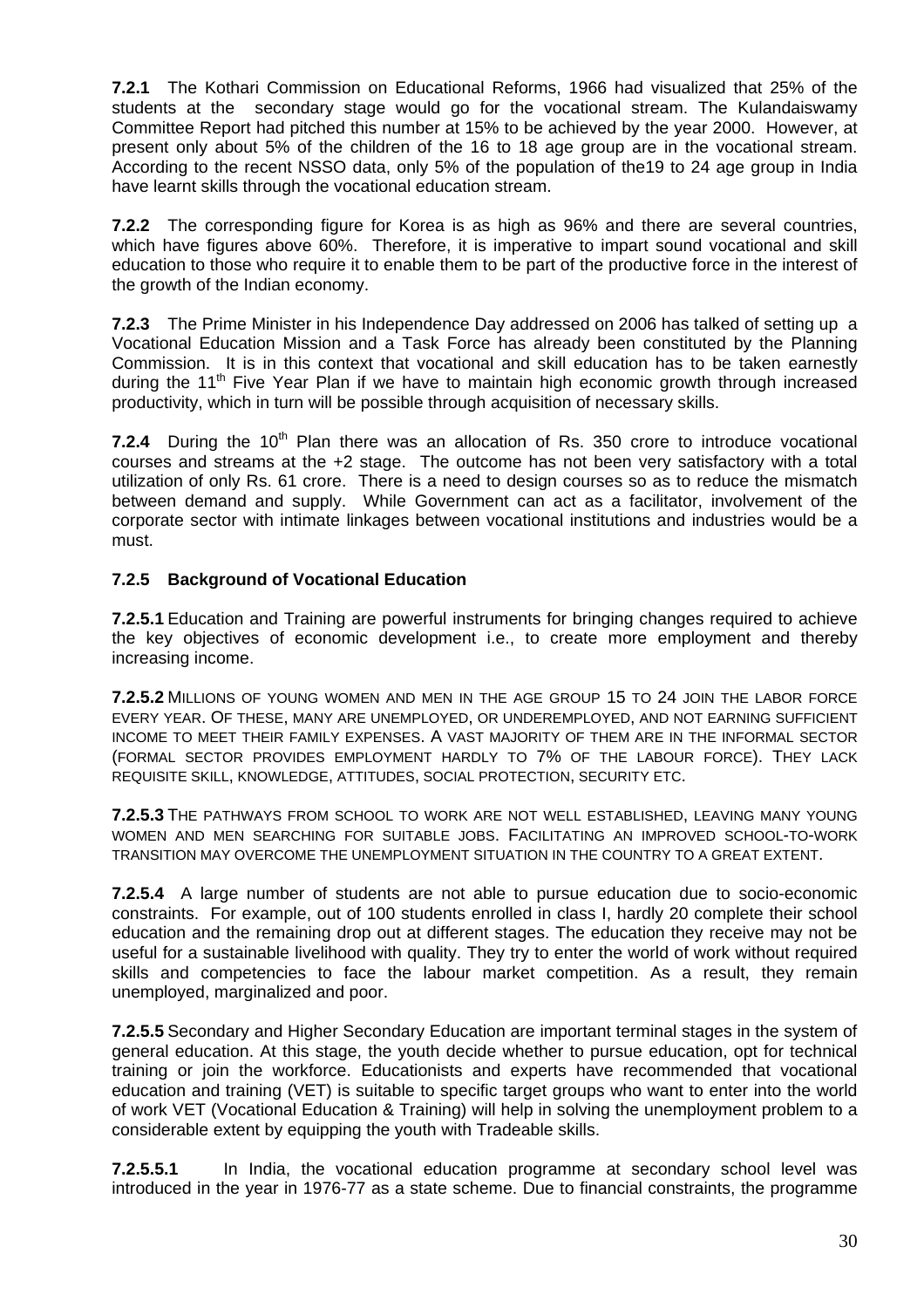**7.2.1** The Kothari Commission on Educational Reforms, 1966 had visualized that 25% of the students at the secondary stage would go for the vocational stream. The Kulandaiswamy Committee Report had pitched this number at 15% to be achieved by the year 2000. However, at present only about 5% of the children of the 16 to 18 age group are in the vocational stream. According to the recent NSSO data, only 5% of the population of the19 to 24 age group in India have learnt skills through the vocational education stream.

**7.2.2** The corresponding figure for Korea is as high as 96% and there are several countries, which have figures above 60%. Therefore, it is imperative to impart sound vocational and skill education to those who require it to enable them to be part of the productive force in the interest of the growth of the Indian economy.

**7.2.3** The Prime Minister in his Independence Day addressed on 2006 has talked of setting up a Vocational Education Mission and a Task Force has already been constituted by the Planning Commission. It is in this context that vocational and skill education has to be taken earnestly during the 11th Five Year Plan if we have to maintain high economic growth through increased productivity, which in turn will be possible through acquisition of necessary skills.

**7.2.4** During the 10th Plan there was an allocation of Rs. 350 crore to introduce vocational courses and streams at the +2 stage. The outcome has not been very satisfactory with a total utilization of only Rs. 61 crore. There is a need to design courses so as to reduce the mismatch between demand and supply. While Government can act as a facilitator, involvement of the corporate sector with intimate linkages between vocational institutions and industries would be a must.

### 7.2.5 Background of Vocational Education

**7.2.5.1** Education and Training are powerful instruments for bringing changes required to achieve the key objectives of economic development i.e., to create more employment and thereby increasing income.

**7.2.5.2** MILLIONS OF YOUNG WOMEN AND MEN IN THE AGE GROUP 15 TO 24 JOIN THE LABOR FORCE EVERY YEAR. OF THESE, MANY ARE UNEMPLOYED, OR UNDEREMPLOYED, AND NOT EARNING SUFFICIENT INCOME TO MEET THEIR FAMILY EXPENSES. A VAST MAJORITY OF THEM ARE IN THE INFORMAL SECTOR (FORMAL SECTOR PROVIDES EMPLOYMENT HARDLY TO 7% OF THE LABOUR FORCE). THEY LACK REQUISITE SKILL, KNOWLEDGE, ATTITUDES, SOCIAL PROTECTION, SECURITY ETC.

**7.2.5.3** THE PATHWAYS FROM SCHOOL TO WORK ARE NOT WELL ESTABLISHED, LEAVING MANY YOUNG WOMEN AND MEN SEARCHING FOR SUITABLE JOBS. FACILITATING AN IMPROVED SCHOOL-TO-WORK TRANSITION MAY OVERCOME THE UNEMPLOYMENT SITUATION IN THE COUNTRY TO A GREAT EXTENT.

**7.2.5.4** A large number of students are not able to pursue education due to socio-economic constraints. For example, out of 100 students enrolled in class I, hardly 20 complete their school education and the remaining drop out at different stages. The education they receive may not be useful for a sustainable livelihood with quality. They try to enter the world of work without required skills and competencies to face the labour market competition. As a result, they remain unemployed, marginalized and poor.

**7.2.5.5** Secondary and Higher Secondary Education are important terminal stages in the system of general education. At this stage, the youth decide whether to pursue education, opt for technical training or join the workforce. Educationists and experts have recommended that vocational education and training (VET) is suitable to specific target groups who want to enter into the world of work VET (Vocational Education & Training) will help in solving the unemployment problem to a considerable extent by equipping the youth with Tradeable skills.

**7.2.5.5.1** In India, the vocational education programme at secondary school level was introduced in the year in 1976-77 as a state scheme. Due to financial constraints, the programme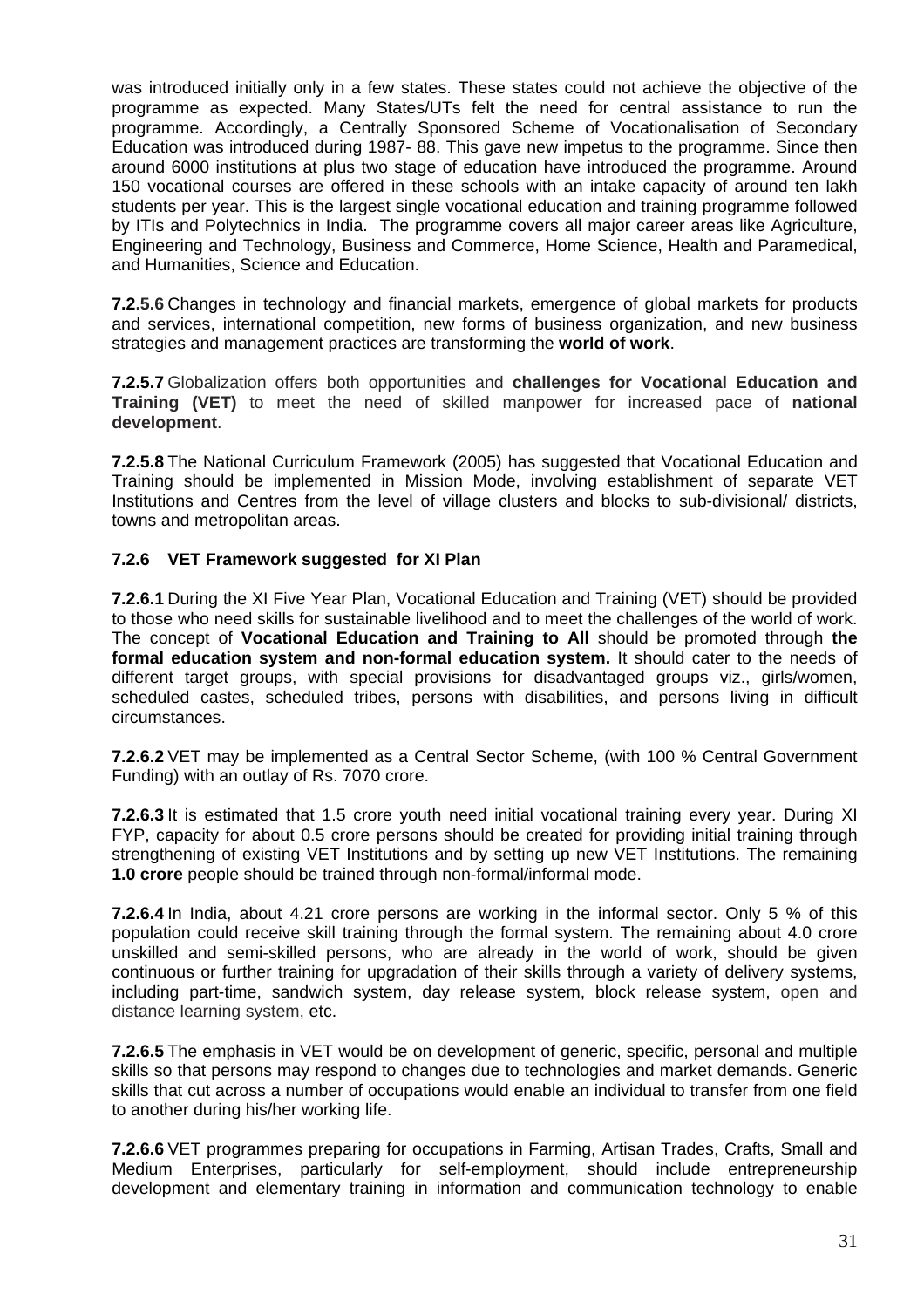was introduced initially only in a few states. These states could not achieve the objective of the programme as expected. Many States/UTs felt the need for central assistance to run the programme. Accordingly, a Centrally Sponsored Scheme of Vocationalisation of Secondary Education was introduced during 1987- 88. This gave new impetus to the programme. Since then around 6000 institutions at plus two stage of education have introduced the programme. Around 150 vocational courses are offered in these schools with an intake capacity of around ten lakh students per year. This is the largest single vocational education and training programme followed by ITIs and Polytechnics in India. The programme covers all major career areas like Agriculture, Engineering and Technology, Business and Commerce, Home Science, Health and Paramedical, and Humanities, Science and Education.

**7.2.5.6** Changes in technology and financial markets, emergence of global markets for products and services, international competition, new forms of business organization, and new business strategies and management practices are transforming the **world of work**.

**7.2.5.7** Globalization offers both opportunities and **challenges for Vocational Education and Training (VET)** to meet the need of skilled manpower for increased pace of **national development**.

**7.2.5.8** The National Curriculum Framework (2005) has suggested that Vocational Education and Training should be implemented in Mission Mode, involving establishment of separate VET Institutions and Centres from the level of village clusters and blocks to sub-divisional/ districts, towns and metropolitan areas.

### 7.2.6 VET Framework suggested for XI Plan

**7.2.6.1** During the XI Five Year Plan, Vocational Education and Training (VET) should be provided to those who need skills for sustainable livelihood and to meet the challenges of the world of work. The concept of **Vocational Education and Training to All** should be promoted through **the formal education system and non-formal education system.** It should cater to the needs of different target groups, with special provisions for disadvantaged groups viz., girls/women, scheduled castes, scheduled tribes, persons with disabilities, and persons living in difficult circumstances.

**7.2.6.2** VET may be implemented as a Central Sector Scheme, (with 100 % Central Government Funding) with an outlay of Rs. 7070 crore.

**7.2.6.3** It is estimated that 1.5 crore youth need initial vocational training every year. During XI FYP, capacity for about 0.5 crore persons should be created for providing initial training through strengthening of existing VET Institutions and by setting up new VET Institutions. The remaining **1.0 crore** people should be trained through non-formal/informal mode.

**7.2.6.4** In India, about 4.21 crore persons are working in the informal sector. Only 5 % of this population could receive skill training through the formal system. The remaining about 4.0 crore unskilled and semi-skilled persons, who are already in the world of work, should be given continuous or further training for upgradation of their skills through a variety of delivery systems, including part-time, sandwich system, day release system, block release system, open and distance learning system, etc.

**7.2.6.5** The emphasis in VET would be on development of generic, specific, personal and multiple skills so that persons may respond to changes due to technologies and market demands. Generic skills that cut across a number of occupations would enable an individual to transfer from one field to another during his/her working life.

**7.2.6.6** VET programmes preparing for occupations in Farming, Artisan Trades, Crafts, Small and Medium Enterprises, particularly for self-employment, should include entrepreneurship development and elementary training in information and communication technology to enable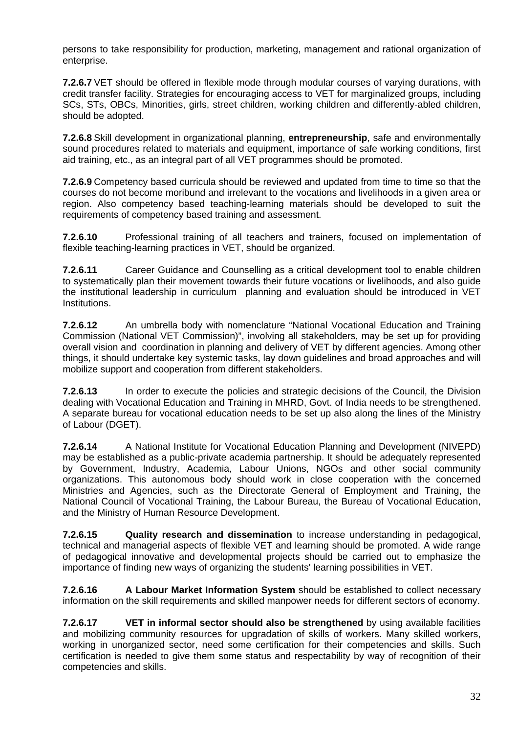persons to take responsibility for production, marketing, management and rational organization of enterprise.

**7.2.6.7** VET should be offered in flexible mode through modular courses of varying durations, with credit transfer facility. Strategies for encouraging access to VET for marginalized groups, including SCs, STs, OBCs, Minorities, girls, street children, working children and differently-abled children, should be adopted.

**7.2.6.8** Skill development in organizational planning, **entrepreneurship**, safe and environmentally sound procedures related to materials and equipment, importance of safe working conditions, first aid training, etc., as an integral part of all VET programmes should be promoted.

**7.2.6.9** Competency based curricula should be reviewed and updated from time to time so that the courses do not become moribund and irrelevant to the vocations and livelihoods in a given area or region. Also competency based teaching-learning materials should be developed to suit the requirements of competency based training and assessment.

**7.2.6.10** Professional training of all teachers and trainers, focused on implementation of flexible teaching-learning practices in VET, should be organized.

**7.2.6.11** Career Guidance and Counselling as a critical development tool to enable children to systematically plan their movement towards their future vocations or livelihoods, and also guide the institutional leadership in curriculum planning and evaluation should be introduced in VET Institutions.

**7.2.6.12** An umbrella body with nomenclature "National Vocational Education and Training Commission (National VET Commission)", involving all stakeholders, may be set up for providing overall vision and coordination in planning and delivery of VET by different agencies. Among other things, it should undertake key systemic tasks, lay down guidelines and broad approaches and will mobilize support and cooperation from different stakeholders.

**7.2.6.13** In order to execute the policies and strategic decisions of the Council, the Division dealing with Vocational Education and Training in MHRD, Govt. of India needs to be strengthened. A separate bureau for vocational education needs to be set up also along the lines of the Ministry of Labour (DGET).

**7.2.6.14** A National Institute for Vocational Education Planning and Development (NIVEPD) may be established as a public-private academia partnership. It should be adequately represented by Government, Industry, Academia, Labour Unions, NGOs and other social community organizations. This autonomous body should work in close cooperation with the concerned Ministries and Agencies, such as the Directorate General of Employment and Training, the National Council of Vocational Training, the Labour Bureau, the Bureau of Vocational Education, and the Ministry of Human Resource Development.

**7.2.6.15** **Quality research and dissemination** to increase understanding in pedagogical, technical and managerial aspects of flexible VET and learning should be promoted. A wide range of pedagogical innovative and developmental projects should be carried out to emphasize the importance of finding new ways of organizing the students' learning possibilities in VET.

**7.2.6.16** **A Labour Market Information System** should be established to collect necessary information on the skill requirements and skilled manpower needs for different sectors of economy.

**7.2.6.17** **VET in informal sector should also be strengthened** by using available facilities and mobilizing community resources for upgradation of skills of workers. Many skilled workers, working in unorganized sector, need some certification for their competencies and skills. Such certification is needed to give them some status and respectability by way of recognition of their competencies and skills.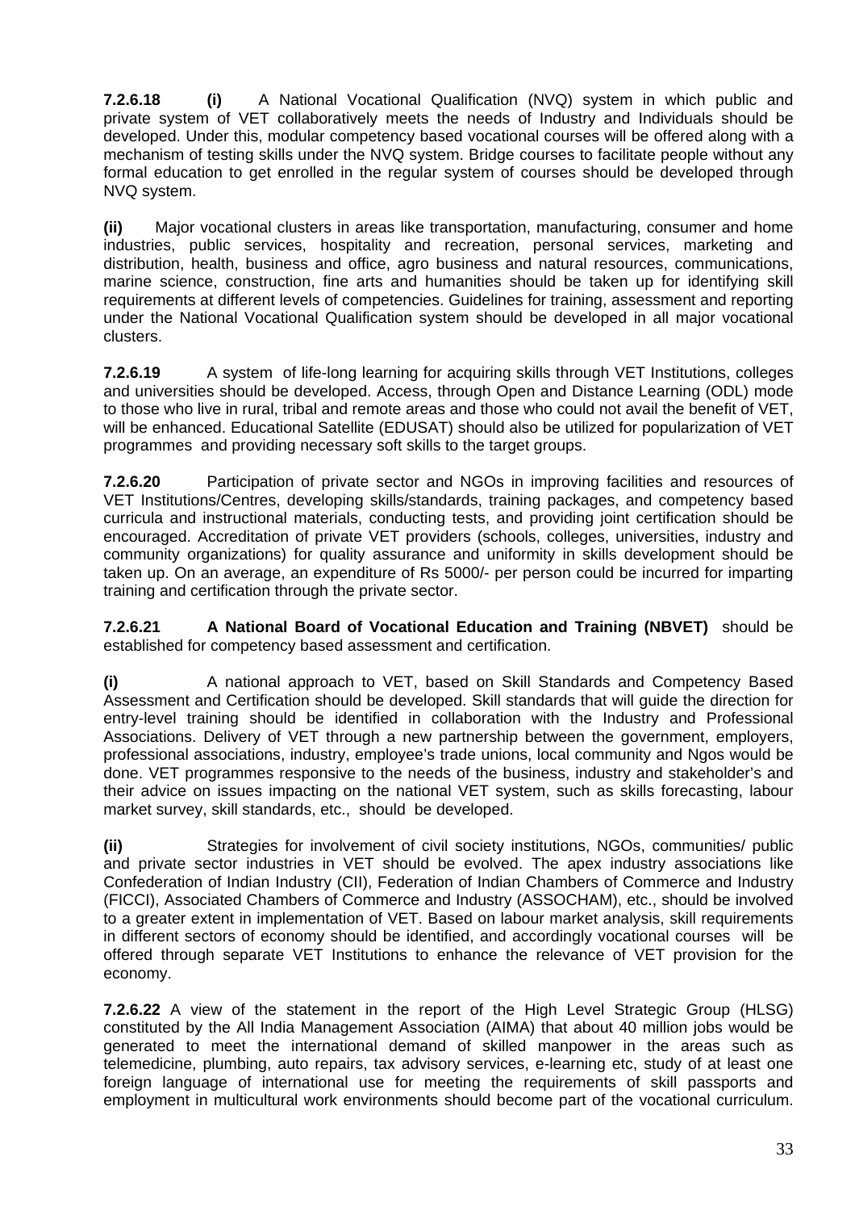**7.2.6.18 (i)** A National Vocational Qualification (NVQ) system in which public and private system of VET collaboratively meets the needs of Industry and Individuals should be developed. Under this, modular competency based vocational courses will be offered along with a mechanism of testing skills under the NVQ system. Bridge courses to facilitate people without any formal education to get enrolled in the regular system of courses should be developed through NVQ system.

**(ii)** Major vocational clusters in areas like transportation, manufacturing, consumer and home industries, public services, hospitality and recreation, personal services, marketing and distribution, health, business and office, agro business and natural resources, communications, marine science, construction, fine arts and humanities should be taken up for identifying skill requirements at different levels of competencies. Guidelines for training, assessment and reporting under the National Vocational Qualification system should be developed in all major vocational clusters.

**7.2.6.19** A system of life-long learning for acquiring skills through VET Institutions, colleges and universities should be developed. Access, through Open and Distance Learning (ODL) mode to those who live in rural, tribal and remote areas and those who could not avail the benefit of VET, will be enhanced. Educational Satellite (EDUSAT) should also be utilized for popularization of VET programmes and providing necessary soft skills to the target groups.

**7.2.6.20** Participation of private sector and NGOs in improving facilities and resources of VET Institutions/Centres, developing skills/standards, training packages, and competency based curricula and instructional materials, conducting tests, and providing joint certification should be encouraged. Accreditation of private VET providers (schools, colleges, universities, industry and community organizations) for quality assurance and uniformity in skills development should be taken up. On an average, an expenditure of Rs 5000/- per person could be incurred for imparting training and certification through the private sector.

**7.2.6.21 A National Board of Vocational Education and Training (NBVET)** should be established for competency based assessment and certification.

**(i)** A national approach to VET, based on Skill Standards and Competency Based Assessment and Certification should be developed. Skill standards that will guide the direction for entry-level training should be identified in collaboration with the Industry and Professional Associations. Delivery of VET through a new partnership between the government, employers, professional associations, industry, employee's trade unions, local community and Ngos would be done. VET programmes responsive to the needs of the business, industry and stakeholder's and their advice on issues impacting on the national VET system, such as skills forecasting, labour market survey, skill standards, etc., should be developed.

**(ii)** Strategies for involvement of civil society institutions, NGOs, communities/ public and private sector industries in VET should be evolved. The apex industry associations like Confederation of Indian Industry (CII), Federation of Indian Chambers of Commerce and Industry (FICCI), Associated Chambers of Commerce and Industry (ASSOCHAM), etc., should be involved to a greater extent in implementation of VET. Based on labour market analysis, skill requirements in different sectors of economy should be identified, and accordingly vocational courses will be offered through separate VET Institutions to enhance the relevance of VET provision for the economy.

**7.2.6.22** A view of the statement in the report of the High Level Strategic Group (HLSG) constituted by the All India Management Association (AIMA) that about 40 million jobs would be generated to meet the international demand of skilled manpower in the areas such as telemedicine, plumbing, auto repairs, tax advisory services, e-learning etc, study of at least one foreign language of international use for meeting the requirements of skill passports and employment in multicultural work environments should become part of the vocational curriculum.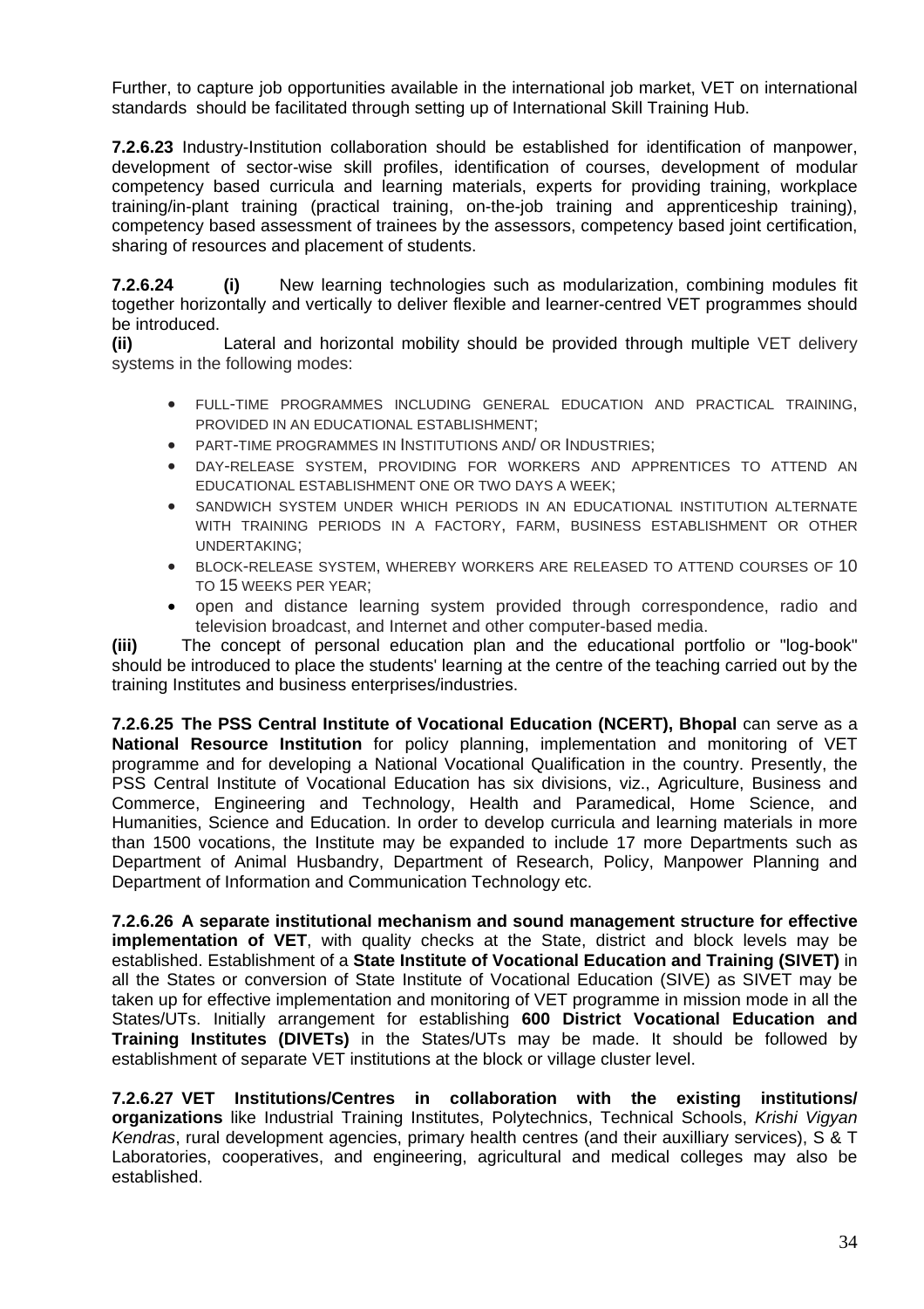Further, to capture job opportunities available in the international job market, VET on international standards should be facilitated through setting up of International Skill Training Hub.

**7.2.6.23** Industry-Institution collaboration should be established for identification of manpower, development of sector-wise skill profiles, identification of courses, development of modular competency based curricula and learning materials, experts for providing training, workplace training/in-plant training (practical training, on-the-job training and apprenticeship training), competency based assessment of trainees by the assessors, competency based joint certification, sharing of resources and placement of students.

**7.2.6.24 (i)** New learning technologies such as modularization, combining modules fit together horizontally and vertically to deliver flexible and learner-centred VET programmes should be introduced.

**(ii)** Lateral and horizontal mobility should be provided through multiple VET delivery systems in the following modes:

- FULL-TIME PROGRAMMES INCLUDING GENERAL EDUCATION AND PRACTICAL TRAINING, PROVIDED IN AN EDUCATIONAL ESTABLISHMENT;
- PART-TIME PROGRAMMES IN INSTITUTIONS AND/ OR INDUSTRIES;
- DAY-RELEASE SYSTEM, PROVIDING FOR WORKERS AND APPRENTICES TO ATTEND AN EDUCATIONAL ESTABLISHMENT ONE OR TWO DAYS A WEEK;
- SANDWICH SYSTEM UNDER WHICH PERIODS IN AN EDUCATIONAL INSTITUTION ALTERNATE WITH TRAINING PERIODS IN A FACTORY, FARM, BUSINESS ESTABLISHMENT OR OTHER UNDERTAKING;
- BLOCK-RELEASE SYSTEM, WHEREBY WORKERS ARE RELEASED TO ATTEND COURSES OF 10 TO 15 WEEKS PER YEAR;
- open and distance learning system provided through correspondence, radio and television broadcast, and Internet and other computer-based media.

**(iii)** The concept of personal education plan and the educational portfolio or "log-book" should be introduced to place the students' learning at the centre of the teaching carried out by the training Institutes and business enterprises/industries.

**7.2.6.25 The PSS Central Institute of Vocational Education (NCERT), Bhopal** can serve as a **National Resource Institution** for policy planning, implementation and monitoring of VET programme and for developing a National Vocational Qualification in the country. Presently, the PSS Central Institute of Vocational Education has six divisions, viz., Agriculture, Business and Commerce, Engineering and Technology, Health and Paramedical, Home Science, and Humanities, Science and Education. In order to develop curricula and learning materials in more than 1500 vocations, the Institute may be expanded to include 17 more Departments such as Department of Animal Husbandry, Department of Research, Policy, Manpower Planning and Department of Information and Communication Technology etc.

**7.2.6.26 A separate institutional mechanism and sound management structure for effective implementation of VET**, with quality checks at the State, district and block levels may be established. Establishment of a **State Institute of Vocational Education and Training (SIVET)** in all the States or conversion of State Institute of Vocational Education (SIVE) as SIVET may be taken up for effective implementation and monitoring of VET programme in mission mode in all the States/UTs. Initially arrangement for establishing **600 District Vocational Education and Training Institutes (DIVETs)** in the States/UTs may be made. It should be followed by establishment of separate VET institutions at the block or village cluster level.

**7.2.6.27 VET Institutions/Centres in collaboration with the existing institutions/ organizations** like Industrial Training Institutes, Polytechnics, Technical Schools, *Krishi Vigyan Kendras*, rural development agencies, primary health centres (and their auxilliary services), S & T Laboratories, cooperatives, and engineering, agricultural and medical colleges may also be established.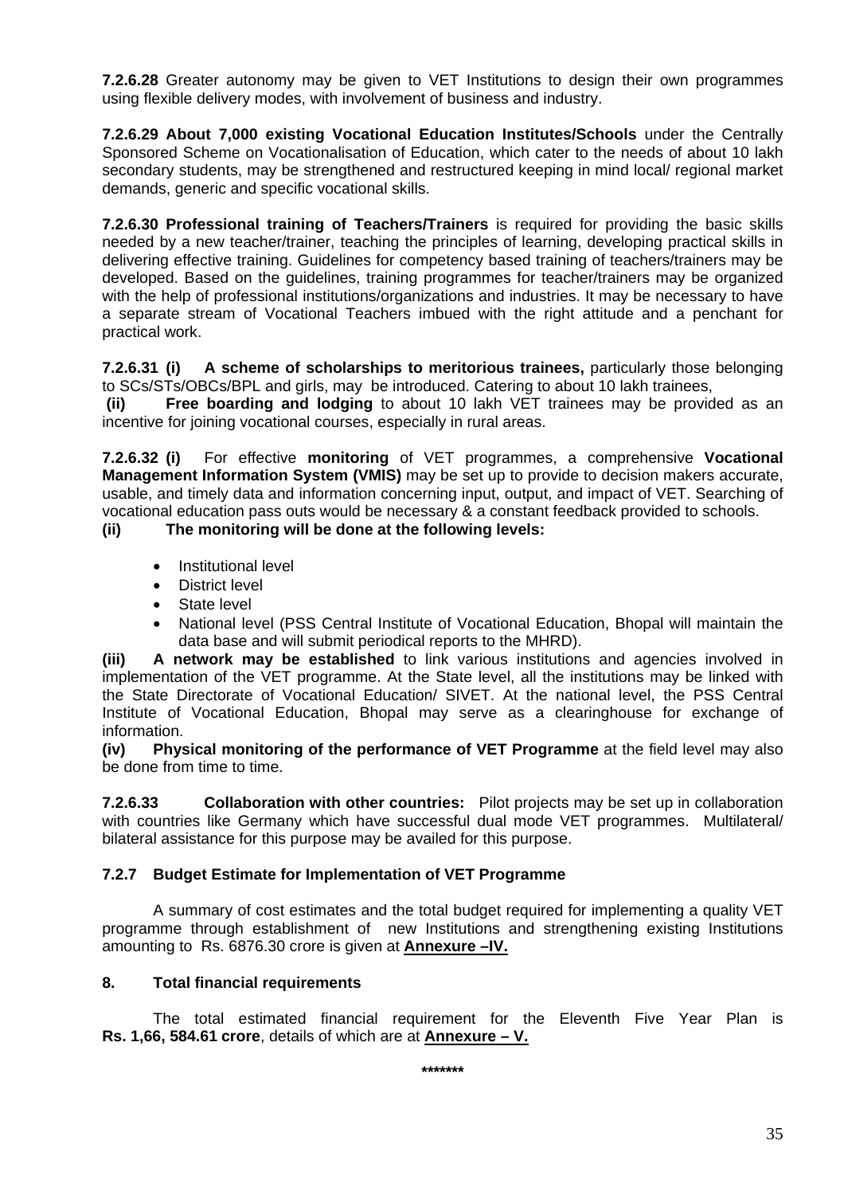**7.2.6.28** Greater autonomy may be given to VET Institutions to design their own programmes using flexible delivery modes, with involvement of business and industry.

**7.2.6.29 About 7,000 existing Vocational Education Institutes/Schools** under the Centrally Sponsored Scheme on Vocationalisation of Education, which cater to the needs of about 10 lakh secondary students, may be strengthened and restructured keeping in mind local/ regional market demands, generic and specific vocational skills.

**7.2.6.30 Professional training of Teachers/Trainers** is required for providing the basic skills needed by a new teacher/trainer, teaching the principles of learning, developing practical skills in delivering effective training. Guidelines for competency based training of teachers/trainers may be developed. Based on the guidelines, training programmes for teacher/trainers may be organized with the help of professional institutions/organizations and industries. It may be necessary to have a separate stream of Vocational Teachers imbued with the right attitude and a penchant for practical work.

**7.2.6.31 (i) A scheme of scholarships to meritorious trainees,** particularly those belonging to SCs/STs/OBCs/BPL and girls, may be introduced. Catering to about 10 lakh trainees,

**(ii) Free boarding and lodging** to about 10 lakh VET trainees may be provided as an incentive for joining vocational courses, especially in rural areas.

**7.2.6.32 (i)** For effective **monitoring** of VET programmes, a comprehensive **Vocational Management Information System (VMIS)** may be set up to provide to decision makers accurate, usable, and timely data and information concerning input, output, and impact of VET. Searching of vocational education pass outs would be necessary & a constant feedback provided to schools.

**(ii) The monitoring will be done at the following levels:**

- Institutional level
- District level
- State level
- National level (PSS Central Institute of Vocational Education, Bhopal will maintain the data base and will submit periodical reports to the MHRD).

**(iii) A network may be established** to link various institutions and agencies involved in implementation of the VET programme. At the State level, all the institutions may be linked with the State Directorate of Vocational Education/ SIVET. At the national level, the PSS Central Institute of Vocational Education, Bhopal may serve as a clearinghouse for exchange of information.

**(iv) Physical monitoring of the performance of VET Programme** at the field level may also be done from time to time.

**7.2.6.33 Collaboration with other countries:** Pilot projects may be set up in collaboration with countries like Germany which have successful dual mode VET programmes. Multilateral/ bilateral assistance for this purpose may be availed for this purpose.

### 7.2.7 Budget Estimate for Implementation of VET Programme

A summary of cost estimates and the total budget required for implementing a quality VET programme through establishment of new Institutions and strengthening existing Institutions amounting to Rs. 6876.30 crore is given at **Annexure –IV.**

## 8. Total financial requirements

The total estimated financial requirement for the Eleventh Five Year Plan is **Rs. 1,66, 584.61 crore**, details of which are at **Annexure – V.**

*******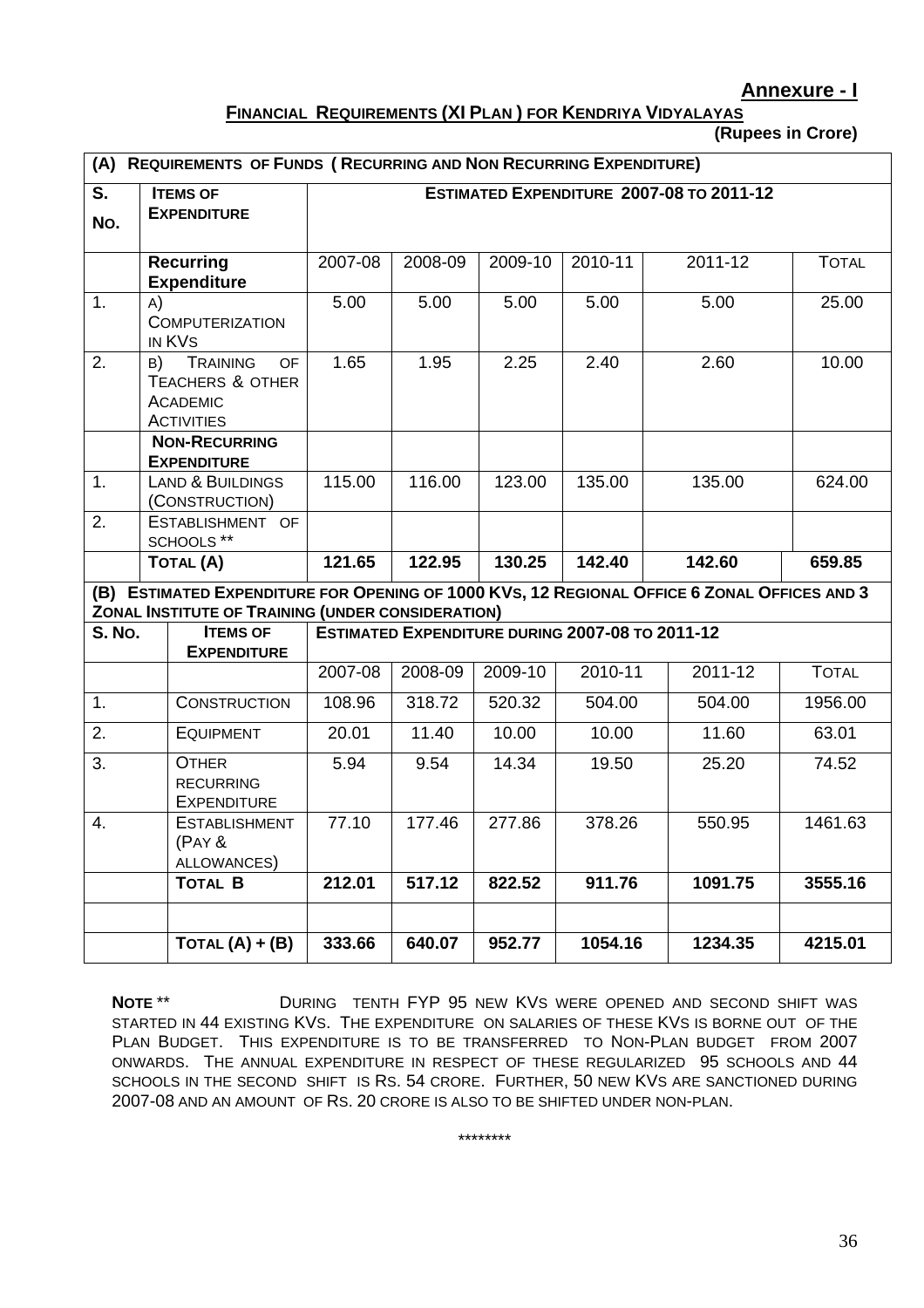**Annexure - I**

**FINANCIAL REQUIREMENTS (XI PLAN ) FOR KENDRIYA VIDYALAYAS**

**(Rupees in Crore)**

| **(A) REQUIREMENTS OF FUNDS ( RECURRING AND NON RECURRING EXPENDITURE)** | | | | | | | |
|---|---|---|---|---|---|---|---|
| **S. No.** | **ITEMS OF EXPENDITURE** | **ESTIMATED EXPENDITURE 2007-08 TO 2011-12** | | | | | |
| | **Recurring Expenditure** | 2007-08 | 2008-09 | 2009-10 | 2010-11 | 2011-12 | TOTAL |
| 1. | A) COMPUTERIZATION IN KVS | 5.00 | 5.00 | 5.00 | 5.00 | 5.00 | 25.00 |
| 2. | B) TRAINING OF TEACHERS & OTHER ACADEMIC ACTIVITIES | 1.65 | 1.95 | 2.25 | 2.40 | 2.60 | 10.00 |
| | **NON-RECURRING EXPENDITURE** | | | | | | |
| 1. | LAND & BUILDINGS (CONSTRUCTION) | 115.00 | 116.00 | 123.00 | 135.00 | 135.00 | 624.00 |
| 2. | ESTABLISHMENT OF SCHOOLS ** | | | | | | |
| | **TOTAL (A)** | **121.65** | **122.95** | **130.25** | **142.40** | **142.60** | **659.85** |
| **(B) ESTIMATED EXPENDITURE FOR OPENING OF 1000 KVS, 12 REGIONAL OFFICE 6 ZONAL OFFICES AND 3 ZONAL INSTITUTE OF TRAINING (UNDER CONSIDERATION)** | | | | | | | |
| **S. NO.** | **ITEMS OF EXPENDITURE** | **ESTIMATED EXPENDITURE DURING 2007-08 TO 2011-12** | | | | | |
| | | 2007-08 | 2008-09 | 2009-10 | 2010-11 | 2011-12 | TOTAL |
| 1. | CONSTRUCTION | 108.96 | 318.72 | 520.32 | 504.00 | 504.00 | 1956.00 |
| 2. | EQUIPMENT | 20.01 | 11.40 | 10.00 | 10.00 | 11.60 | 63.01 |
| 3. | OTHER RECURRING EXPENDITURE | 5.94 | 9.54 | 14.34 | 19.50 | 25.20 | 74.52 |
| 4. | ESTABLISHMENT (PAY & ALLOWANCES) | 77.10 | 177.46 | 277.86 | 378.26 | 550.95 | 1461.63 |
| | **TOTAL B** | **212.01** | **517.12** | **822.52** | **911.76** | **1091.75** | **3555.16** |
| | | | | | | | |
| | **TOTAL (A) + (B)** | **333.66** | **640.07** | **952.77** | **1054.16** | **1234.35** | **4215.01** |

**NOTE** ** DURING TENTH FYP 95 NEW KVS WERE OPENED AND SECOND SHIFT WAS STARTED IN 44 EXISTING KVS. THE EXPENDITURE ON SALARIES OF THESE KVS IS BORNE OUT OF THE PLAN BUDGET. THIS EXPENDITURE IS TO BE TRANSFERRED TO NON-PLAN BUDGET FROM 2007 ONWARDS. THE ANNUAL EXPENDITURE IN RESPECT OF THESE REGULARIZED 95 SCHOOLS AND 44 SCHOOLS IN THE SECOND SHIFT IS RS. 54 CRORE. FURTHER, 50 NEW KVS ARE SANCTIONED DURING 2007-08 AND AN AMOUNT OF RS. 20 CRORE IS ALSO TO BE SHIFTED UNDER NON-PLAN.

********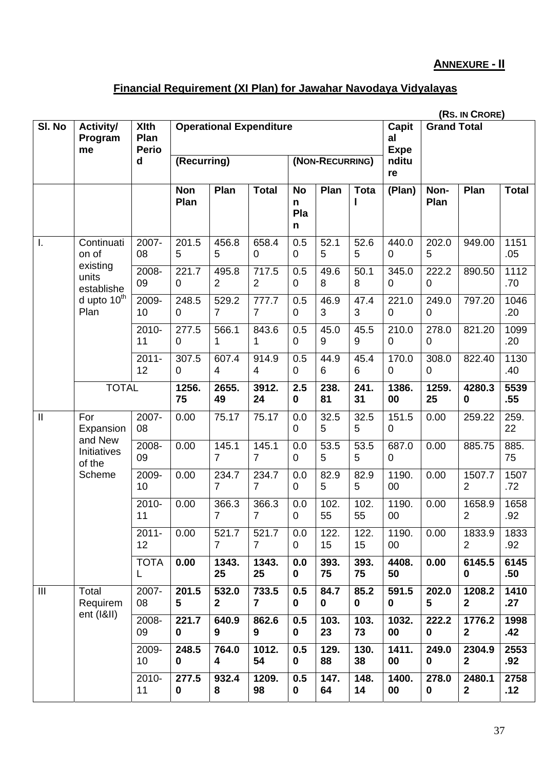**ANNEXURE - II**

## Financial Requirement (XI Plan) for Jawahar Navodaya Vidyalayas

**(RS. IN CRORE)**

| Sl. No | Activity/ Programme | XIth Plan Period | Operational Expenditure | | | | | | Capital Expenditure | Grand Total | | |
|---|---|---|---|---|---|---|---|---|---|---|---|---|
| | | | (Recurring) | | | (NON-RECURRING) | | | | | | |
| | | | Non Plan | Plan | Total | Non Plan | Plan | Total | (Plan) | Non-Plan | Plan | Total |
| I. | Continuation of existing units established upto 10th Plan | 2007-08 | 201.55 | 456.85 | 658.40 | 0.50 | 52.15 | 52.65 | 440.00 | 202.05 | 949.00 | 1151.05 |
| | | 2008-09 | 221.70 | 495.82 | 717.52 | 0.50 | 49.68 | 50.18 | 345.00 | 222.20 | 890.50 | 1112.70 |
| | | 2009-10 | 248.50 | 529.27 | 777.77 | 0.50 | 46.93 | 47.43 | 221.00 | 249.00 | 797.20 | 1046.20 |
| | | 2010-11 | 277.50 | 566.11 | 843.61 | 0.50 | 45.09 | 45.59 | 210.00 | 278.00 | 821.20 | 1099.20 |
| | | 2011-12 | 307.50 | 607.44 | 914.94 | 0.50 | 44.96 | 45.46 | 170.00 | 308.00 | 822.40 | 1130.40 |
| | TOTAL | | **1256.75** | **2655.49** | **3912.24** | **2.50** | **238.81** | **241.31** | **1386.00** | **1259.25** | **4280.30** | **5539.55** |
| II | For Expansion and New Initiatives of the Scheme | 2007-08 | 0.00 | 75.17 | 75.17 | 0.00 | 32.55 | 32.55 | 151.50 | 0.00 | 259.22 | 259.22 |
| | | 2008-09 | 0.00 | 145.17 | 145.17 | 0.00 | 53.55 | 53.55 | 687.00 | 0.00 | 885.75 | 885.75 |
| | | 2009-10 | 0.00 | 234.77 | 234.77 | 0.00 | 82.95 | 82.95 | 1190.00 | 0.00 | 1507.72 | 1507.72 |
| | | 2010-11 | 0.00 | 366.37 | 366.37 | 0.00 | 102.55 | 102.55 | 1190.00 | 0.00 | 1658.92 | 1658.92 |
| | | 2011-12 | 0.00 | 521.77 | 521.77 | 0.00 | 122.15 | 122.15 | 1190.00 | 0.00 | 1833.92 | 1833.92 |
| | | TOTAL | **0.00** | **1343.25** | **1343.25** | **0.00** | **393.75** | **393.75** | **4408.50** | **0.00** | **6145.50** | **6145.50** |
| III | Total Requirement (I&II) | 2007-08 | **201.55** | **532.02** | **733.57** | **0.50** | **84.70** | **85.20** | **591.50** | **202.05** | **1208.22** | **1410.27** |
| | | 2008-09 | **221.70** | **640.99** | **862.69** | **0.50** | **103.23** | **103.73** | **1032.00** | **222.20** | **1776.22** | **1998.42** |
| | | 2009-10 | **248.50** | **764.04** | **1012.54** | **0.50** | **129.88** | **130.38** | **1411.00** | **249.00** | **2304.92** | **2553.92** |
| | | 2010-11 | **277.50** | **932.48** | **1209.98** | **0.50** | **147.64** | **148.14** | **1400.00** | **278.00** | **2480.12** | **2758.12** |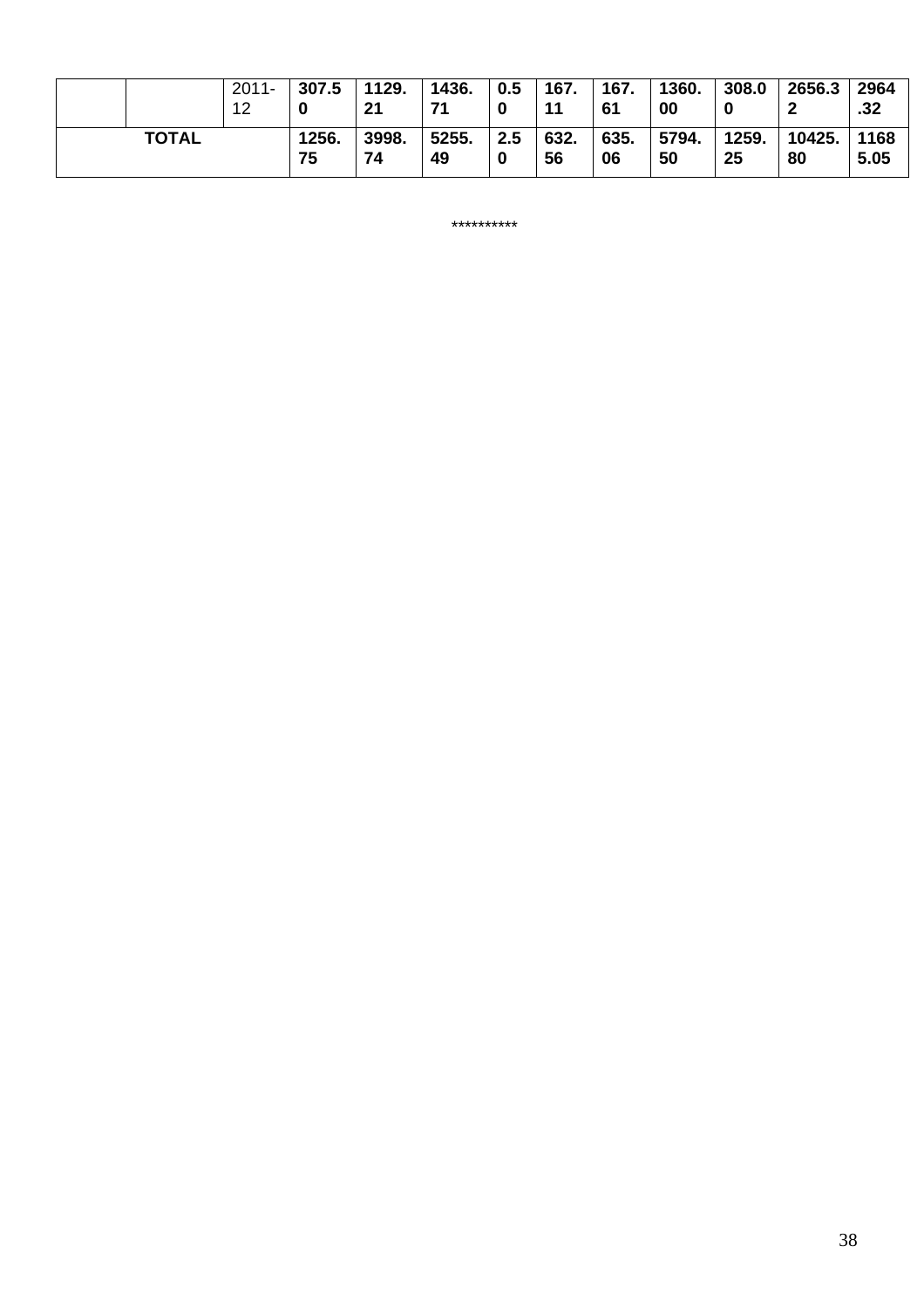|  |  | 2011-12 | **307.50** | **1129.21** | **1436.71** | **0.50** | **167.11** | **167.61** | **1360.00** | **308.00** | **2656.32** | **2964.32** |
|---|---|---|---|---|---|---|---|---|---|---|---|---|
| **TOTAL** |  |  | **1256.75** | **3998.74** | **5255.49** | **2.50** | **632.56** | **635.06** | **5794.50** | **1259.25** | **10425.80** | **11685.05** |

**********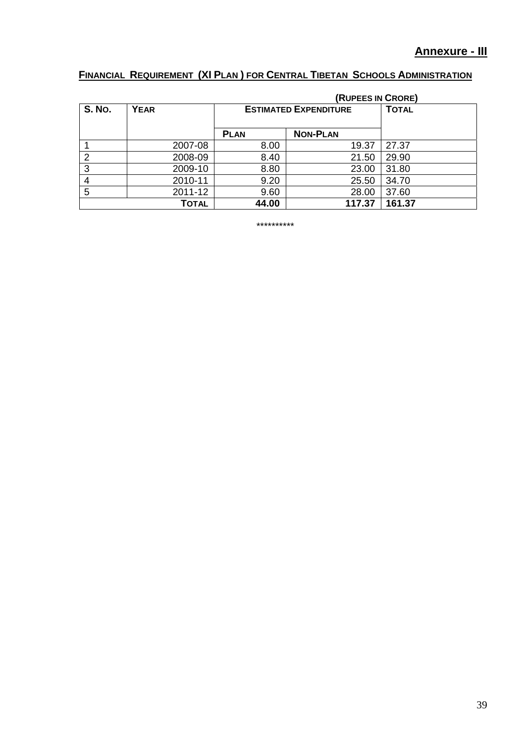**Annexure - III**

## FINANCIAL REQUIREMENT (XI PLAN) FOR CENTRAL TIBETAN SCHOOLS ADMINISTRATION

(RUPEES IN CRORE)

| S. NO. | YEAR | ESTIMATED EXPENDITURE | | TOTAL |
|---|---|---|---|---|
| | | PLAN | NON-PLAN | |
| 1 | 2007-08 | 8.00 | 19.37 | 27.37 |
| 2 | 2008-09 | 8.40 | 21.50 | 29.90 |
| 3 | 2009-10 | 8.80 | 23.00 | 31.80 |
| 4 | 2010-11 | 9.20 | 25.50 | 34.70 |
| 5 | 2011-12 | 9.60 | 28.00 | 37.60 |
| | **TOTAL** | **44.00** | **117.37** | **161.37** |

**********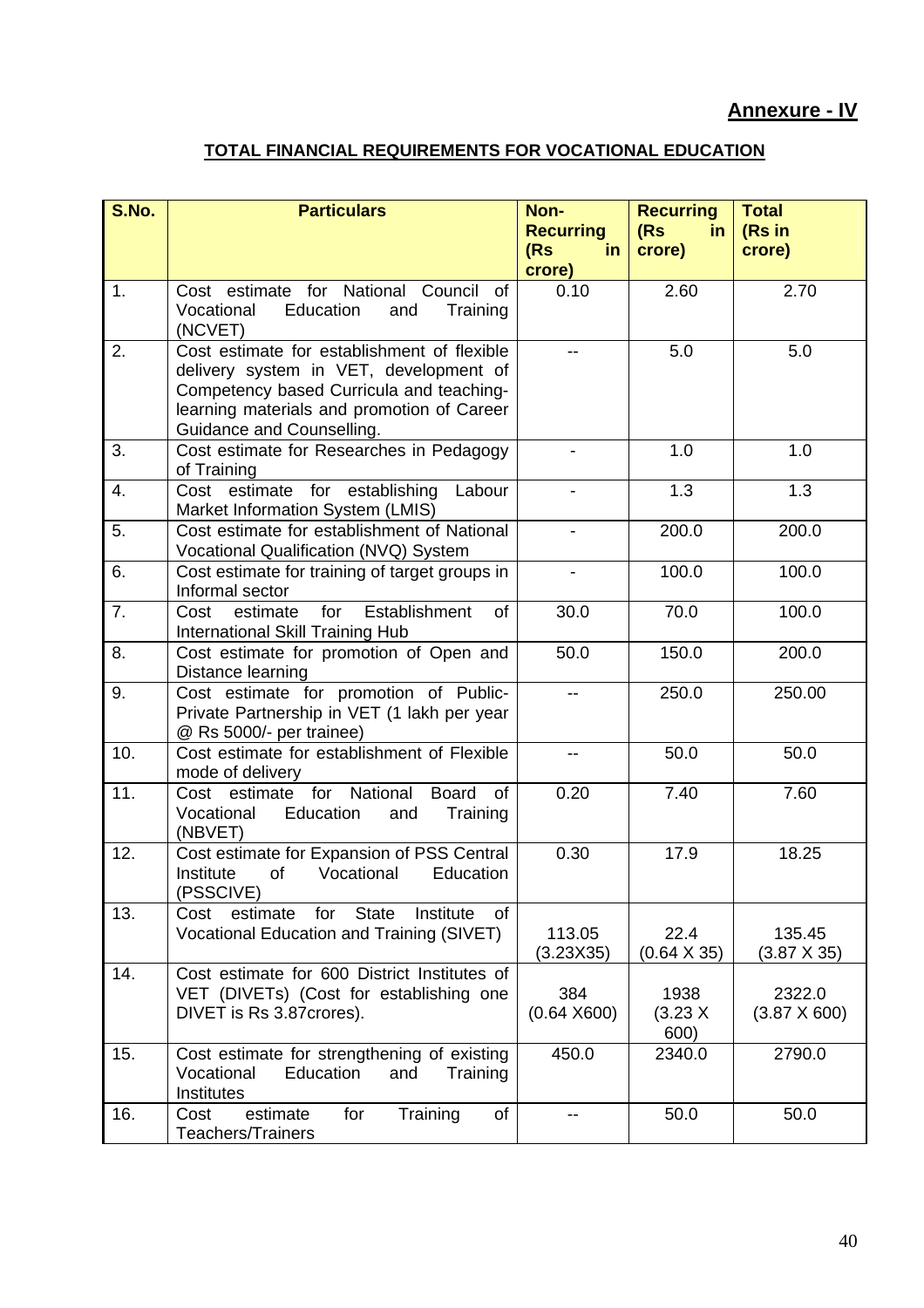**Annexure - IV**

**TOTAL FINANCIAL REQUIREMENTS FOR VOCATIONAL EDUCATION**

| S.No. | Particulars | Non-Recurring (Rs in crore) | Recurring (Rs in crore) | Total (Rs in crore) |
|---|---|---|---|---|
| 1. | Cost estimate for National Council of Vocational Education and Training (NCVET) | 0.10 | 2.60 | 2.70 |
| 2. | Cost estimate for establishment of flexible delivery system in VET, development of Competency based Curricula and teaching-learning materials and promotion of Career Guidance and Counselling. | -- | 5.0 | 5.0 |
| 3. | Cost estimate for Researches in Pedagogy of Training | - | 1.0 | 1.0 |
| 4. | Cost estimate for establishing Labour Market Information System (LMIS) | - | 1.3 | 1.3 |
| 5. | Cost estimate for establishment of National Vocational Qualification (NVQ) System | - | 200.0 | 200.0 |
| 6. | Cost estimate for training of target groups in Informal sector | - | 100.0 | 100.0 |
| 7. | Cost estimate for Establishment of International Skill Training Hub | 30.0 | 70.0 | 100.0 |
| 8. | Cost estimate for promotion of Open and Distance learning | 50.0 | 150.0 | 200.0 |
| 9. | Cost estimate for promotion of Public-Private Partnership in VET (1 lakh per year @ Rs 5000/- per trainee) | -- | 250.0 | 250.00 |
| 10. | Cost estimate for establishment of Flexible mode of delivery | -- | 50.0 | 50.0 |
| 11. | Cost estimate for National Board of Vocational Education and Training (NBVET) | 0.20 | 7.40 | 7.60 |
| 12. | Cost estimate for Expansion of PSS Central Institute of Vocational Education (PSSCIVE) | 0.30 | 17.9 | 18.25 |
| 13. | Cost estimate for State Institute of Vocational Education and Training (SIVET) | 113.05 (3.23X35) | 22.4 (0.64 X 35) | 135.45 (3.87 X 35) |
| 14. | Cost estimate for 600 District Institutes of VET (DIVETs) (Cost for establishing one DIVET is Rs 3.87crores). | 384 (0.64 X600) | 1938 (3.23 X 600) | 2322.0 (3.87 X 600) |
| 15. | Cost estimate for strengthening of existing Vocational Education and Training Institutes | 450.0 | 2340.0 | 2790.0 |
| 16. | Cost estimate for Training of Teachers/Trainers | -- | 50.0 | 50.0 |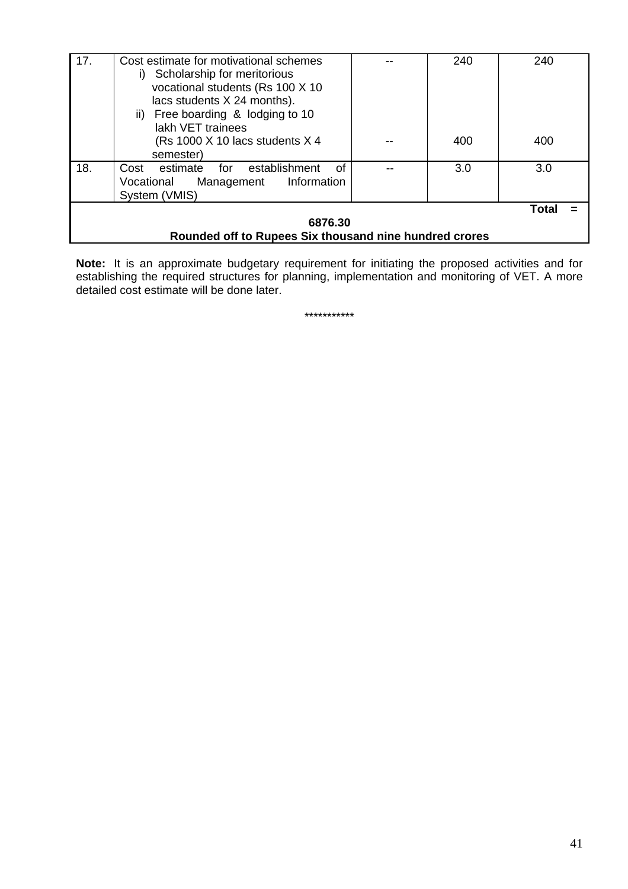| 17. | Cost estimate for motivational schemes<br>i) Scholarship for meritorious vocational students (Rs 100 X 10 lacs students X 24 months).<br>ii) Free boarding & lodging to 10 lakh VET trainees (Rs 1000 X 10 lacs students X 4 semester) | --<br><br><br><br>-- | 240<br><br><br><br>400 | 240<br><br><br><br>400 |
|---|---|---|---|---|
| 18. | Cost estimate for establishment of Vocational Management Information System (VMIS) | -- | 3.0 | 3.0 |
| **Total = 6876.30**<br>**Rounded off to Rupees Six thousand nine hundred crores** | | | | |

**Note:** It is an approximate budgetary requirement for initiating the proposed activities and for establishing the required structures for planning, implementation and monitoring of VET. A more detailed cost estimate will be done later.

***********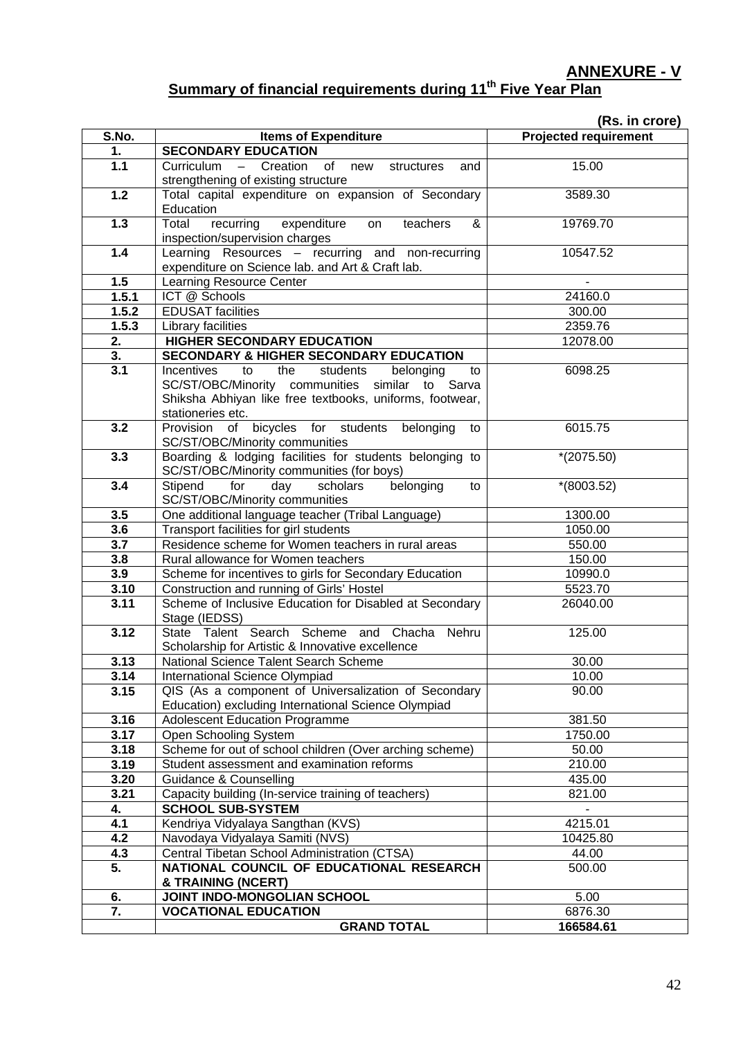**ANNEXURE - V**

## Summary of financial requirements during 11th Five Year Plan

**(Rs. in crore)**

| S.No. | Items of Expenditure | Projected requirement |
|---|---|---|
| **1.** | **SECONDARY EDUCATION** | |
| **1.1** | Curriculum – Creation of new structures and strengthening of existing structure | 15.00 |
| **1.2** | Total capital expenditure on expansion of Secondary Education | 3589.30 |
| **1.3** | Total recurring expenditure on teachers & inspection/supervision charges | 19769.70 |
| **1.4** | Learning Resources – recurring and non-recurring expenditure on Science lab. and Art & Craft lab. | 10547.52 |
| **1.5** | Learning Resource Center | - |
| **1.5.1** | ICT @ Schools | 24160.0 |
| **1.5.2** | EDUSAT facilities | 300.00 |
| **1.5.3** | Library facilities | 2359.76 |
| **2.** | **HIGHER SECONDARY EDUCATION** | 12078.00 |
| **3.** | **SECONDARY & HIGHER SECONDARY EDUCATION** | |
| **3.1** | Incentives to the students belonging to SC/ST/OBC/Minority communities similar to Sarva Shiksha Abhiyan like free textbooks, uniforms, footwear, stationeries etc. | 6098.25 |
| **3.2** | Provision of bicycles for students belonging to SC/ST/OBC/Minority communities | 6015.75 |
| **3.3** | Boarding & lodging facilities for students belonging to SC/ST/OBC/Minority communities (for boys) | *(2075.50) |
| **3.4** | Stipend for day scholars belonging to SC/ST/OBC/Minority communities | *(8003.52) |
| **3.5** | One additional language teacher (Tribal Language) | 1300.00 |
| **3.6** | Transport facilities for girl students | 1050.00 |
| **3.7** | Residence scheme for Women teachers in rural areas | 550.00 |
| **3.8** | Rural allowance for Women teachers | 150.00 |
| **3.9** | Scheme for incentives to girls for Secondary Education | 10990.0 |
| **3.10** | Construction and running of Girls' Hostel | 5523.70 |
| **3.11** | Scheme of Inclusive Education for Disabled at Secondary Stage (IEDSS) | 26040.00 |
| **3.12** | State Talent Search Scheme and Chacha Nehru Scholarship for Artistic & Innovative excellence | 125.00 |
| **3.13** | National Science Talent Search Scheme | 30.00 |
| **3.14** | International Science Olympiad | 10.00 |
| **3.15** | QIS (As a component of Universalization of Secondary Education) excluding International Science Olympiad | 90.00 |
| **3.16** | Adolescent Education Programme | 381.50 |
| **3.17** | Open Schooling System | 1750.00 |
| **3.18** | Scheme for out of school children (Over arching scheme) | 50.00 |
| **3.19** | Student assessment and examination reforms | 210.00 |
| **3.20** | Guidance & Counselling | 435.00 |
| **3.21** | Capacity building (In-service training of teachers) | 821.00 |
| **4.** | **SCHOOL SUB-SYSTEM** | - |
| **4.1** | Kendriya Vidyalaya Sangthan (KVS) | 4215.01 |
| **4.2** | Navodaya Vidyalaya Samiti (NVS) | 10425.80 |
| **4.3** | Central Tibetan School Administration (CTSA) | 44.00 |
| **5.** | **NATIONAL COUNCIL OF EDUCATIONAL RESEARCH & TRAINING (NCERT)** | 500.00 |
| **6.** | **JOINT INDO-MONGOLIAN SCHOOL** | 5.00 |
| **7.** | **VOCATIONAL EDUCATION** | 6876.30 |
| | **GRAND TOTAL** | **166584.61** |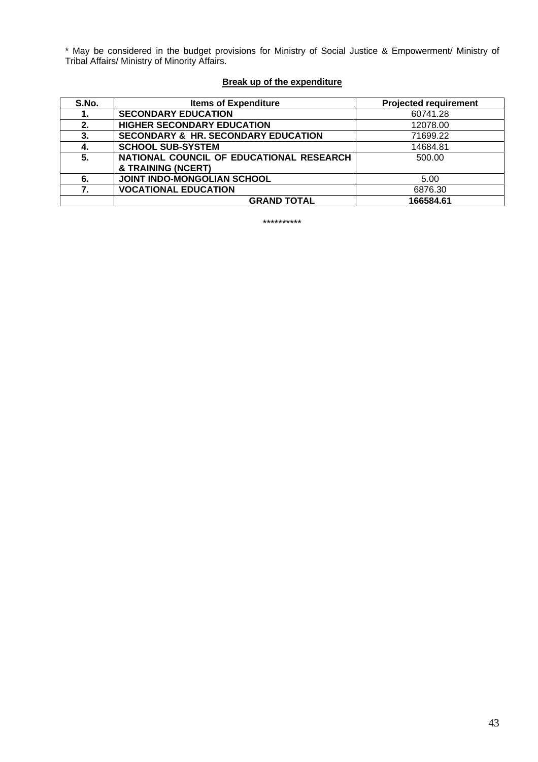* May be considered in the budget provisions for Ministry of Social Justice & Empowerment/ Ministry of Tribal Affairs/ Ministry of Minority Affairs.

**Break up of the expenditure**

| S.No. | Items of Expenditure | Projected requirement |
|---|---|---|
| **1.** | **SECONDARY EDUCATION** | 60741.28 |
| **2.** | **HIGHER SECONDARY EDUCATION** | 12078.00 |
| **3.** | **SECONDARY & HR. SECONDARY EDUCATION** | 71699.22 |
| **4.** | **SCHOOL SUB-SYSTEM** | 14684.81 |
| **5.** | **NATIONAL COUNCIL OF EDUCATIONAL RESEARCH & TRAINING (NCERT)** | 500.00 |
| **6.** | **JOINT INDO-MONGOLIAN SCHOOL** | 5.00 |
| **7.** | **VOCATIONAL EDUCATION** | 6876.30 |
| | **GRAND TOTAL** | **166584.61** |

**********